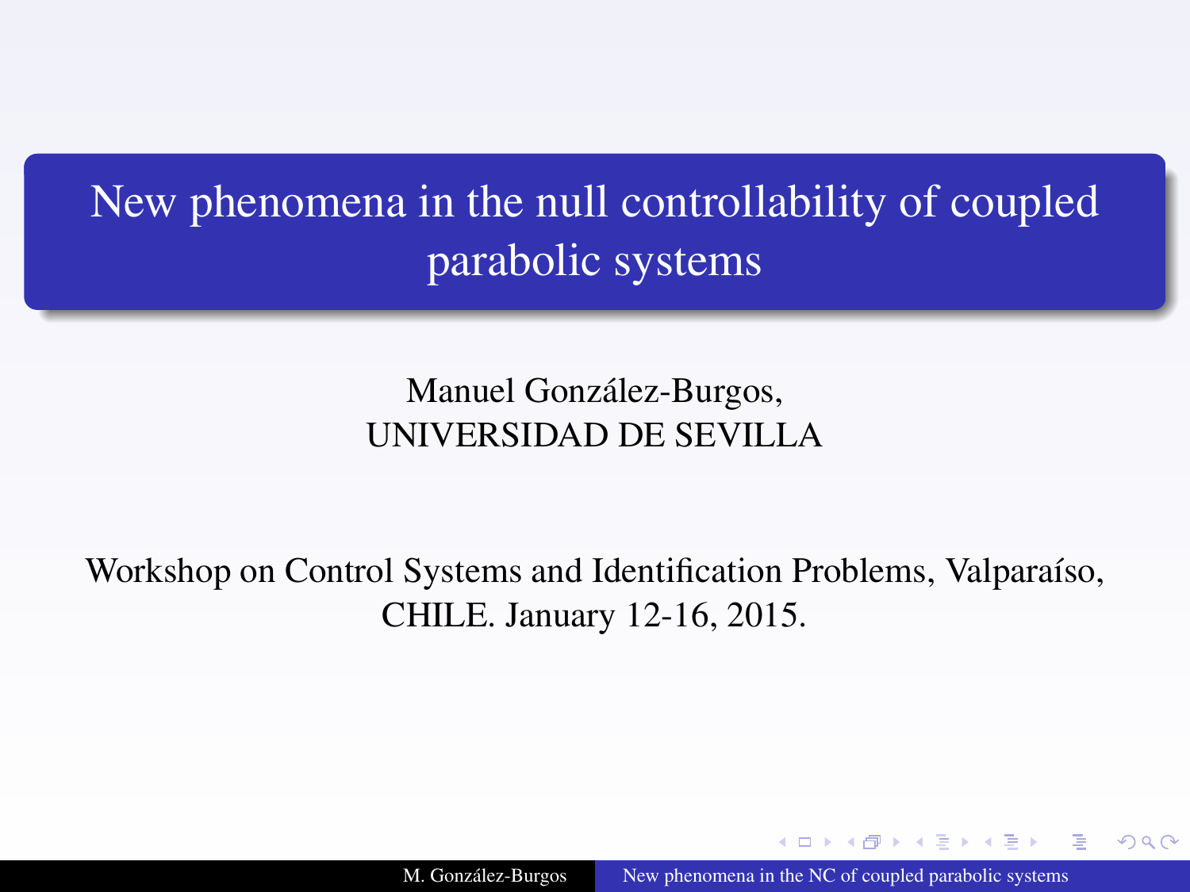# New phenomena in the null controllability of coupled parabolic systems

Manuel González-Burgos,
UNIVERSIDAD DE SEVILLA

Workshop on Control Systems and Identification Problems, Valparaíso, CHILE. January 12-16, 2015.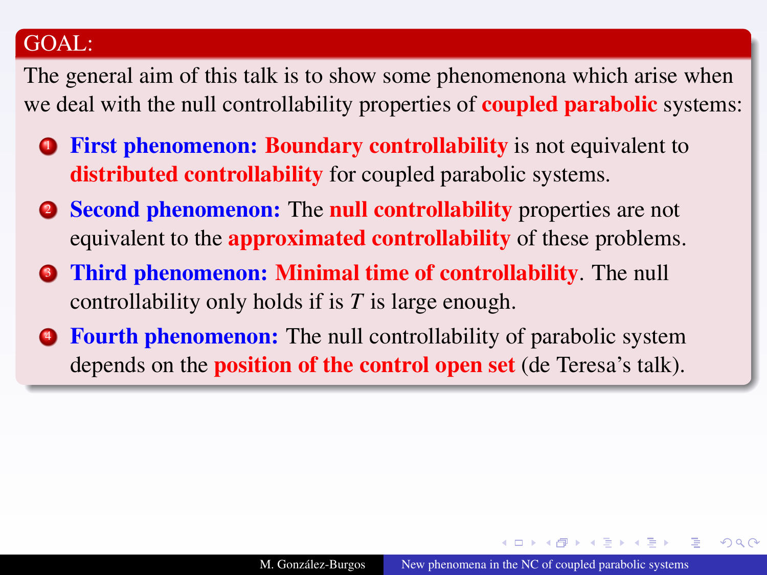## GOAL:

The general aim of this talk is to show some phenomenona which arise when we deal with the null controllability properties of **coupled parabolic** systems:

1. **First phenomenon: Boundary controllability** is not equivalent to **distributed controllability** for coupled parabolic systems.
2. **Second phenomenon:** The **null controllability** properties are not equivalent to the **approximated controllability** of these problems.
3. **Third phenomenon: Minimal time of controllability**. The null controllability only holds if is $T$ is large enough.
4. **Fourth phenomenon:** The null controllability of parabolic system depends on the **position of the control open set** (de Teresa's talk).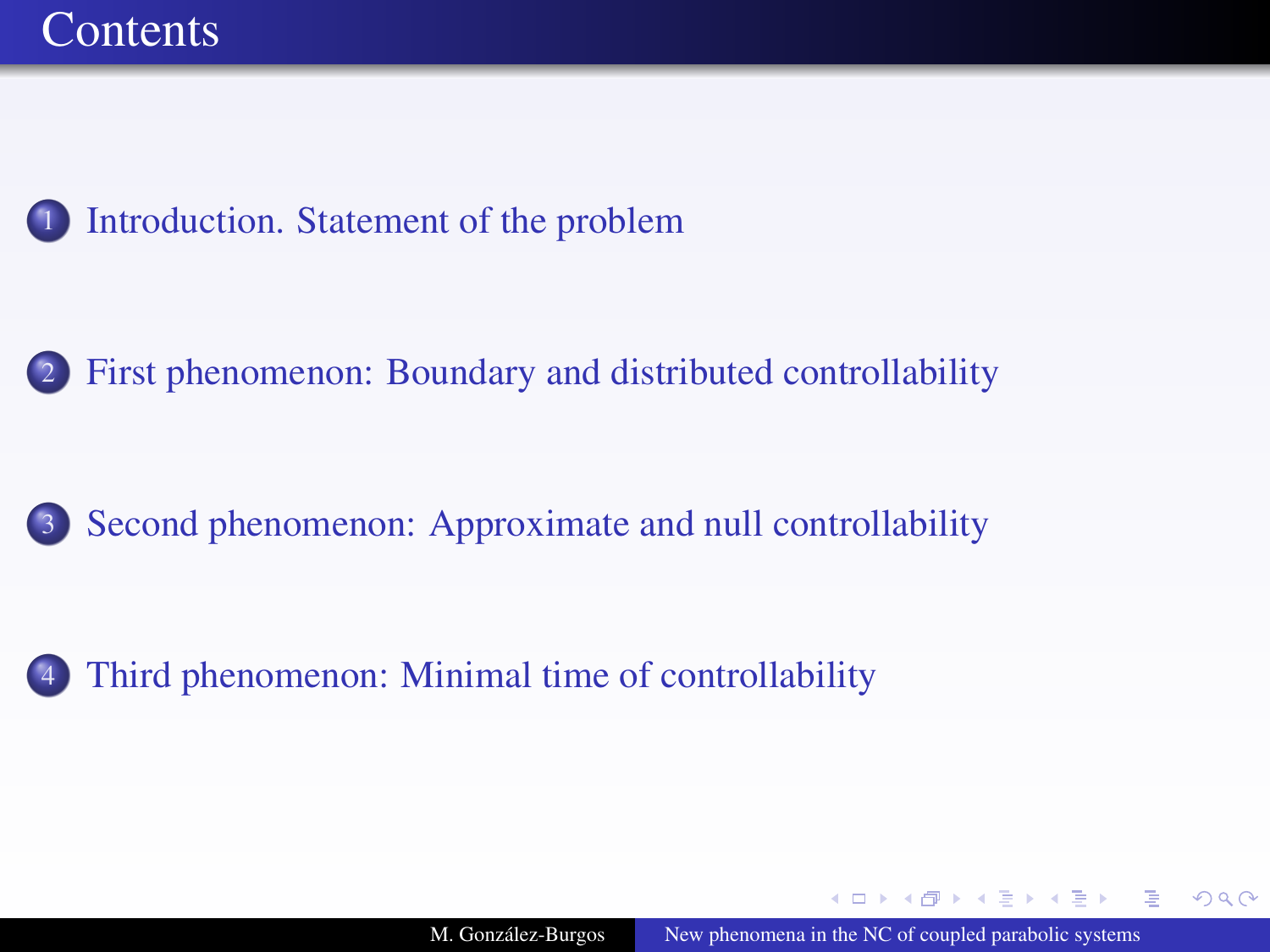# Contents

1. Introduction. Statement of the problem
2. First phenomenon: Boundary and distributed controllability
3. Second phenomenon: Approximate and null controllability
4. Third phenomenon: Minimal time of controllability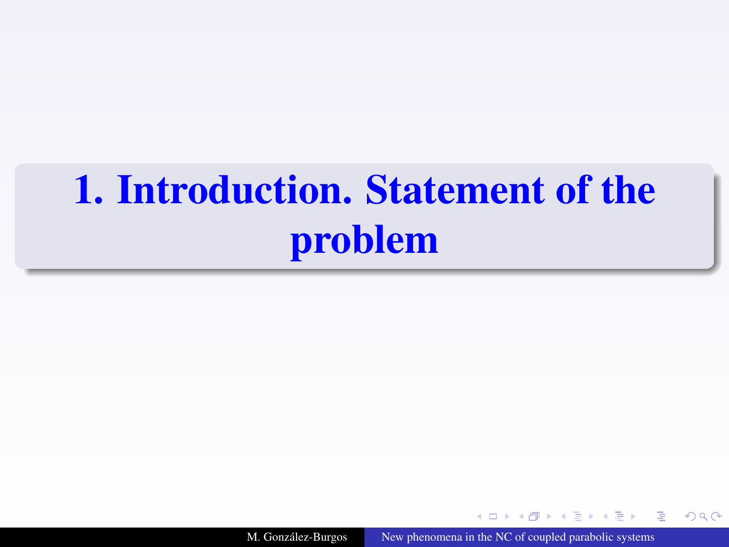# 1. Introduction. Statement of the problem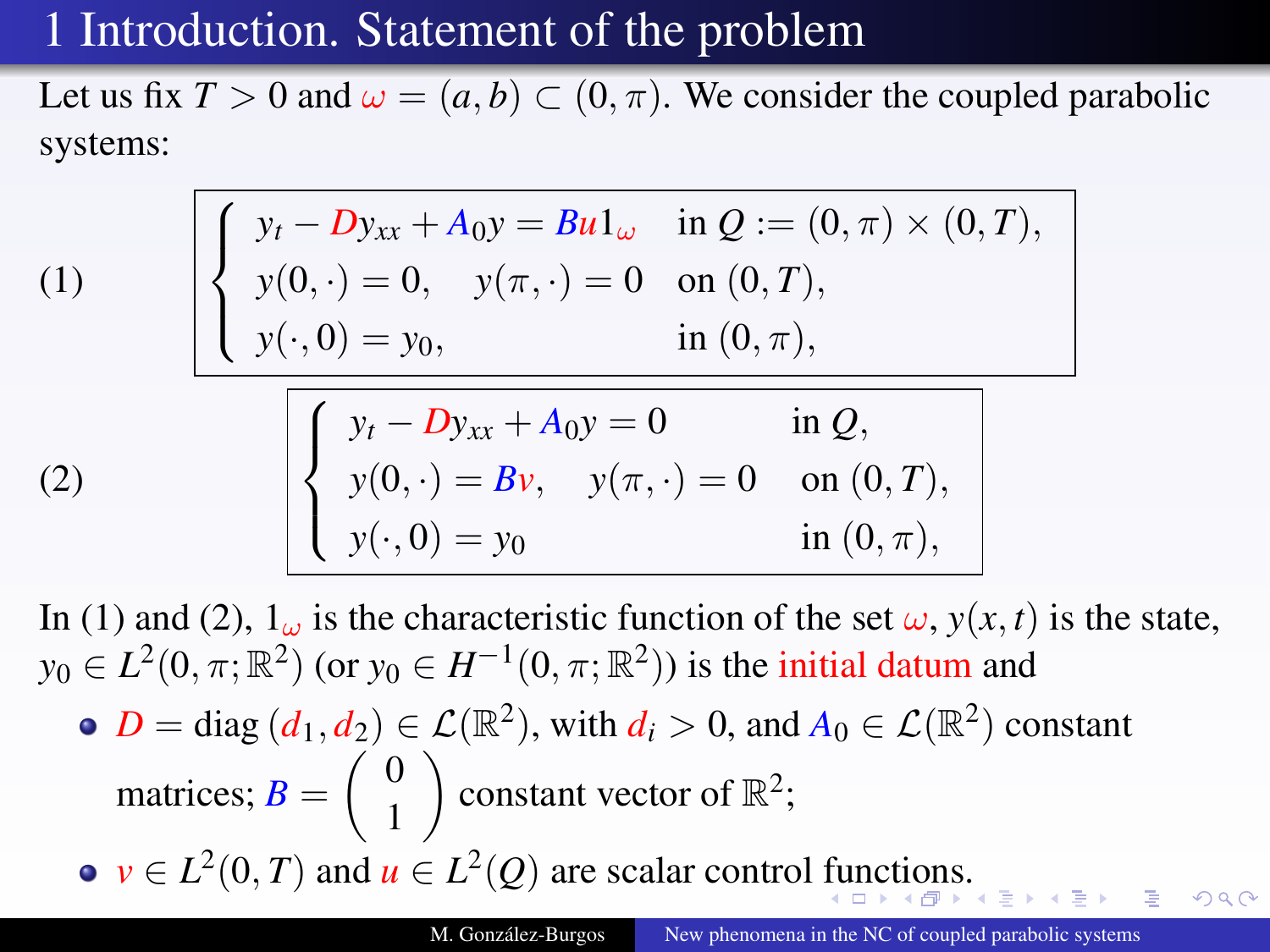# 1 Introduction. Statement of the problem

Let us fix $T > 0$ and $\omega = (a, b) \subset (0, \pi)$. We consider the coupled parabolic systems:

$$
(1) \qquad \begin{cases} y_t - Dy_{xx} + A_0 y = Bu1_\omega & \text{in } Q := (0,\pi) \times (0,T), \\ y(0,\cdot) = 0, \quad y(\pi,\cdot) = 0 & \text{on } (0,T), \\ y(\cdot,0) = y_0, & \text{in } (0,\pi), \end{cases}
$$

$$
(2) \qquad \begin{cases} y_t - Dy_{xx} + A_0 y = 0 & \text{in } Q, \\ y(0,\cdot) = Bv, \quad y(\pi,\cdot) = 0 & \text{on } (0,T), \\ y(\cdot,0) = y_0 & \text{in } (0,\pi), \end{cases}
$$

In (1) and (2), $1_\omega$ is the characteristic function of the set $\omega$, $y(x,t)$ is the state, $y_0 \in L^2(0,\pi;\mathbb{R}^2)$ (or $y_0 \in H^{-1}(0,\pi;\mathbb{R}^2)$) is the initial datum and

- $D = \text{diag}\,(d_1, d_2) \in \mathcal{L}(\mathbb{R}^2)$, with $d_i > 0$, and $A_0 \in \mathcal{L}(\mathbb{R}^2)$ constant matrices; $B = \begin{pmatrix} 0 \\ 1 \end{pmatrix}$ constant vector of $\mathbb{R}^2$;
- $v \in L^2(0,T)$ and $u \in L^2(Q)$ are scalar control functions.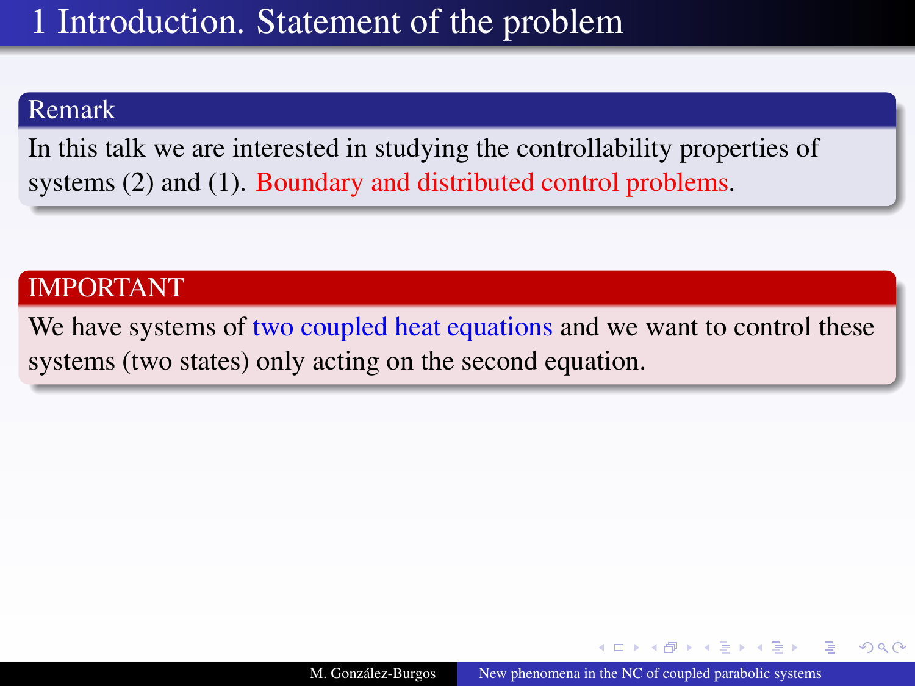# 1 Introduction. Statement of the problem

**Remark**

In this talk we are interested in studying the controllability properties of systems (2) and (1). Boundary and distributed control problems.

**IMPORTANT**

We have systems of two coupled heat equations and we want to control these systems (two states) only acting on the second equation.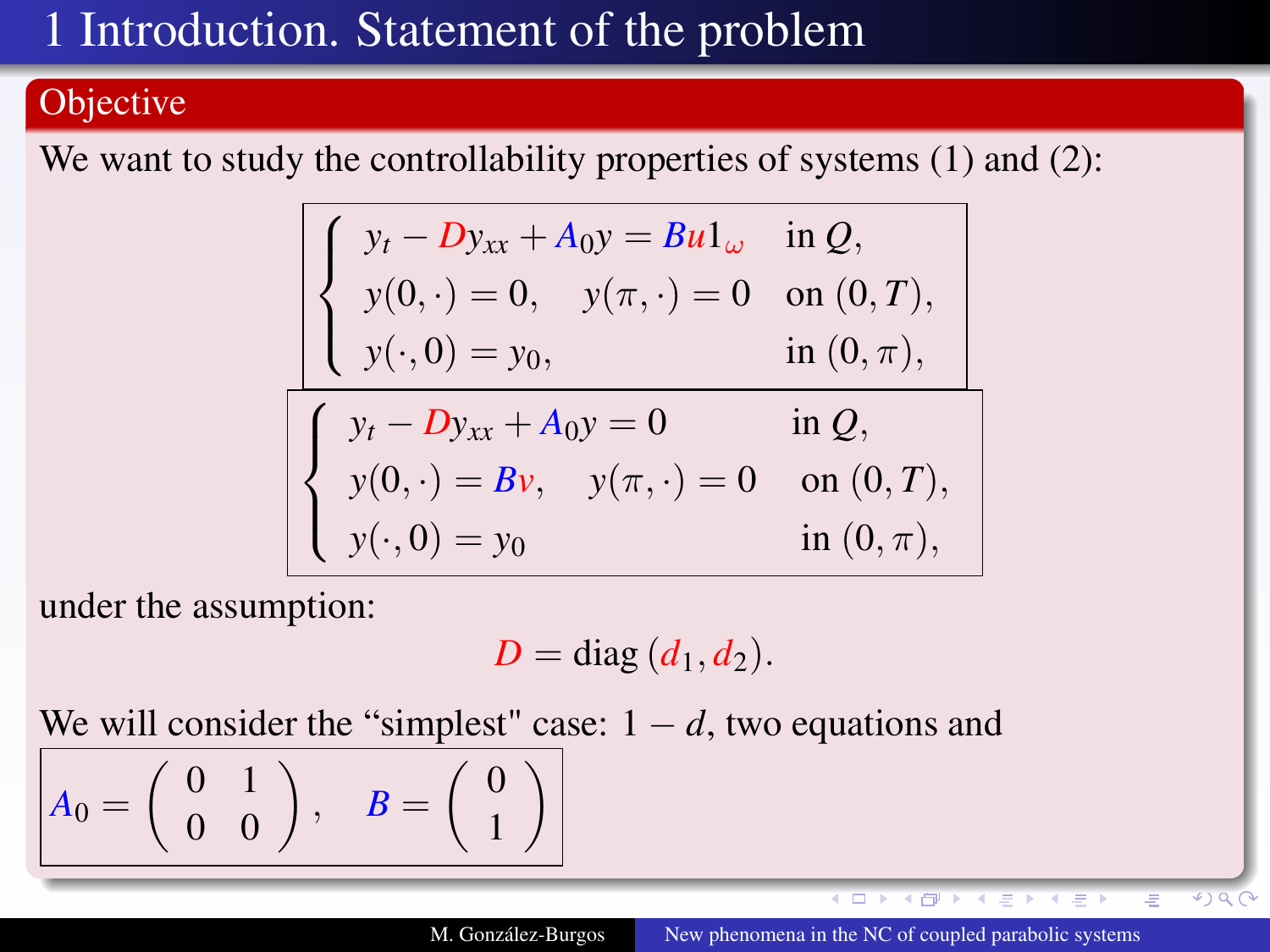# 1 Introduction. Statement of the problem

## Objective

We want to study the controllability properties of systems (1) and (2):

$$
\begin{cases}
y_t - Dy_{xx} + A_0 y = Bu1_\omega & \text{in } Q, \\
y(0,\cdot) = 0, \quad y(\pi,\cdot) = 0 & \text{on } (0,T), \\
y(\cdot,0) = y_0, & \text{in } (0,\pi),
\end{cases}
$$

$$
\begin{cases}
y_t - Dy_{xx} + A_0 y = 0 & \text{in } Q, \\
y(0,\cdot) = Bv, \quad y(\pi,\cdot) = 0 & \text{on } (0,T), \\
y(\cdot,0) = y_0 & \text{in } (0,\pi),
\end{cases}
$$

under the assumption:

$$
D = \operatorname{diag}(d_1, d_2).
$$

We will consider the "simplest" case: $1-d$, two equations and

$$
A_0 = \begin{pmatrix} 0 & 1 \\ 0 & 0 \end{pmatrix}, \quad B = \begin{pmatrix} 0 \\ 1 \end{pmatrix}
$$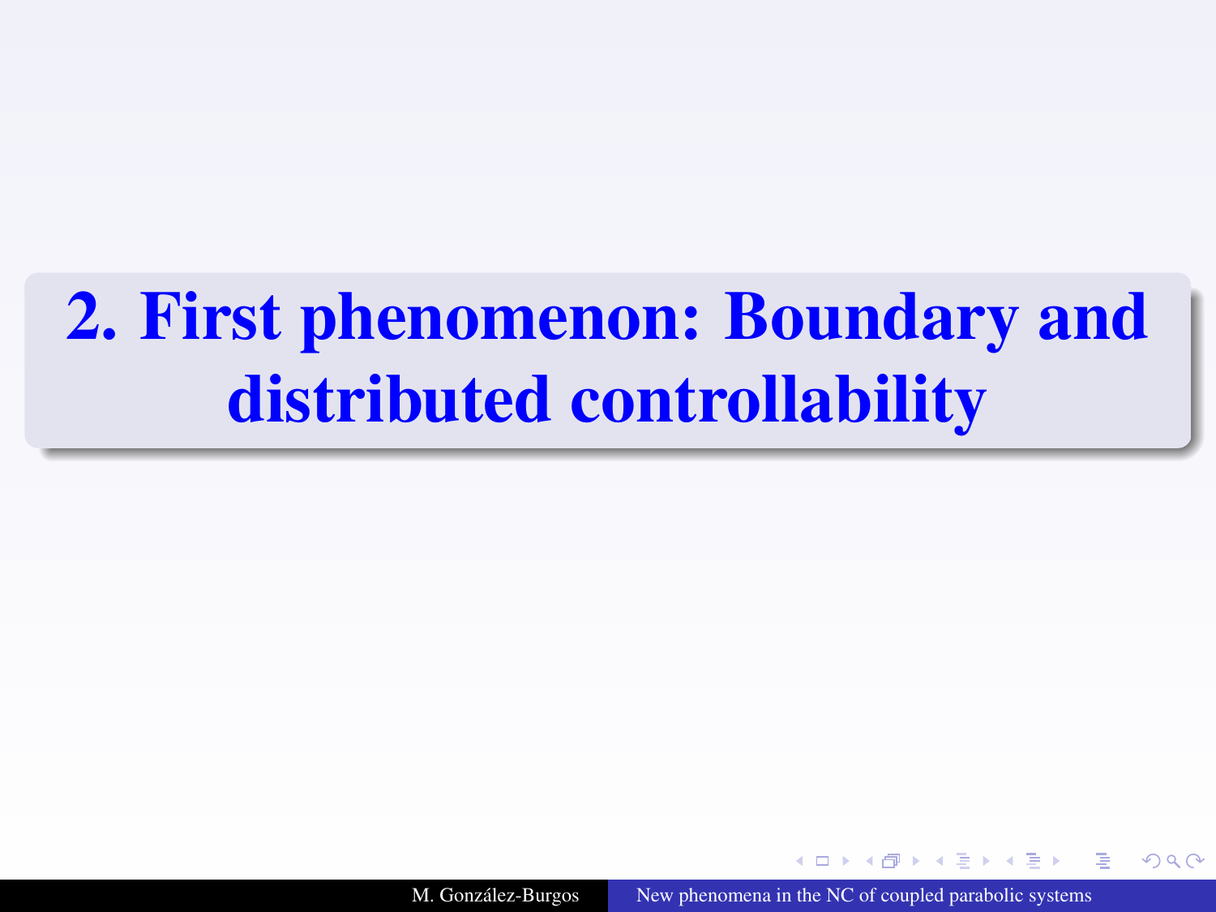# 2. First phenomenon: Boundary and distributed controllability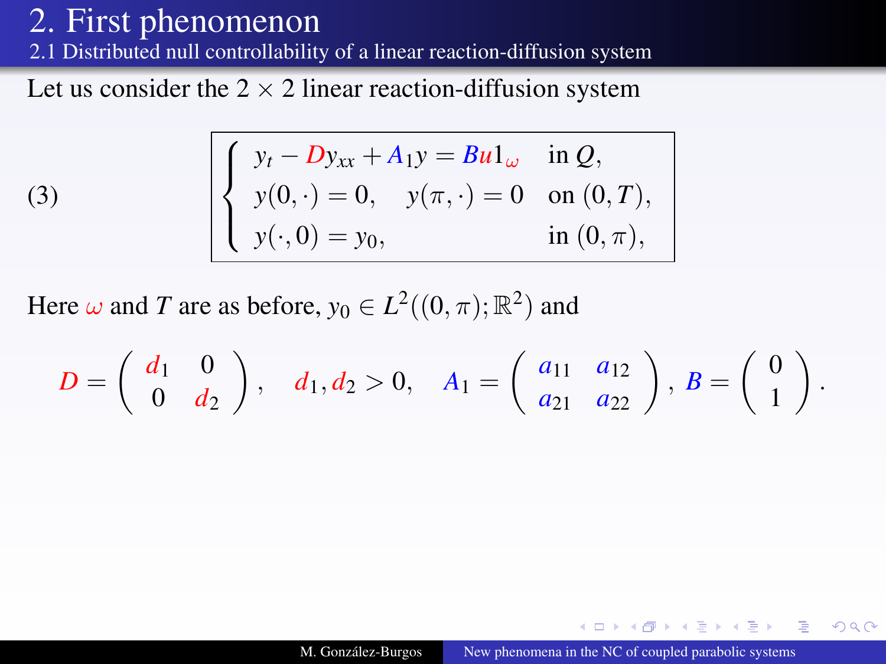# 2. First phenomenon

## 2.1 Distributed null controllability of a linear reaction-diffusion system

Let us consider the $2 \times 2$ linear reaction-diffusion system

$$
(3) \qquad \left\{
\begin{array}{lr}
y_t - D y_{xx} + A_1 y = B u 1_{\omega} & \text{in } Q, \\
y(0, \cdot) = 0, \quad y(\pi, \cdot) = 0 & \text{on } (0, T), \\
y(\cdot, 0) = y_0, & \text{in } (0, \pi),
\end{array}
\right.
$$

Here $\omega$ and $T$ are as before, $y_0 \in L^2((0,\pi); \mathbb{R}^2)$ and

$$
D = \begin{pmatrix} d_1 & 0 \\ 0 & d_2 \end{pmatrix}, \quad d_1, d_2 > 0, \quad A_1 = \begin{pmatrix} a_{11} & a_{12} \\ a_{21} & a_{22} \end{pmatrix}, \; B = \begin{pmatrix} 0 \\ 1 \end{pmatrix}.
$$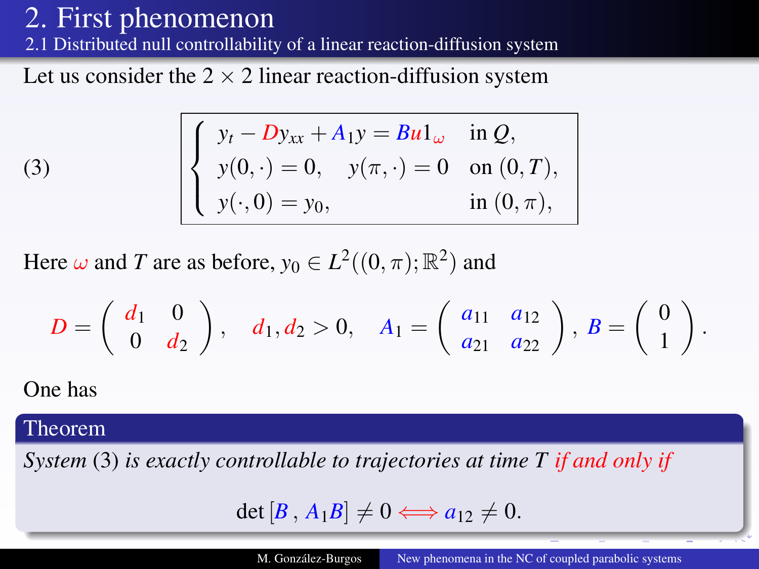# 2. First phenomenon

## 2.1 Distributed null controllability of a linear reaction-diffusion system

Let us consider the $2 \times 2$ linear reaction-diffusion system

$$
(3) \qquad \begin{cases} y_t - D y_{xx} + A_1 y = B u 1_\omega & \text{in } Q, \\ y(0,\cdot) = 0, \quad y(\pi,\cdot) = 0 & \text{on } (0,T), \\ y(\cdot,0) = y_0, & \text{in } (0,\pi), \end{cases}
$$

Here $\omega$ and $T$ are as before, $y_0 \in L^2((0,\pi);\mathbb{R}^2)$ and

$$
D = \begin{pmatrix} d_1 & 0 \\ 0 & d_2 \end{pmatrix}, \quad d_1, d_2 > 0, \quad A_1 = \begin{pmatrix} a_{11} & a_{12} \\ a_{21} & a_{22} \end{pmatrix}, \; B = \begin{pmatrix} 0 \\ 1 \end{pmatrix}.
$$

One has

**Theorem**

*System (3) is exactly controllable to trajectories at time $T$ if and only if*

$$
\det\,[B\,,\, A_1 B] \neq 0 \iff a_{12} \neq 0.
$$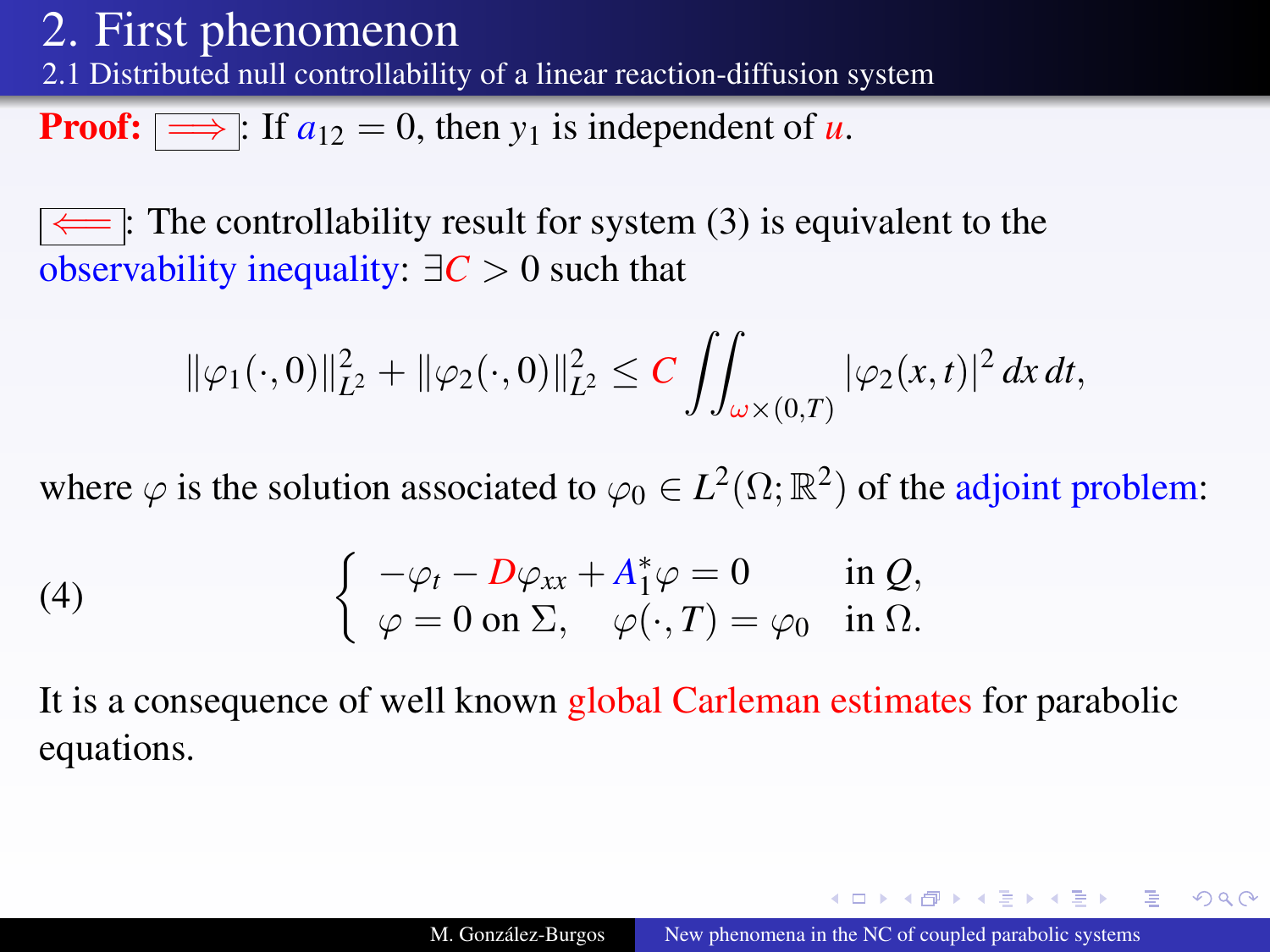## 2. First phenomenon

### 2.1 Distributed null controllability of a linear reaction-diffusion system

**Proof:** $\Longrightarrow$: If $a_{12} = 0$, then $y_1$ is independent of $u$.

$\Longleftarrow$: The controllability result for system (3) is equivalent to the observability inequality: $\exists C > 0$ such that

$$\|\varphi_1(\cdot,0)\|_{L^2}^2 + \|\varphi_2(\cdot,0)\|_{L^2}^2 \leq C \iint_{\omega\times(0,T)} |\varphi_2(x,t)|^2 \, dx \, dt,$$

where $\varphi$ is the solution associated to $\varphi_0 \in L^2(\Omega;\mathbb{R}^2)$ of the adjoint problem:

$$\text{(4)} \qquad \begin{cases} -\varphi_t - D\varphi_{xx} + A_1^*\varphi = 0 & \text{in } Q, \\ \varphi = 0 \text{ on } \Sigma, \quad \varphi(\cdot,T) = \varphi_0 & \text{in } \Omega. \end{cases}$$

It is a consequence of well known global Carleman estimates for parabolic equations.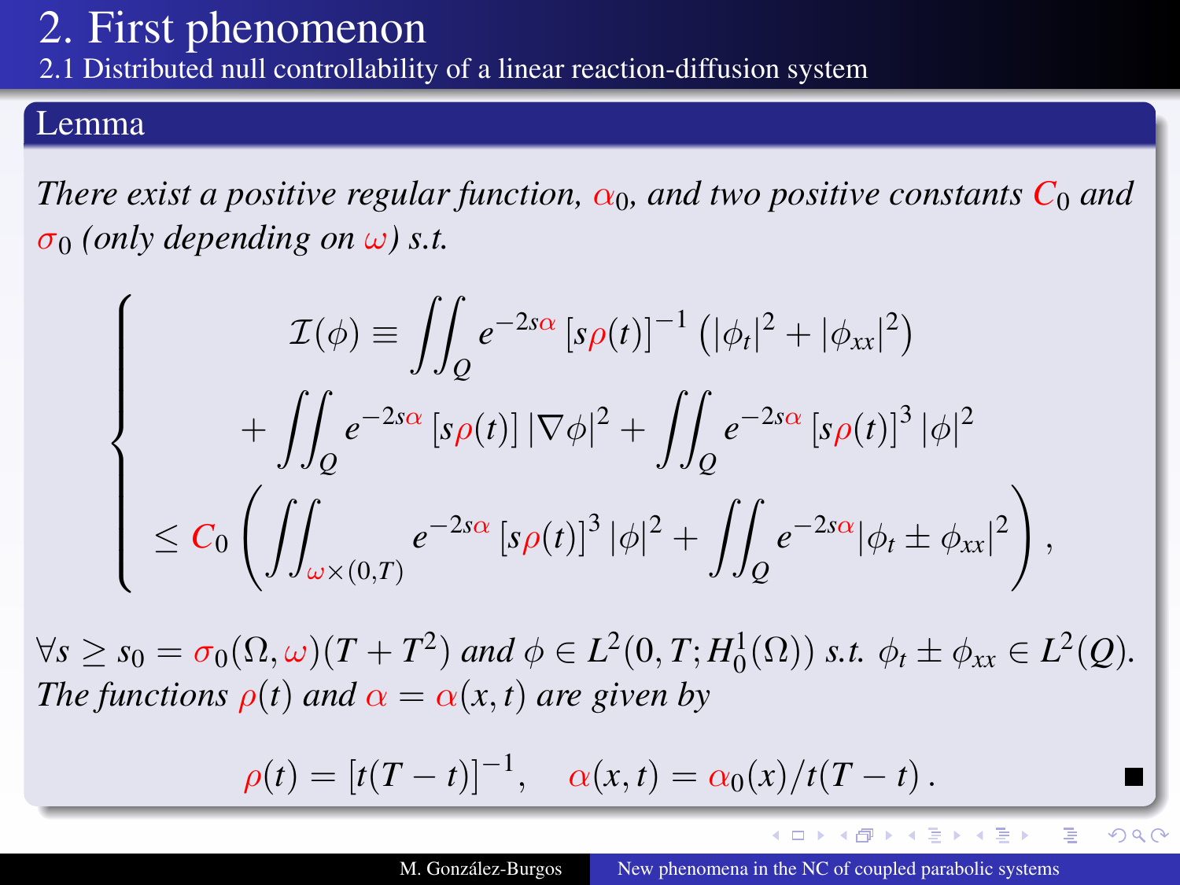# 2. First phenomenon

## 2.1 Distributed null controllability of a linear reaction-diffusion system

### Lemma

*There exist a positive regular function, $\alpha_0$, and two positive constants $C_0$ and $\sigma_0$ (only depending on $\omega$) s.t.*

$$
\left\{
\begin{aligned}
&\mathcal{I}(\phi) \equiv \iint_Q e^{-2s\alpha} \left[s\rho(t)\right]^{-1} \left(|\phi_t|^2 + |\phi_{xx}|^2\right) \\
&\quad + \iint_Q e^{-2s\alpha} \left[s\rho(t)\right] |\nabla\phi|^2 + \iint_Q e^{-2s\alpha} \left[s\rho(t)\right]^3 |\phi|^2 \\
&\leq C_0 \left( \iint_{\omega\times(0,T)} e^{-2s\alpha} \left[s\rho(t)\right]^3 |\phi|^2 + \iint_Q e^{-2s\alpha} |\phi_t \pm \phi_{xx}|^2 \right),
\end{aligned}
\right.
$$

*$\forall s \geq s_0 = \sigma_0(\Omega,\omega)(T+T^2)$ and $\phi \in L^2(0,T;H_0^1(\Omega))$ s.t. $\phi_t \pm \phi_{xx} \in L^2(Q)$. The functions $\rho(t)$ and $\alpha = \alpha(x,t)$ are given by*

$$
\rho(t) = \left[t(T-t)\right]^{-1}, \quad \alpha(x,t) = \alpha_0(x)/t(T-t)\,.
$$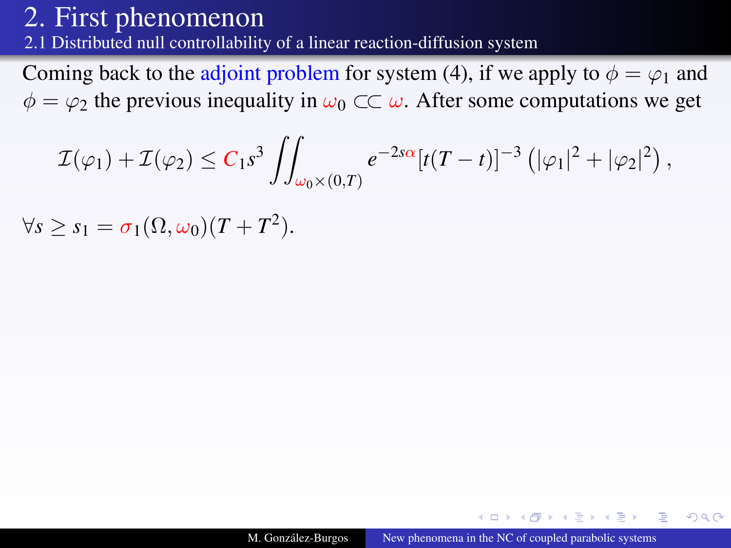# 2. First phenomenon

## 2.1 Distributed null controllability of a linear reaction-diffusion system

Coming back to the adjoint problem for system (4), if we apply to $\phi = \varphi_1$ and $\phi = \varphi_2$ the previous inequality in $\omega_0 \subset\subset \omega$. After some computations we get

$$\mathcal{I}(\varphi_1) + \mathcal{I}(\varphi_2) \leq C_1 s^3 \iint_{\omega_0 \times (0,T)} e^{-2s\alpha} [t(T-t)]^{-3} \left( |\varphi_1|^2 + |\varphi_2|^2 \right),$$

$\forall s \geq s_1 = \sigma_1(\Omega, \omega_0)(T + T^2)$.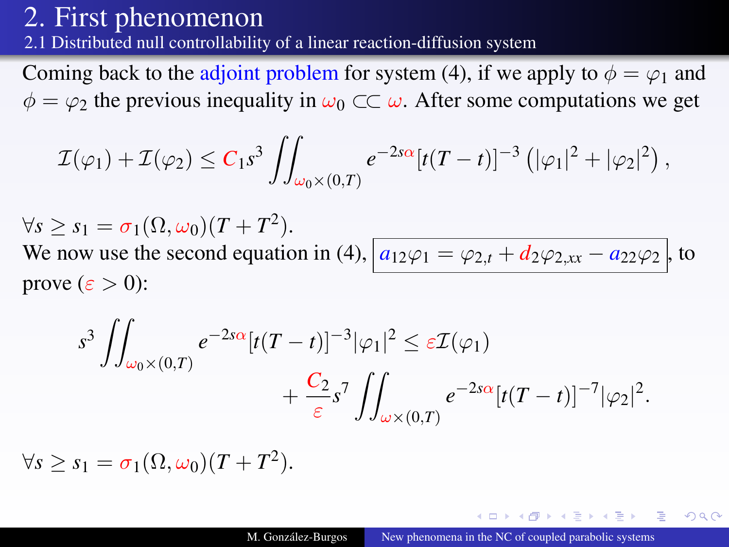# 2. First phenomenon

## 2.1 Distributed null controllability of a linear reaction-diffusion system

Coming back to the adjoint problem for system (4), if we apply to $\phi = \varphi_1$ and $\phi = \varphi_2$ the previous inequality in $\omega_0 \subset\subset \omega$. After some computations we get

$$\mathcal{I}(\varphi_1) + \mathcal{I}(\varphi_2) \leq C_1 s^3 \iint_{\omega_0 \times (0,T)} e^{-2s\alpha}[t(T-t)]^{-3} \left(|\varphi_1|^2 + |\varphi_2|^2\right),$$

$\forall s \geq s_1 = \sigma_1(\Omega, \omega_0)(T + T^2)$.

We now use the second equation in (4), $\boxed{a_{12}\varphi_1 = \varphi_{2,t} + d_2\varphi_{2,xx} - a_{22}\varphi_2}$, to prove ($\varepsilon > 0$):

$$s^3 \iint_{\omega_0 \times (0,T)} e^{-2s\alpha}[t(T-t)]^{-3}|\varphi_1|^2 \leq \varepsilon \mathcal{I}(\varphi_1) + \frac{C_2}{\varepsilon} s^7 \iint_{\omega \times (0,T)} e^{-2s\alpha}[t(T-t)]^{-7}|\varphi_2|^2.$$

$\forall s \geq s_1 = \sigma_1(\Omega, \omega_0)(T + T^2)$.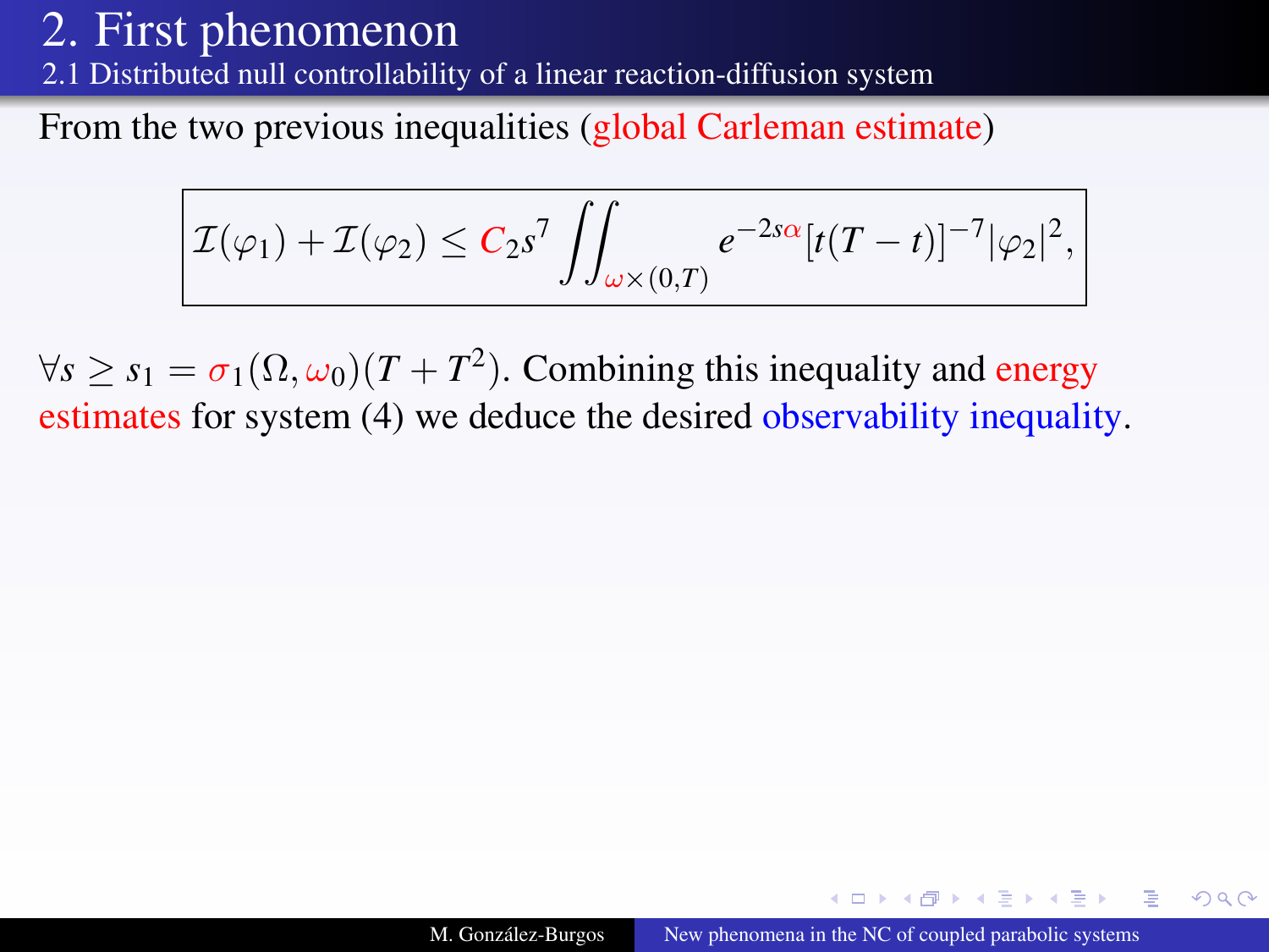# 2. First phenomenon

## 2.1 Distributed null controllability of a linear reaction-diffusion system

From the two previous inequalities (global Carleman estimate)

$$\boxed{\mathcal{I}(\varphi_1) + \mathcal{I}(\varphi_2) \leq C_2 s^7 \iint_{\omega \times (0,T)} e^{-2s\alpha} [t(T-t)]^{-7} |\varphi_2|^2,}$$

$\forall s \geq s_1 = \sigma_1(\Omega, \omega_0)(T + T^2)$. Combining this inequality and energy estimates for system (4) we deduce the desired observability inequality.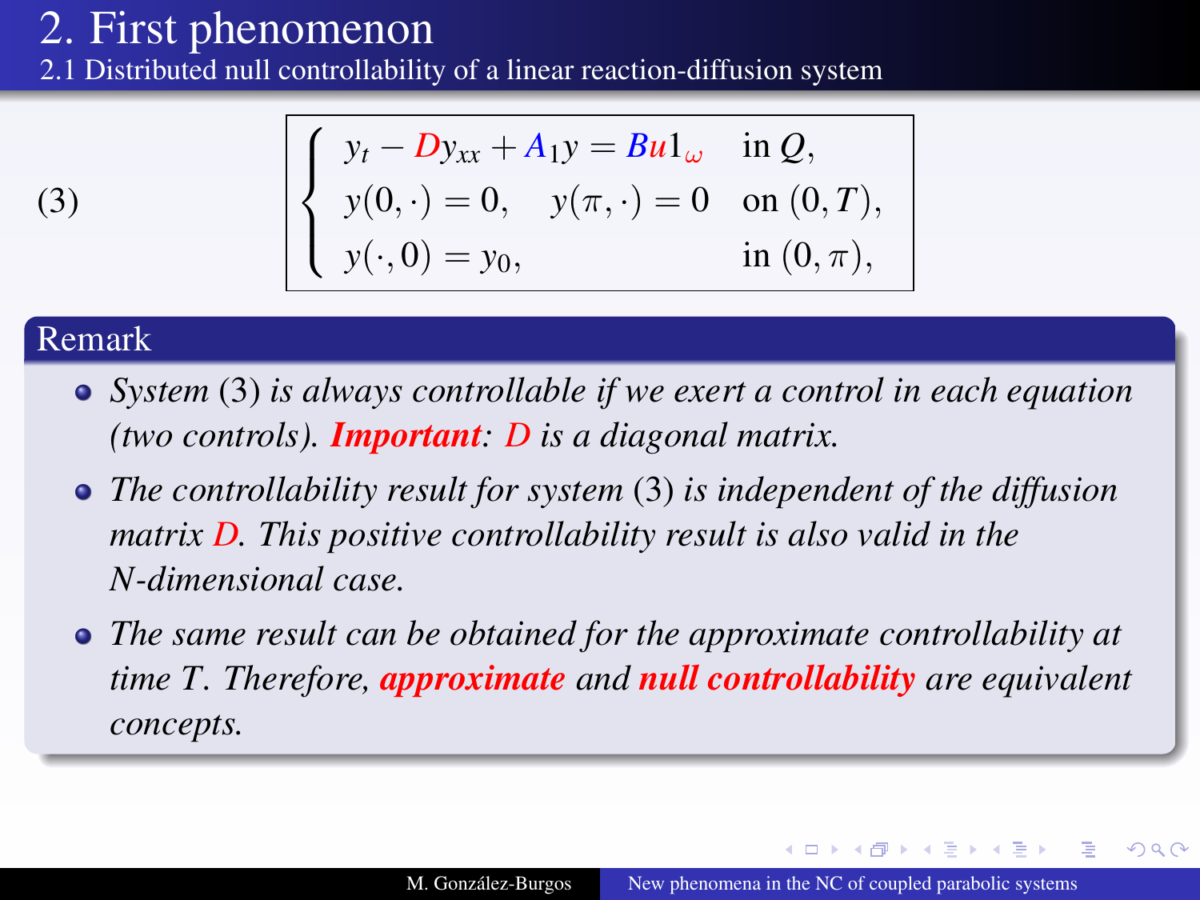# 2. First phenomenon

## 2.1 Distributed null controllability of a linear reaction-diffusion system

$$
(3) \qquad \begin{cases} y_t - Dy_{xx} + A_1 y = Bu1_{\omega} & \text{in } Q, \\ y(0,\cdot) = 0, \quad y(\pi,\cdot) = 0 & \text{on } (0,T), \\ y(\cdot,0) = y_0, & \text{in } (0,\pi), \end{cases}
$$

### Remark

- *System* (3) *is always controllable if we exert a control in each equation (two controls).* ***Important****: $D$ is a diagonal matrix.*
- *The controllability result for system* (3) *is independent of the diffusion matrix $D$. This positive controllability result is also valid in the $N$-dimensional case.*
- *The same result can be obtained for the approximate controllability at time $T$. Therefore,* ***approximate*** *and* ***null controllability*** *are equivalent concepts.*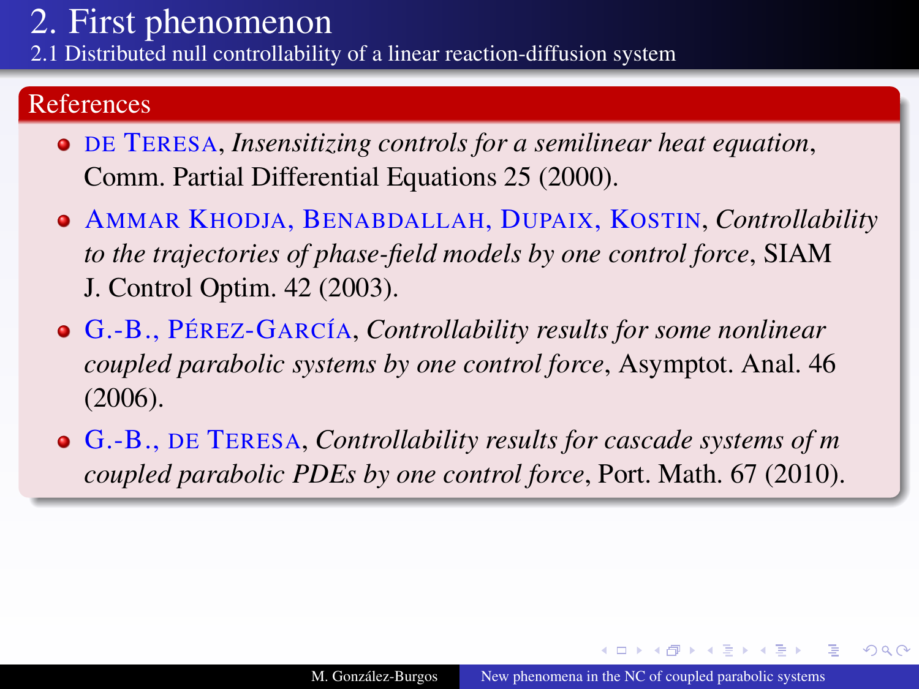# 2. First phenomenon

## 2.1 Distributed null controllability of a linear reaction-diffusion system

### References

- DE TERESA, *Insensitizing controls for a semilinear heat equation*, Comm. Partial Differential Equations 25 (2000).
- AMMAR KHODJA, BENABDALLAH, DUPAIX, KOSTIN, *Controllability to the trajectories of phase-field models by one control force*, SIAM J. Control Optim. 42 (2003).
- G.-B., PÉREZ-GARCÍA, *Controllability results for some nonlinear coupled parabolic systems by one control force*, Asymptot. Anal. 46 (2006).
- G.-B., DE TERESA, *Controllability results for cascade systems of m coupled parabolic PDEs by one control force*, Port. Math. 67 (2010).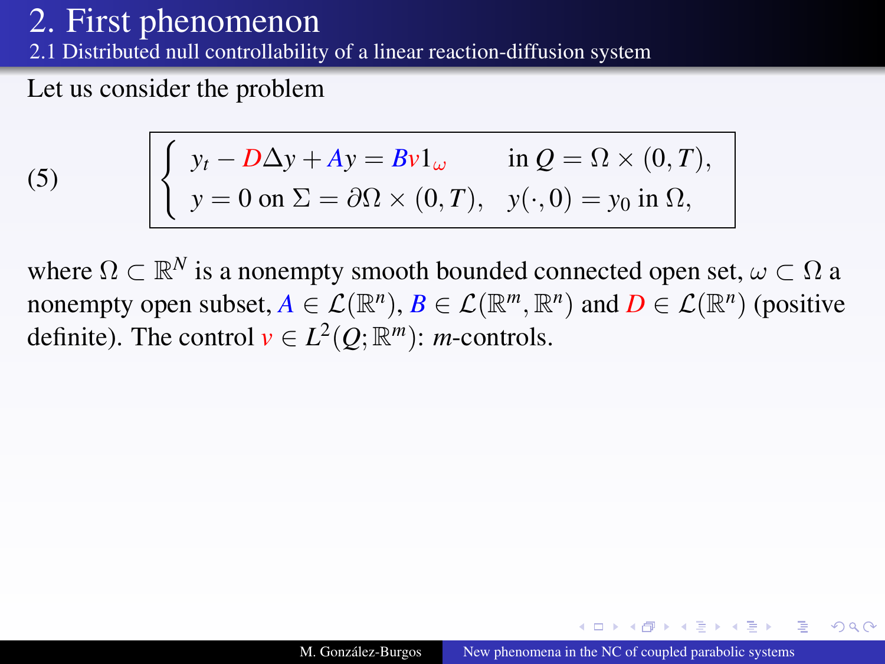# 2. First phenomenon

## 2.1 Distributed null controllability of a linear reaction-diffusion system

Let us consider the problem

$$
(5) \qquad \begin{cases} y_t - D\Delta y + Ay = Bv1_\omega & \text{in } Q = \Omega \times (0,T), \\ y = 0 \text{ on } \Sigma = \partial\Omega \times (0,T), & y(\cdot, 0) = y_0 \text{ in } \Omega, \end{cases}
$$

where $\Omega \subset \mathbb{R}^N$ is a nonempty smooth bounded connected open set, $\omega \subset \Omega$ a nonempty open subset, $A \in \mathcal{L}(\mathbb{R}^n)$, $B \in \mathcal{L}(\mathbb{R}^m, \mathbb{R}^n)$ and $D \in \mathcal{L}(\mathbb{R}^n)$ (positive definite). The control $v \in L^2(Q; \mathbb{R}^m)$: $m$-controls.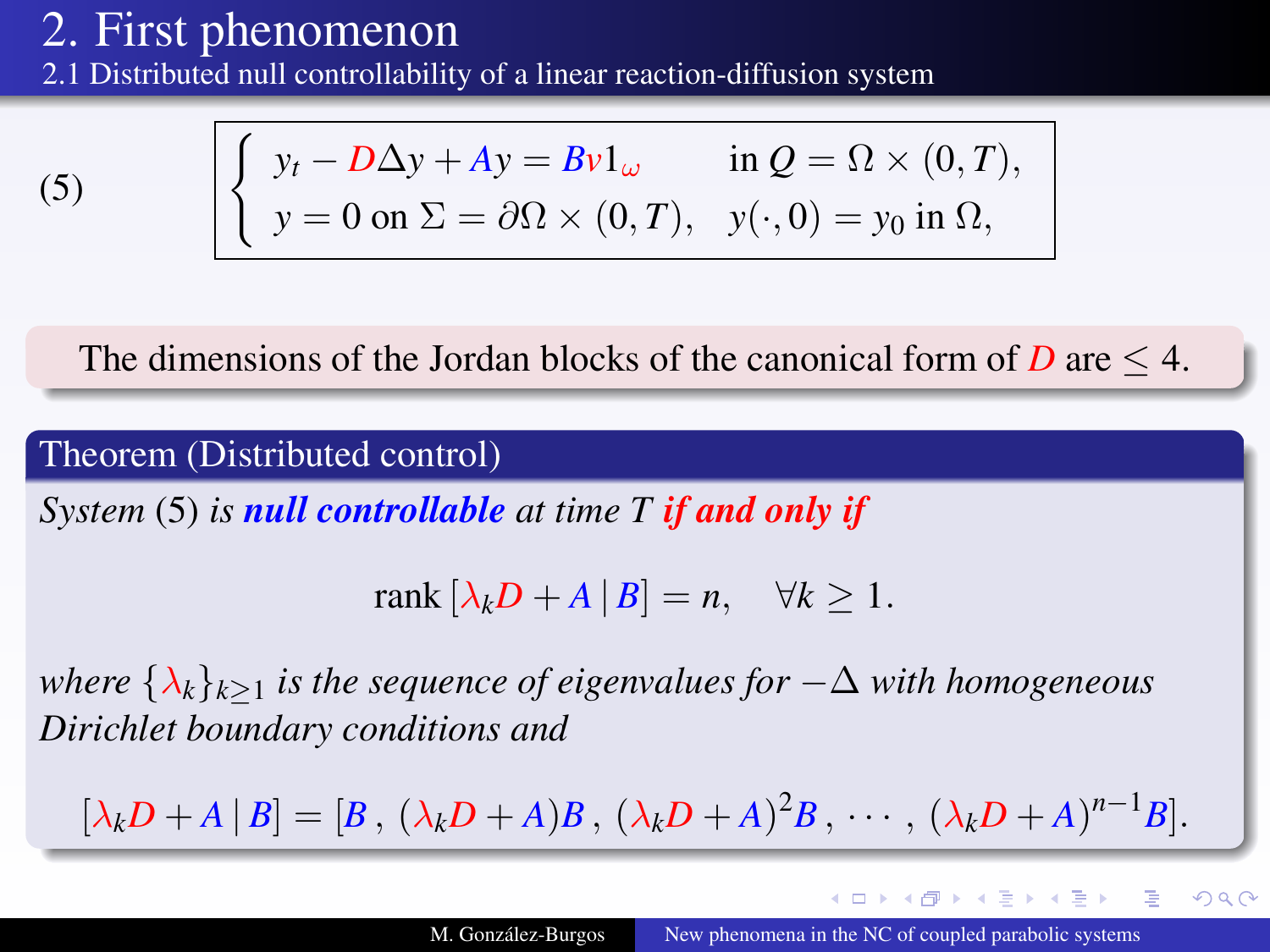# 2. First phenomenon

## 2.1 Distributed null controllability of a linear reaction-diffusion system

(5)
$$\begin{cases} y_t - D\Delta y + Ay = Bv1_{\omega} & \text{in } Q = \Omega \times (0,T), \\ y = 0 \text{ on } \Sigma = \partial\Omega \times (0,T), & y(\cdot,0) = y_0 \text{ in } \Omega, \end{cases}$$

The dimensions of the Jordan blocks of the canonical form of $D$ are $\leq 4$.

**Theorem (Distributed control)**

*System (5) is **null controllable** at time $T$ **if and only if***

$$\text{rank}\,[\lambda_k D + A \,|\, B] = n, \quad \forall k \geq 1.$$

*where $\{\lambda_k\}_{k\geq 1}$ is the sequence of eigenvalues for $-\Delta$ with homogeneous Dirichlet boundary conditions and*

$$[\lambda_k D + A \,|\, B] = [B\,,\,(\lambda_k D + A)B\,,\,(\lambda_k D + A)^2 B\,,\,\cdots\,,\,(\lambda_k D + A)^{n-1}B].$$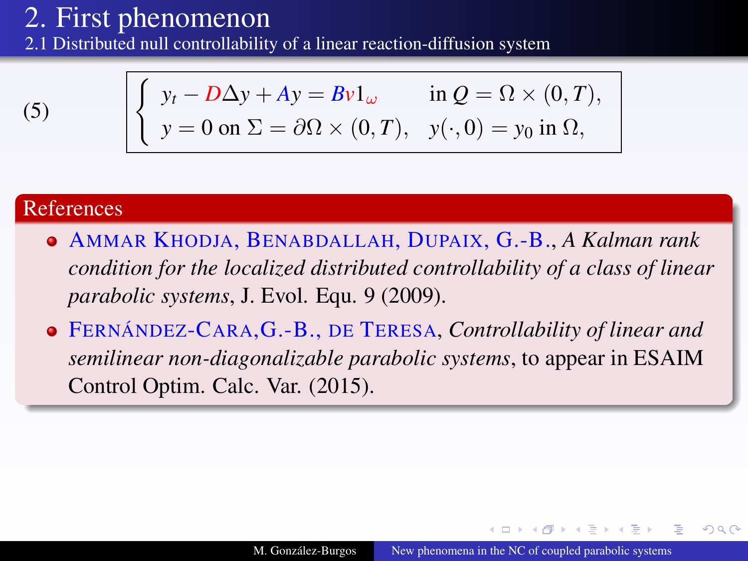# 2. First phenomenon

## 2.1 Distributed null controllability of a linear reaction-diffusion system

$$
(5) \qquad \begin{cases} y_t - D\Delta y + Ay = Bv1_\omega & \text{in } Q = \Omega \times (0,T), \\ y = 0 \text{ on } \Sigma = \partial\Omega \times (0,T), & y(\cdot,0) = y_0 \text{ in } \Omega, \end{cases}
$$

### References

- AMMAR KHODJA, BENABDALLAH, DUPAIX, G.-B., *A Kalman rank condition for the localized distributed controllability of a class of linear parabolic systems*, J. Evol. Equ. 9 (2009).
- FERNÁNDEZ-CARA, G.-B., DE TERESA, *Controllability of linear and semilinear non-diagonalizable parabolic systems*, to appear in ESAIM Control Optim. Calc. Var. (2015).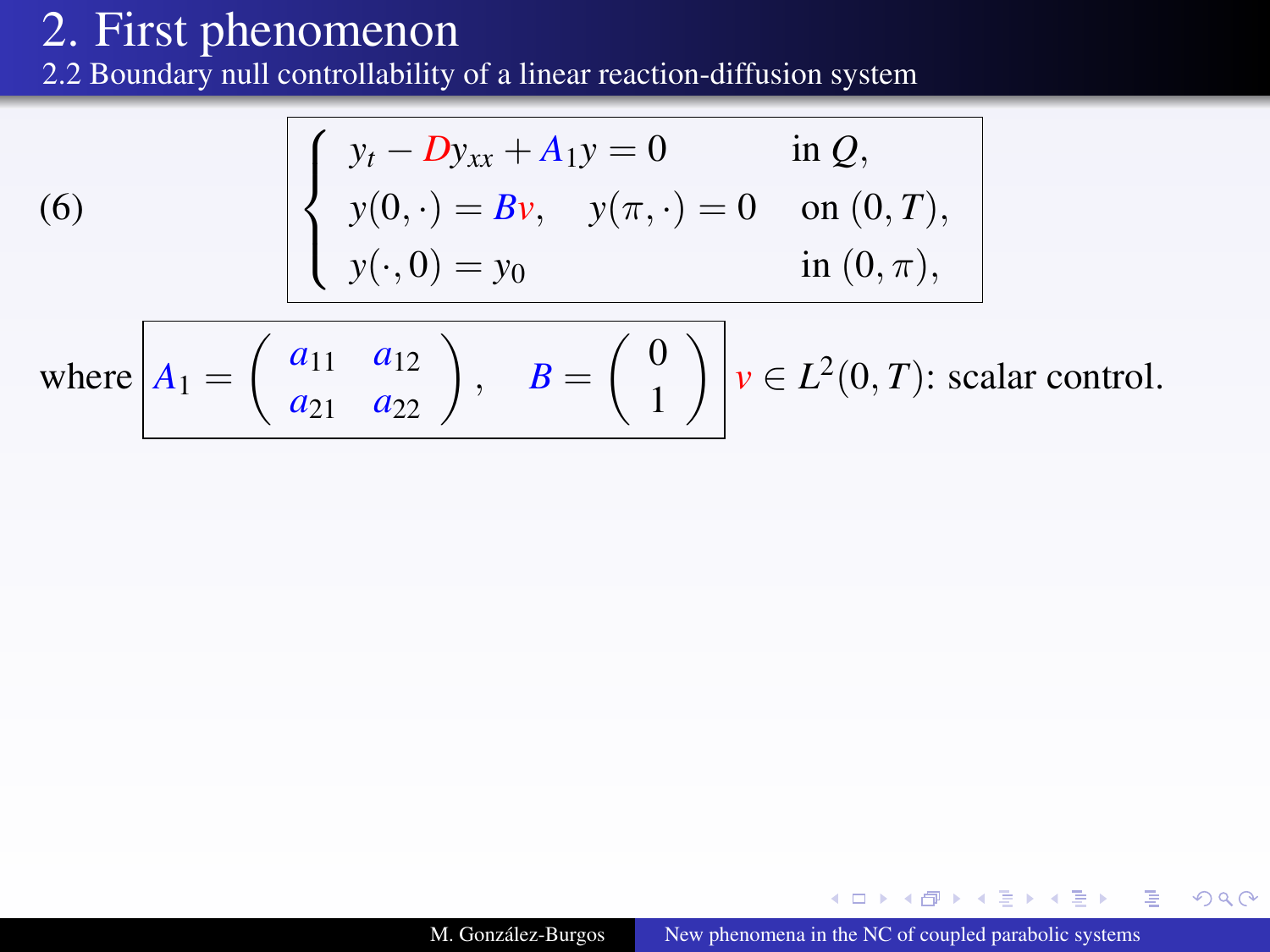# 2. First phenomenon

## 2.2 Boundary null controllability of a linear reaction-diffusion system

$$
(6) \qquad \begin{cases} y_t - D y_{xx} + A_1 y = 0 & \text{in } Q, \\ y(0,\cdot) = B v, \quad y(\pi,\cdot) = 0 & \text{on } (0,T), \\ y(\cdot,0) = y_0 & \text{in } (0,\pi), \end{cases}
$$

where $A_1 = \begin{pmatrix} a_{11} & a_{12} \\ a_{21} & a_{22} \end{pmatrix}, \quad B = \begin{pmatrix} 0 \\ 1 \end{pmatrix}$ $v \in L^2(0,T)$: scalar control.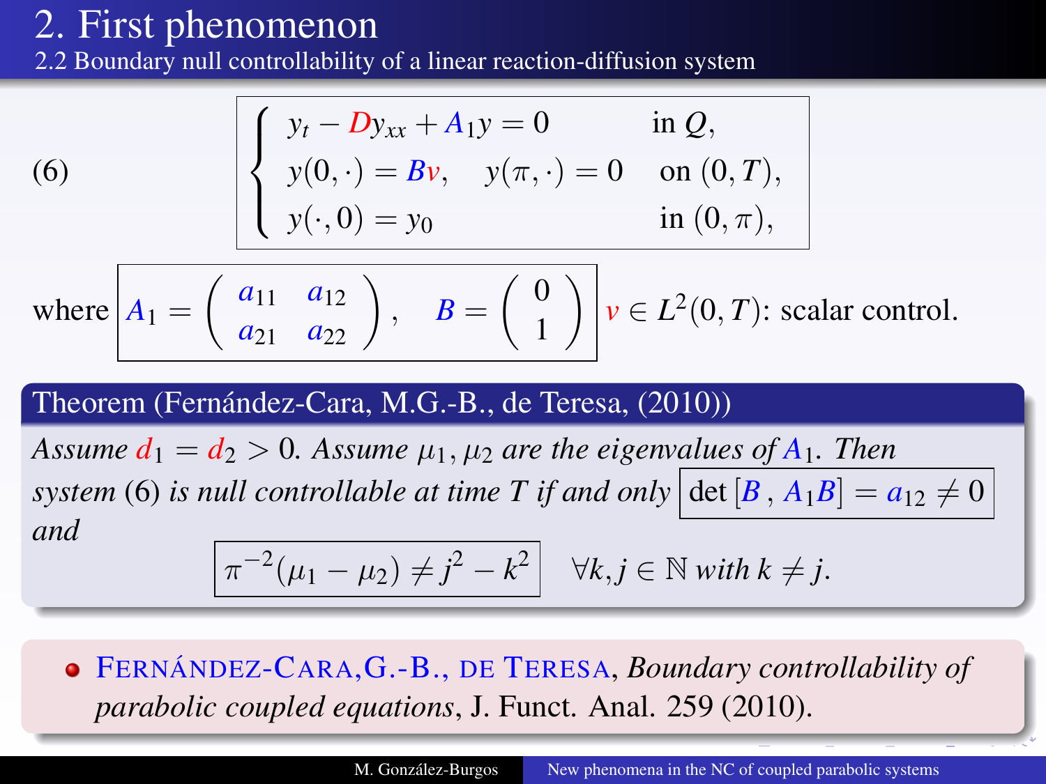# 2. First phenomenon

## 2.2 Boundary null controllability of a linear reaction-diffusion system

$$
(6) \qquad \begin{cases} y_t - D y_{xx} + A_1 y = 0 & \text{in } Q, \\ y(0,\cdot) = Bv, \quad y(\pi,\cdot) = 0 & \text{on } (0,T), \\ y(\cdot,0) = y_0 & \text{in } (0,\pi), \end{cases}
$$

where $A_1 = \begin{pmatrix} a_{11} & a_{12} \\ a_{21} & a_{22} \end{pmatrix}, \quad B = \begin{pmatrix} 0 \\ 1 \end{pmatrix}$ $v \in L^2(0,T)$: scalar control.

**Theorem (Fernández-Cara, M.G.-B., de Teresa, (2010))**

*Assume $d_1 = d_2 > 0$. Assume $\mu_1, \mu_2$ are the eigenvalues of $A_1$. Then system (6) is null controllable at time $T$ if and only* $\det [B \, , A_1 B] = a_{12} \neq 0$ *and*

$$
\pi^{-2}(\mu_1 - \mu_2) \neq j^2 - k^2 \qquad \forall k, j \in \mathbb{N} \textit{ with } k \neq j.
$$

- Fernández-Cara, G.-B., de Teresa, *Boundary controllability of parabolic coupled equations*, J. Funct. Anal. 259 (2010).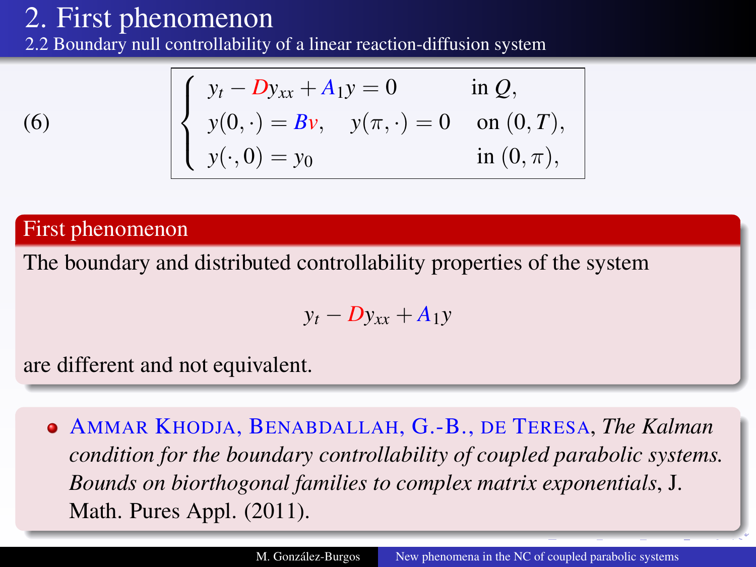# 2. First phenomenon

## 2.2 Boundary null controllability of a linear reaction-diffusion system

$$
(6) \qquad \begin{cases} y_t - D y_{xx} + A_1 y = 0 & \text{in } Q, \\ y(0,\cdot) = Bv, \quad y(\pi,\cdot) = 0 & \text{on } (0,T), \\ y(\cdot,0) = y_0 & \text{in } (0,\pi), \end{cases}
$$

### First phenomenon

The boundary and distributed controllability properties of the system

$$
y_t - D y_{xx} + A_1 y
$$

are different and not equivalent.

- Ammar Khodja, Benabdallah, G.-B., de Teresa, *The Kalman condition for the boundary controllability of coupled parabolic systems. Bounds on biorthogonal families to complex matrix exponentials*, J. Math. Pures Appl. (2011).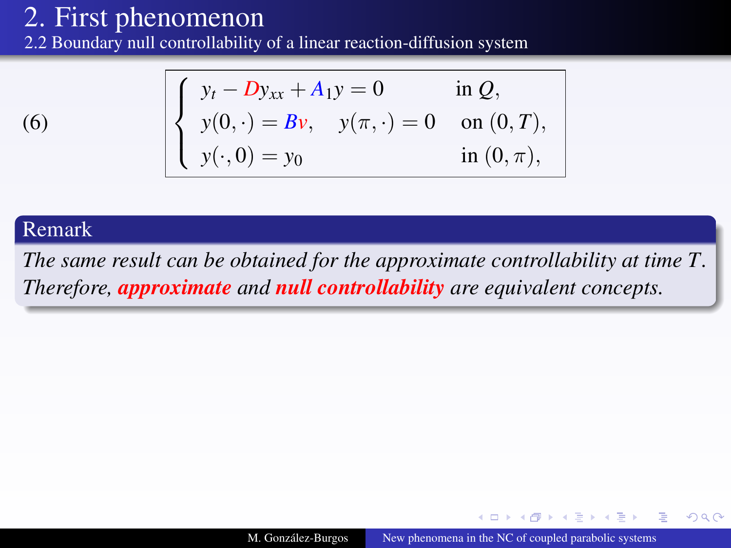# 2. First phenomenon

## 2.2 Boundary null controllability of a linear reaction-diffusion system

$$
(6) \qquad \begin{cases} y_t - Dy_{xx} + A_1 y = 0 & \text{in } Q, \\ y(0,\cdot) = Bv, \quad y(\pi,\cdot) = 0 & \text{on } (0,T), \\ y(\cdot,0) = y_0 & \text{in } (0,\pi), \end{cases}
$$

**Remark**

*The same result can be obtained for the approximate controllability at time $T$. Therefore,* ***approximate*** *and* ***null controllability*** *are equivalent concepts.*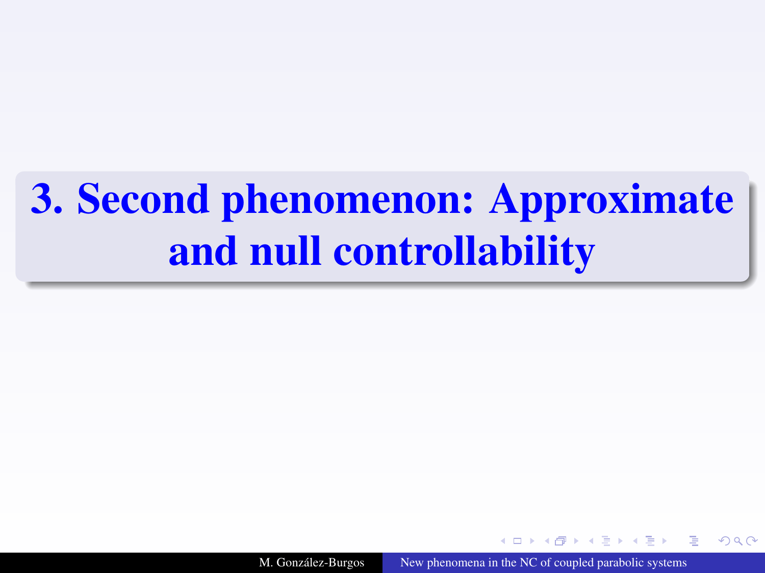# 3. Second phenomenon: Approximate and null controllability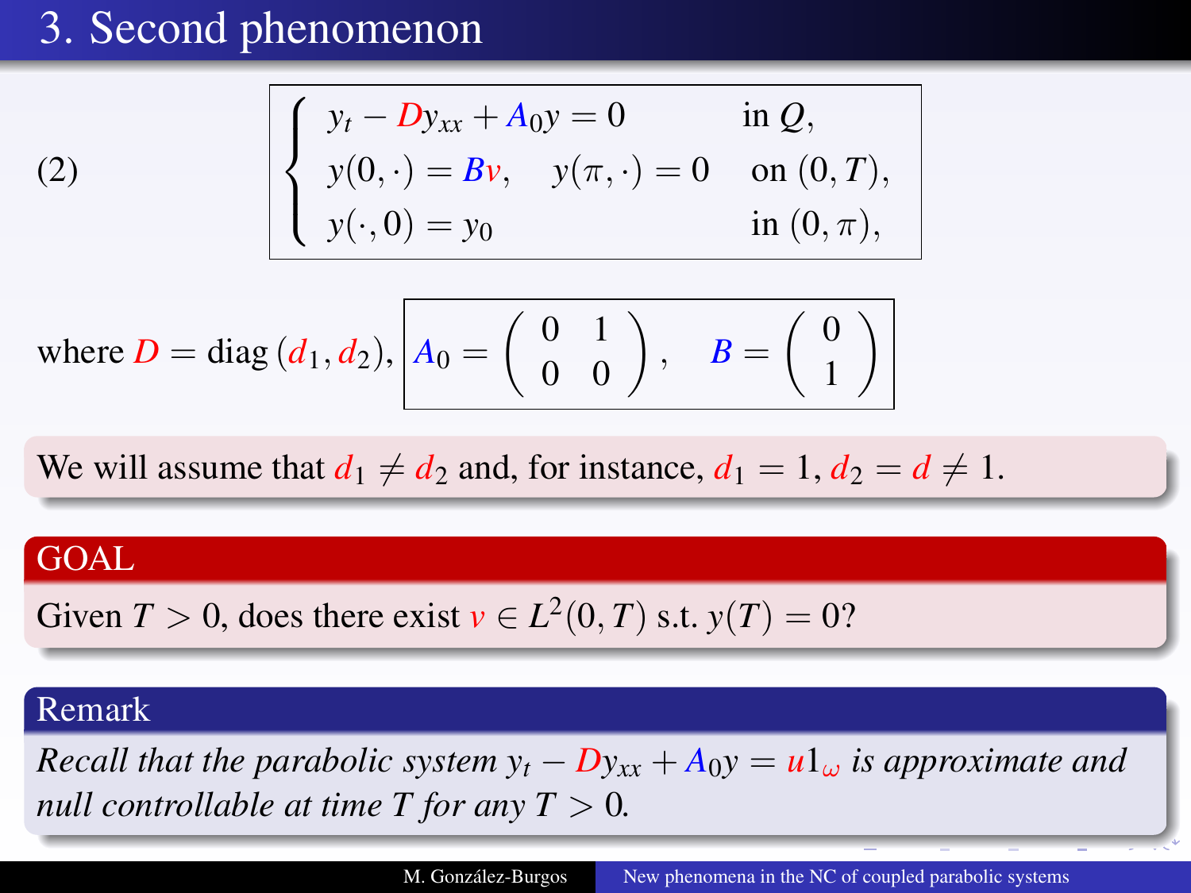# 3. Second phenomenon

$$
(2) \qquad \begin{cases} y_t - D y_{xx} + A_0 y = 0 & \text{in } Q, \\ y(0,\cdot) = B v, \quad y(\pi,\cdot) = 0 & \text{on } (0,T), \\ y(\cdot,0) = y_0 & \text{in } (0,\pi), \end{cases}
$$

where $D = \text{diag}\,(d_1, d_2)$, $A_0 = \begin{pmatrix} 0 & 1 \\ 0 & 0 \end{pmatrix}, \quad B = \begin{pmatrix} 0 \\ 1 \end{pmatrix}$

We will assume that $d_1 \neq d_2$ and, for instance, $d_1 = 1$, $d_2 = d \neq 1$.

**GOAL**

Given $T > 0$, does there exist $v \in L^2(0,T)$ s.t. $y(T) = 0$?

**Remark**

*Recall that the parabolic system $y_t - D y_{xx} + A_0 y = u 1_\omega$ is approximate and null controllable at time $T$ for any $T > 0$.*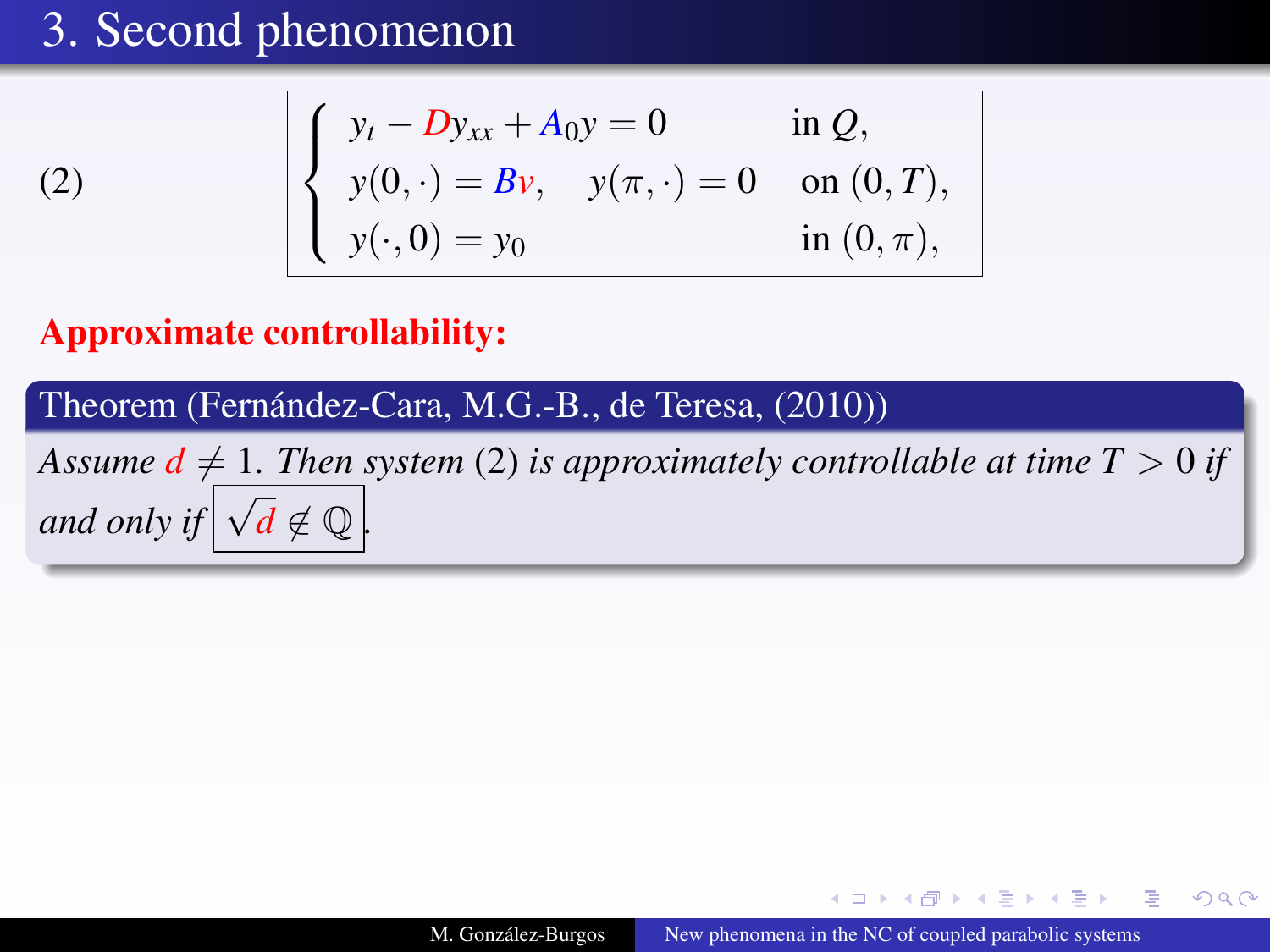# 3. Second phenomenon

$$
(2) \qquad \begin{cases} y_t - D y_{xx} + A_0 y = 0 & \text{in } Q, \\ y(0,\cdot) = Bv, \quad y(\pi,\cdot) = 0 & \text{on } (0,T), \\ y(\cdot,0) = y_0 & \text{in } (0,\pi), \end{cases}
$$

**Approximate controllability:**

**Theorem (Fernández-Cara, M.G.-B., de Teresa, (2010))**

*Assume $d \neq 1$. Then system (2) is approximately controllable at time $T > 0$ if and only if* $\boxed{\sqrt{d} \notin \mathbb{Q}}$.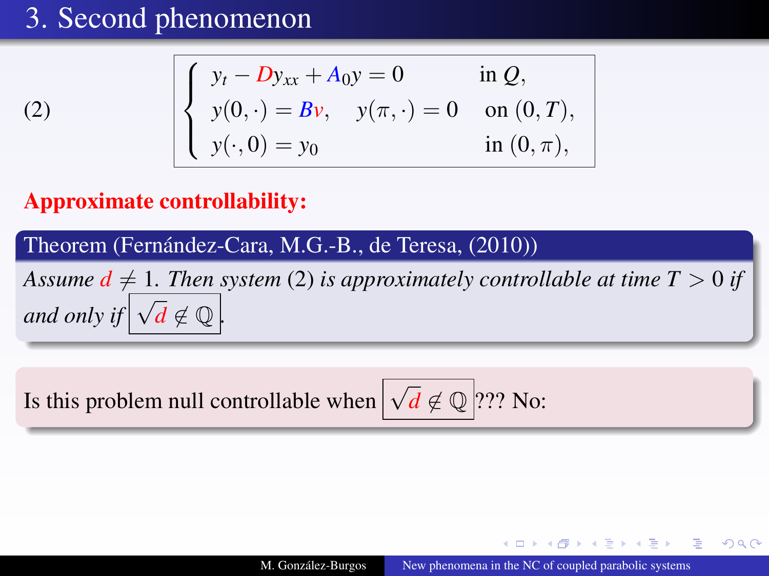# 3. Second phenomenon

$$
(2) \qquad \begin{cases} y_t - D y_{xx} + A_0 y = 0 & \text{in } Q, \\ y(0,\cdot) = Bv, \quad y(\pi,\cdot) = 0 & \text{on } (0,T), \\ y(\cdot,0) = y_0 & \text{in } (0,\pi), \end{cases}
$$

**Approximate controllability:**

**Theorem (Fernández-Cara, M.G.-B., de Teresa, (2010))**

*Assume $d \neq 1$. Then system (2) is approximately controllable at time $T > 0$ if and only if* $\boxed{\sqrt{d} \notin \mathbb{Q}}$.

Is this problem null controllable when $\boxed{\sqrt{d} \notin \mathbb{Q}}$??? No: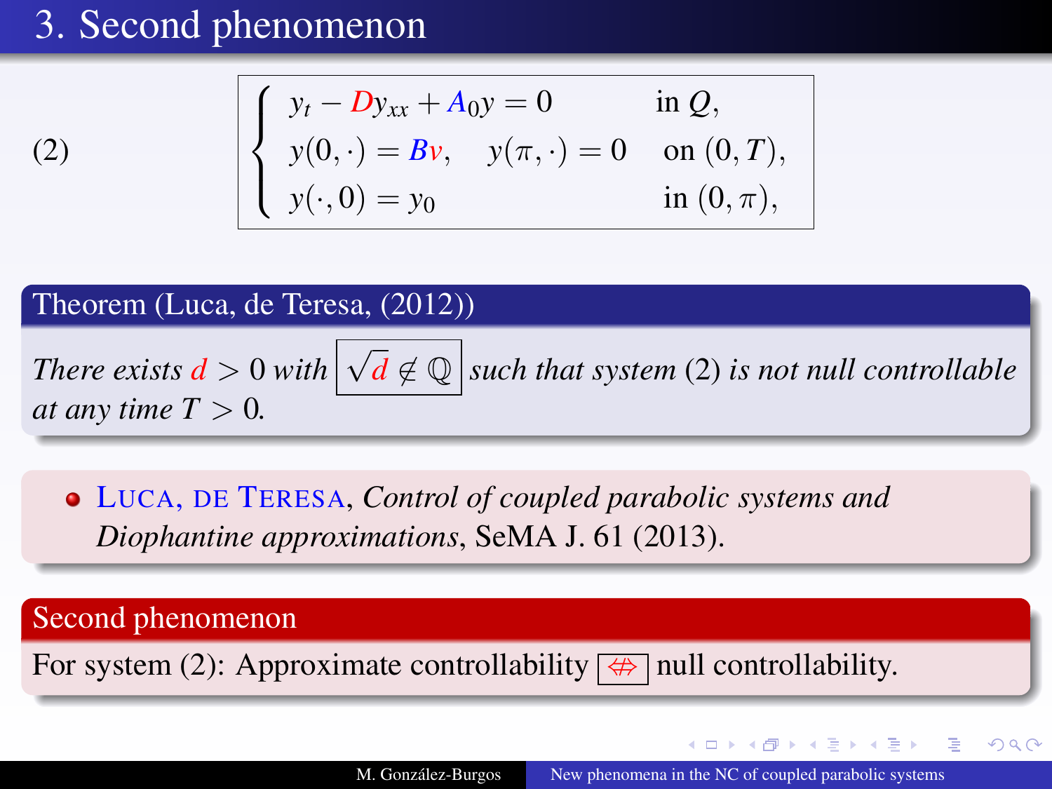# 3. Second phenomenon

$$
(2) \qquad \begin{cases} y_t - D y_{xx} + A_0 y = 0 & \text{in } Q, \\ y(0,\cdot) = Bv, \quad y(\pi,\cdot) = 0 & \text{on } (0,T), \\ y(\cdot,0) = y_0 & \text{in } (0,\pi), \end{cases}
$$

**Theorem (Luca, de Teresa, (2012))**

*There exists $d > 0$ with $\boxed{\sqrt{d} \notin \mathbb{Q}}$ such that system (2) is not null controllable at any time $T > 0$.*

- LUCA, DE TERESA, *Control of coupled parabolic systems and Diophantine approximations*, SeMA J. 61 (2013).

**Second phenomenon**

For system (2): Approximate controllability $\boxed{\not\Leftrightarrow}$ null controllability.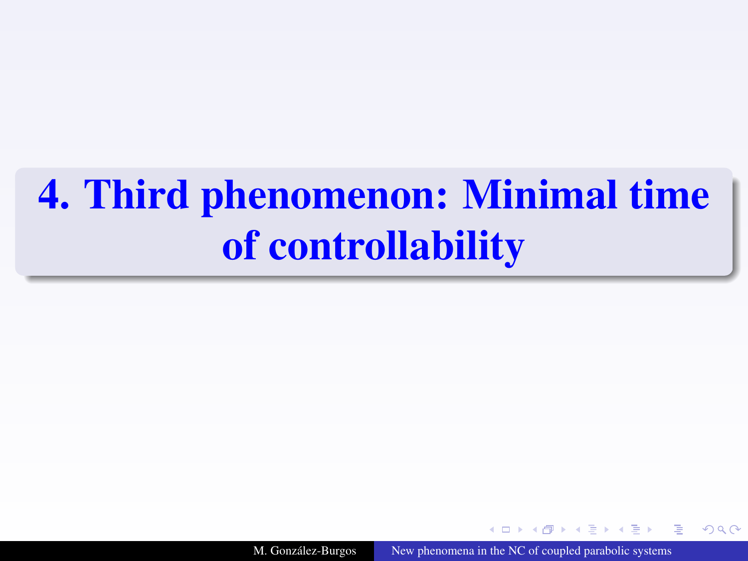# 4. Third phenomenon: Minimal time of controllability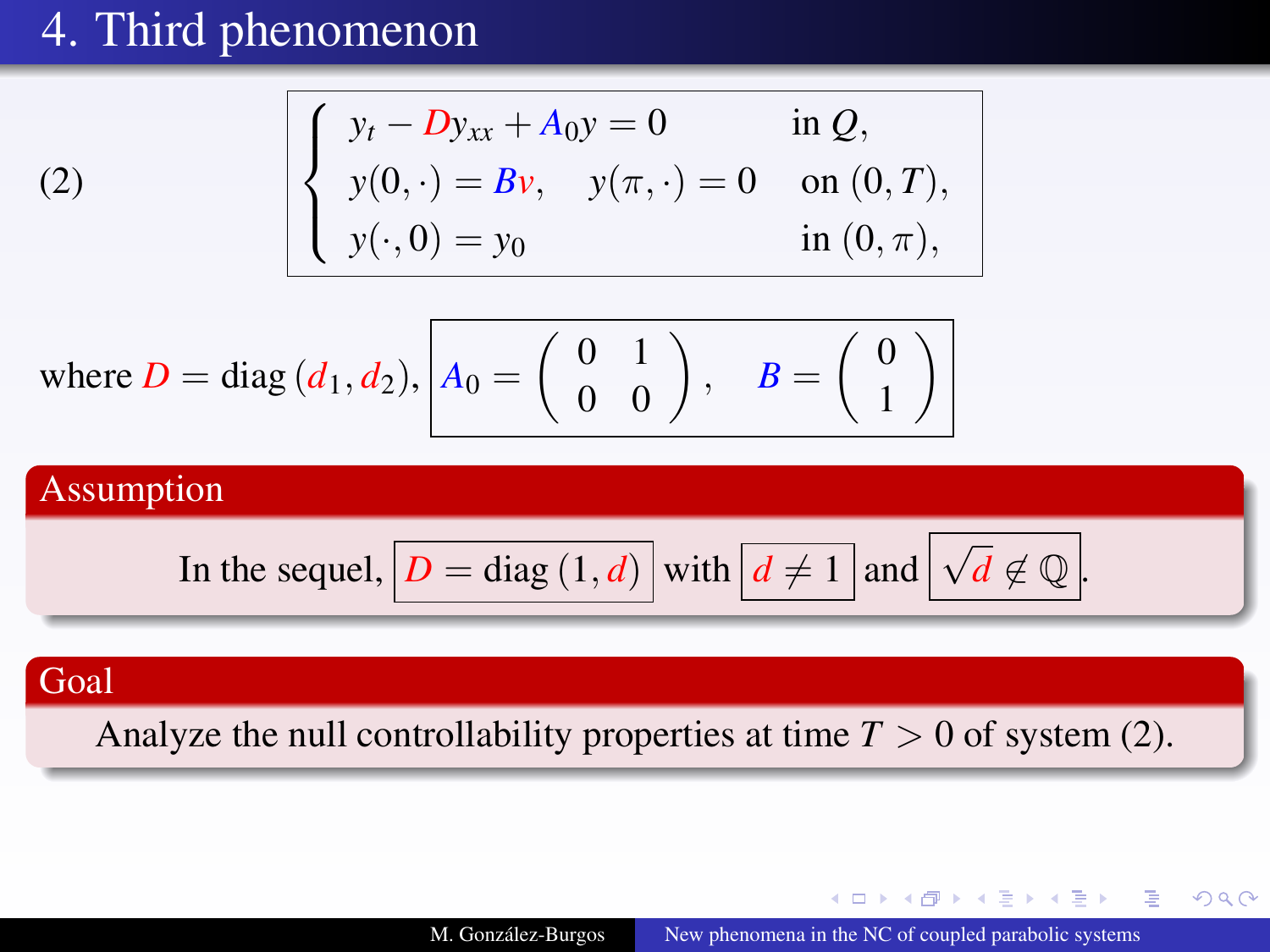# 4. Third phenomenon

$$
(2) \qquad \begin{cases} y_t - D y_{xx} + A_0 y = 0 & \text{in } Q, \\ y(0,\cdot) = Bv, \quad y(\pi,\cdot) = 0 & \text{on } (0,T), \\ y(\cdot,0) = y_0 & \text{in } (0,\pi), \end{cases}
$$

where $D = \operatorname{diag}(d_1, d_2)$, $A_0 = \begin{pmatrix} 0 & 1 \\ 0 & 0 \end{pmatrix}, \quad B = \begin{pmatrix} 0 \\ 1 \end{pmatrix}$

## Assumption

In the sequel, $D = \operatorname{diag}(1, d)$ with $d \neq 1$ and $\sqrt{d} \notin \mathbb{Q}$.

## Goal

Analyze the null controllability properties at time $T > 0$ of system (2).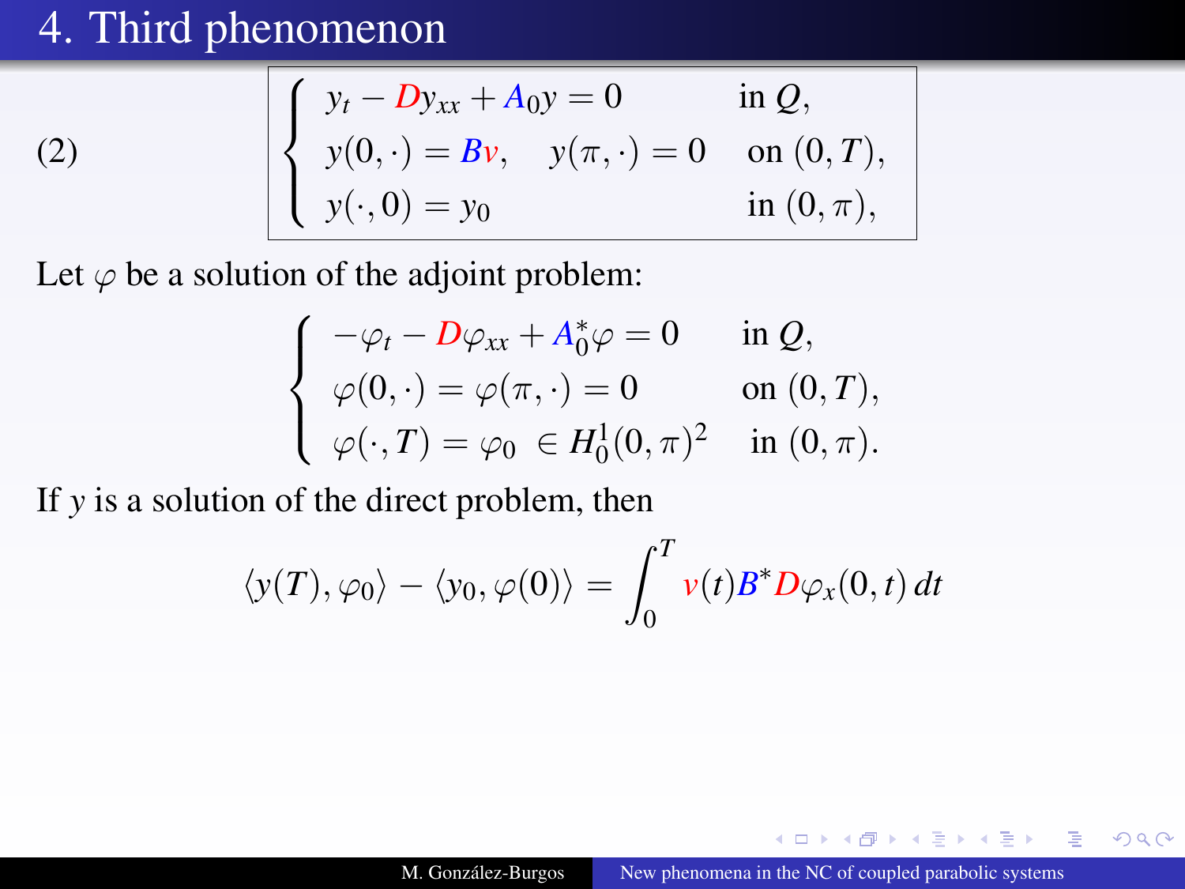# 4. Third phenomenon

$$
(2) \qquad \begin{cases} y_t - Dy_{xx} + A_0 y = 0 & \text{in } Q, \\ y(0,\cdot) = Bv, \quad y(\pi,\cdot) = 0 & \text{on } (0,T), \\ y(\cdot,0) = y_0 & \text{in } (0,\pi), \end{cases}
$$

Let $\varphi$ be a solution of the adjoint problem:

$$
\begin{cases} -\varphi_t - D\varphi_{xx} + A_0^*\varphi = 0 & \text{in } Q, \\ \varphi(0,\cdot) = \varphi(\pi,\cdot) = 0 & \text{on } (0,T), \\ \varphi(\cdot,T) = \varphi_0 \in H_0^1(0,\pi)^2 & \text{in } (0,\pi). \end{cases}
$$

If $y$ is a solution of the direct problem, then

$$
\langle y(T), \varphi_0 \rangle - \langle y_0, \varphi(0) \rangle = \int_0^T v(t) B^* D\varphi_x(0,t)\, dt
$$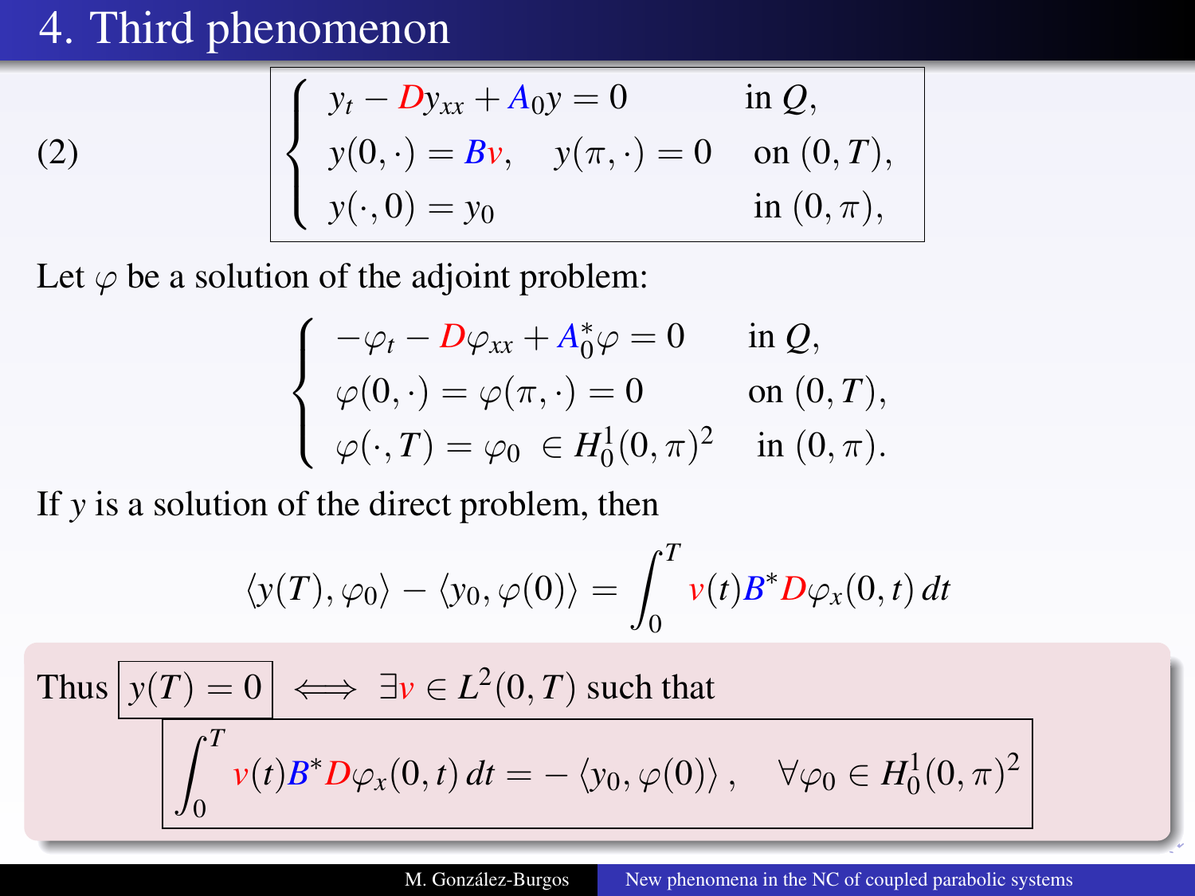# 4. Third phenomenon

$$
(2) \qquad \left\{ \begin{array}{ll} y_t - D y_{xx} + A_0 y = 0 & \text{in } Q, \\ y(0,\cdot) = Bv, \quad y(\pi,\cdot) = 0 & \text{on } (0,T), \\ y(\cdot,0) = y_0 & \text{in } (0,\pi), \end{array} \right.
$$

Let $\varphi$ be a solution of the adjoint problem:

$$
\left\{ \begin{array}{ll} -\varphi_t - D\varphi_{xx} + A_0^* \varphi = 0 & \text{in } Q, \\ \varphi(0,\cdot) = \varphi(\pi,\cdot) = 0 & \text{on } (0,T), \\ \varphi(\cdot,T) = \varphi_0 \in H_0^1(0,\pi)^2 & \text{in } (0,\pi). \end{array} \right.
$$

If $y$ is a solution of the direct problem, then

$$
\langle y(T), \varphi_0 \rangle - \langle y_0, \varphi(0) \rangle = \int_0^T v(t) B^* D \varphi_x(0,t)\, dt
$$

Thus $\boxed{y(T) = 0} \iff \exists v \in L^2(0,T)$ such that

$$
\boxed{\int_0^T v(t) B^* D \varphi_x(0,t)\, dt = -\langle y_0, \varphi(0) \rangle, \quad \forall \varphi_0 \in H_0^1(0,\pi)^2}
$$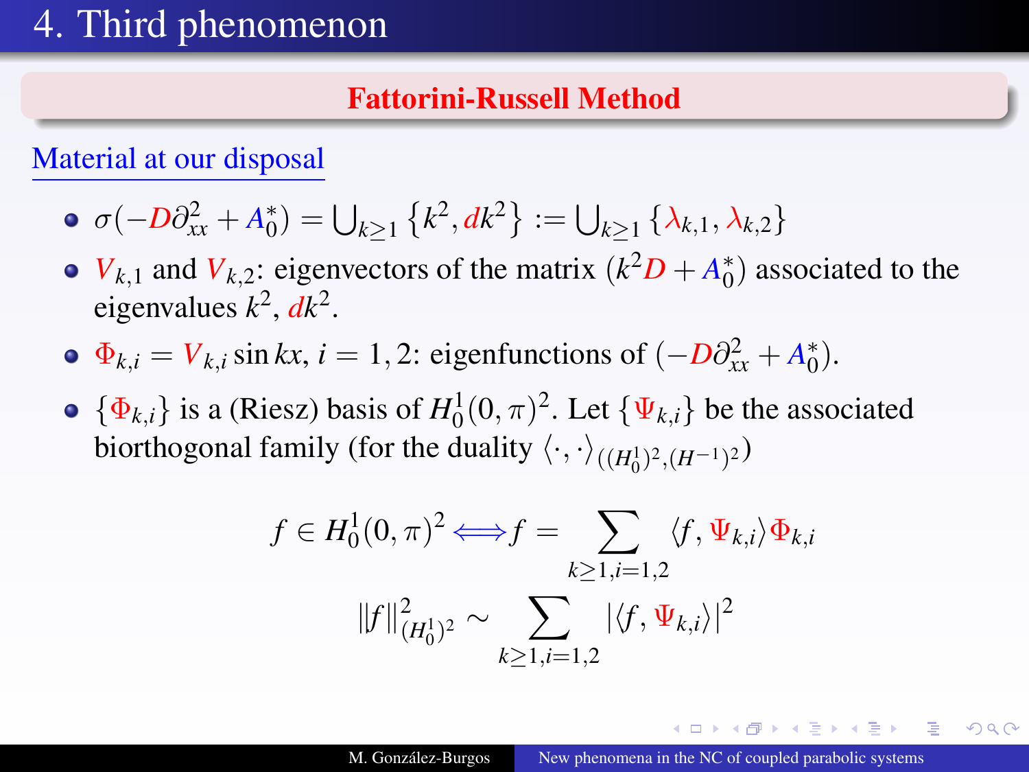# 4. Third phenomenon

## Fattorini-Russell Method

### Material at our disposal

- $\sigma(-D\partial_{xx}^2 + A_0^*) = \bigcup_{k\geq 1} \left\{k^2, dk^2\right\} := \bigcup_{k\geq 1} \left\{\lambda_{k,1}, \lambda_{k,2}\right\}$
- $V_{k,1}$ and $V_{k,2}$: eigenvectors of the matrix $(k^2 D + A_0^*)$ associated to the eigenvalues $k^2$, $dk^2$.
- $\Phi_{k,i} = V_{k,i} \sin kx$, $i = 1, 2$: eigenfunctions of $(-D\partial_{xx}^2 + A_0^*)$.
- $\{\Phi_{k,i}\}$ is a (Riesz) basis of $H_0^1(0,\pi)^2$. Let $\{\Psi_{k,i}\}$ be the associated biorthogonal family (for the duality $\langle \cdot, \cdot \rangle_{((H_0^1)^2, (H^{-1})^2)}$)

$$f \in H_0^1(0,\pi)^2 \Longleftrightarrow f = \sum_{k\geq 1, i=1,2} \langle f, \Psi_{k,i} \rangle \Phi_{k,i}$$

$$\|f\|_{(H_0^1)^2}^2 \sim \sum_{k\geq 1, i=1,2} |\langle f, \Psi_{k,i} \rangle|^2$$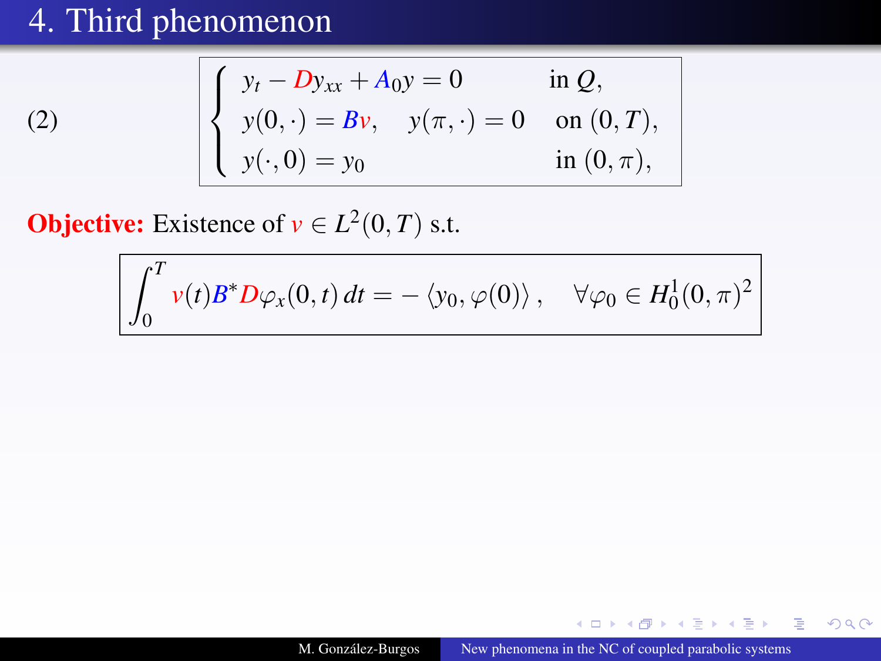# 4. Third phenomenon

$$
(2) \qquad \left\{
\begin{array}{ll}
y_t - D y_{xx} + A_0 y = 0 & \text{in } Q, \\
y(0,\cdot) = B v, \quad y(\pi,\cdot) = 0 & \text{on } (0,T), \\
y(\cdot,0) = y_0 & \text{in } (0,\pi),
\end{array}
\right.
$$

**Objective:** Existence of $v \in L^2(0,T)$ s.t.

$$
\int_0^T v(t) B^* D \varphi_x(0,t)\, dt = -\langle y_0, \varphi(0) \rangle, \quad \forall \varphi_0 \in H_0^1(0,\pi)^2
$$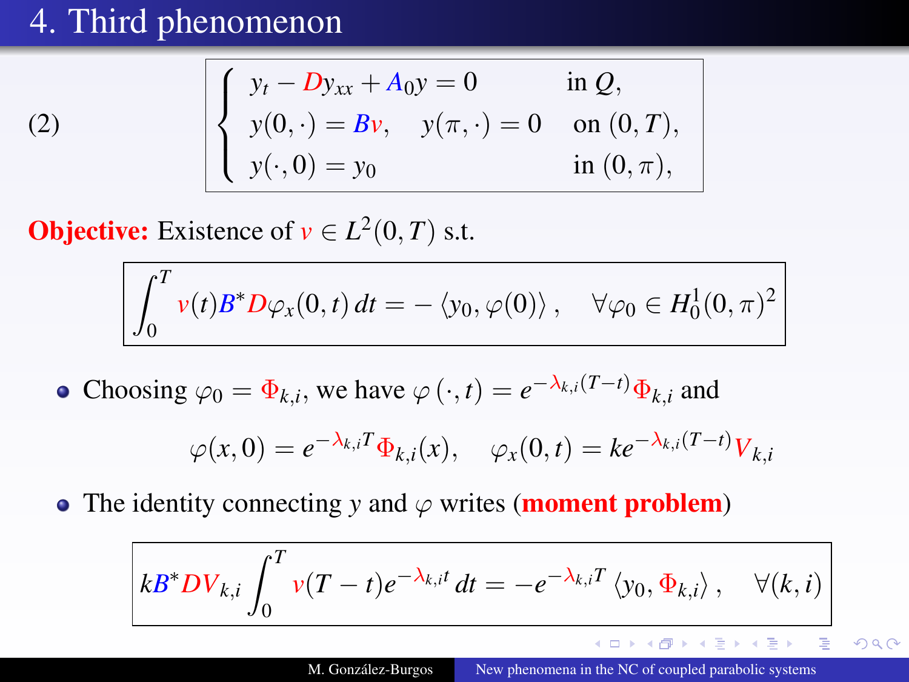# 4. Third phenomenon

$$
(2) \qquad \begin{cases} y_t - D y_{xx} + A_0 y = 0 & \text{in } Q, \\ y(0,\cdot) = Bv, \quad y(\pi,\cdot) = 0 & \text{on } (0,T), \\ y(\cdot,0) = y_0 & \text{in } (0,\pi), \end{cases}
$$

**Objective:** Existence of $v \in L^2(0,T)$ s.t.

$$
\int_0^T v(t) B^* D \varphi_x(0,t)\, dt = -\langle y_0, \varphi(0) \rangle, \quad \forall \varphi_0 \in H_0^1(0,\pi)^2
$$

- Choosing $\varphi_0 = \Phi_{k,i}$, we have $\varphi(\cdot,t) = e^{-\lambda_{k,i}(T-t)} \Phi_{k,i}$ and

$$
\varphi(x,0) = e^{-\lambda_{k,i} T} \Phi_{k,i}(x), \quad \varphi_x(0,t) = k e^{-\lambda_{k,i}(T-t)} V_{k,i}
$$

- The identity connecting $y$ and $\varphi$ writes (**moment problem**)

$$
k B^* D V_{k,i} \int_0^T v(T-t) e^{-\lambda_{k,i} t}\, dt = -e^{-\lambda_{k,i} T} \langle y_0, \Phi_{k,i} \rangle, \quad \forall (k,i)
$$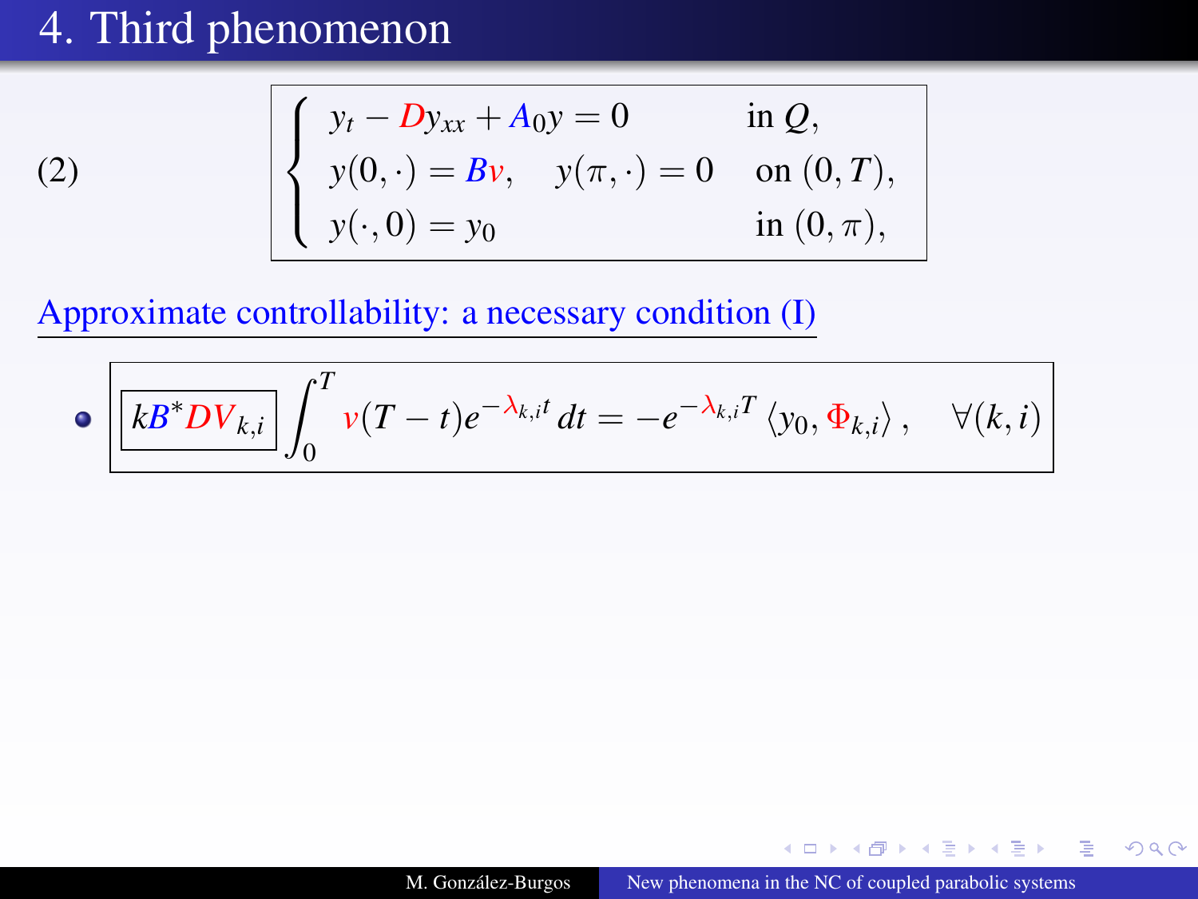# 4. Third phenomenon

$$
(2) \qquad \left\{ \begin{array}{ll} y_t - D y_{xx} + A_0 y = 0 & \text{in } Q, \\ y(0,\cdot) = Bv, \quad y(\pi,\cdot) = 0 & \text{on } (0,T), \\ y(\cdot,0) = y_0 & \text{in } (0,\pi), \end{array} \right.
$$

## Approximate controllability: a necessary condition (I)

- $$\boxed{kB^* D V_{k,i}} \int_0^T v(T-t) e^{-\lambda_{k,i} t} \, dt = -e^{-\lambda_{k,i} T} \langle y_0, \Phi_{k,i} \rangle, \quad \forall (k,i)$$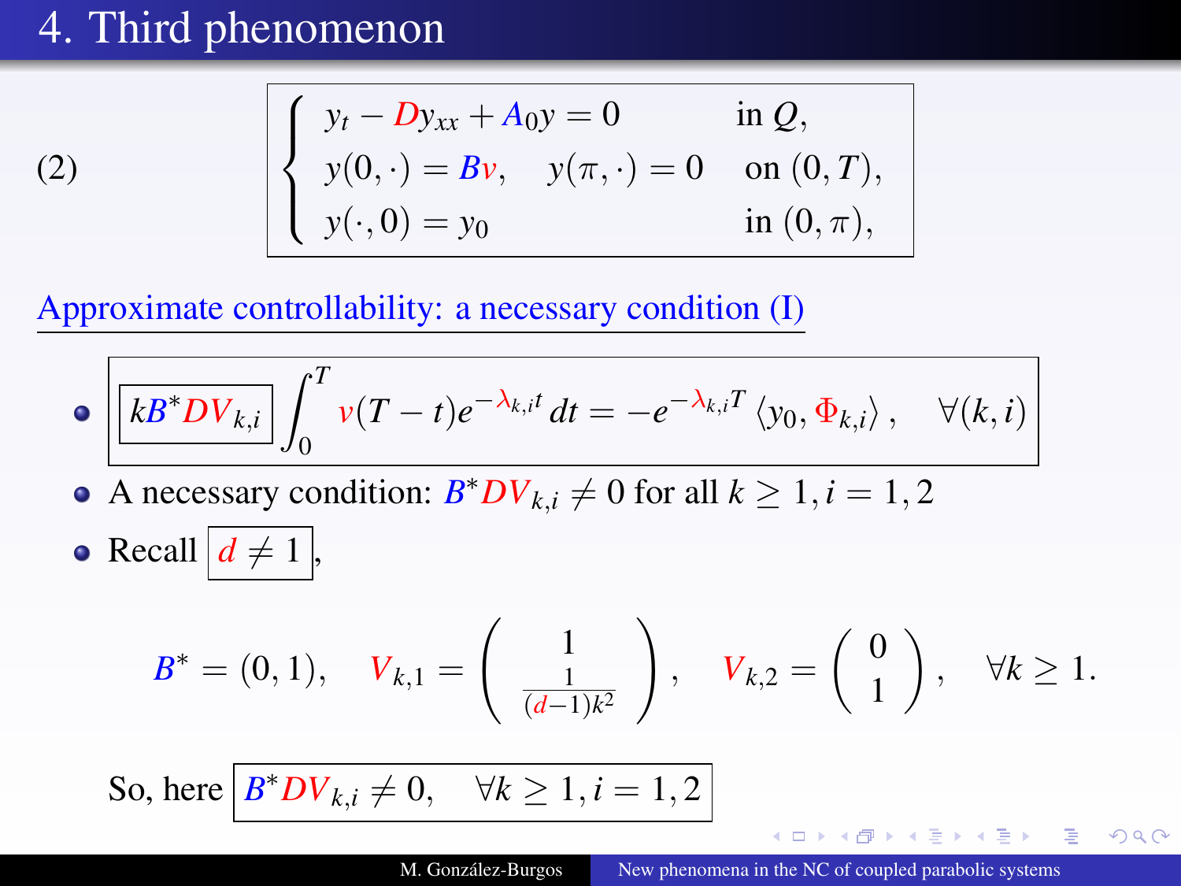# 4. Third phenomenon

$$
(2) \qquad \begin{cases} y_t - D y_{xx} + A_0 y = 0 & \text{in } Q, \\ y(0,\cdot) = Bv, \quad y(\pi,\cdot) = 0 & \text{on } (0,T), \\ y(\cdot,0) = y_0 & \text{in } (0,\pi), \end{cases}
$$

## Approximate controllability: a necessary condition (I)

- $$kB^* D V_{k,i} \int_0^T v(T-t) e^{-\lambda_{k,i} t}\, dt = -e^{-\lambda_{k,i} T} \langle y_0, \Phi_{k,i} \rangle, \quad \forall (k,i)$$
- A necessary condition: $B^* D V_{k,i} \neq 0$ for all $k \geq 1, i = 1, 2$
- Recall $d \neq 1$,

$$
B^* = (0,1), \quad V_{k,1} = \begin{pmatrix} 1 \\ \frac{1}{(d-1)k^2} \end{pmatrix}, \quad V_{k,2} = \begin{pmatrix} 0 \\ 1 \end{pmatrix}, \quad \forall k \geq 1.
$$

So, here $B^* D V_{k,i} \neq 0, \quad \forall k \geq 1, i = 1, 2$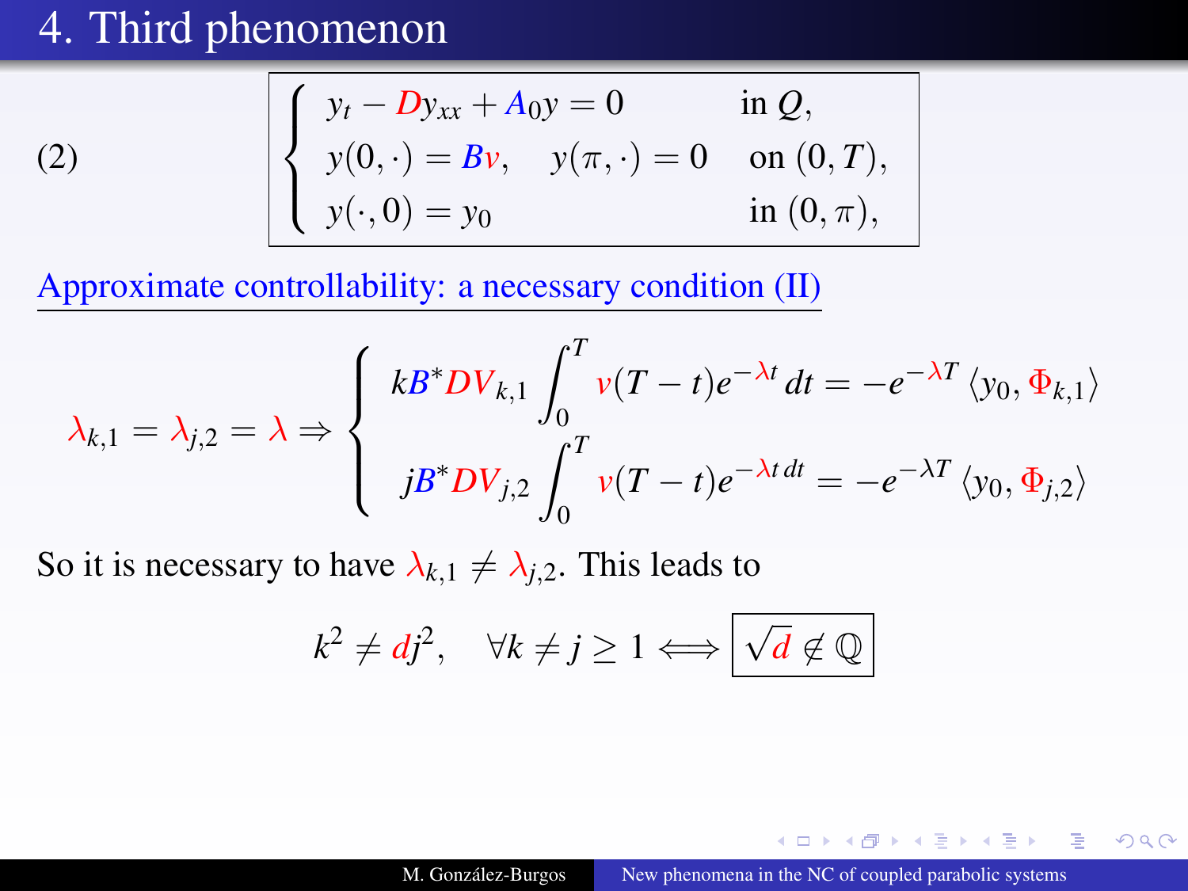# 4. Third phenomenon

$$
(2) \qquad \begin{cases} y_t - D y_{xx} + A_0 y = 0 & \text{in } Q, \\ y(0,\cdot) = Bv, \quad y(\pi,\cdot) = 0 & \text{on } (0,T), \\ y(\cdot,0) = y_0 & \text{in } (0,\pi), \end{cases}
$$

## Approximate controllability: a necessary condition (II)

$$
\lambda_{k,1} = \lambda_{j,2} = \lambda \Rightarrow \begin{cases} k B^* D V_{k,1} \displaystyle\int_0^T v(T-t) e^{-\lambda t}\, dt = -e^{-\lambda T} \langle y_0, \Phi_{k,1} \rangle \\ j B^* D V_{j,2} \displaystyle\int_0^T v(T-t) e^{-\lambda t\, dt} = -e^{-\lambda T} \langle y_0, \Phi_{j,2} \rangle \end{cases}
$$

So it is necessary to have $\lambda_{k,1} \neq \lambda_{j,2}$. This leads to

$$
k^2 \neq d j^2, \quad \forall k \neq j \geq 1 \iff \boxed{\sqrt{d} \notin \mathbb{Q}}
$$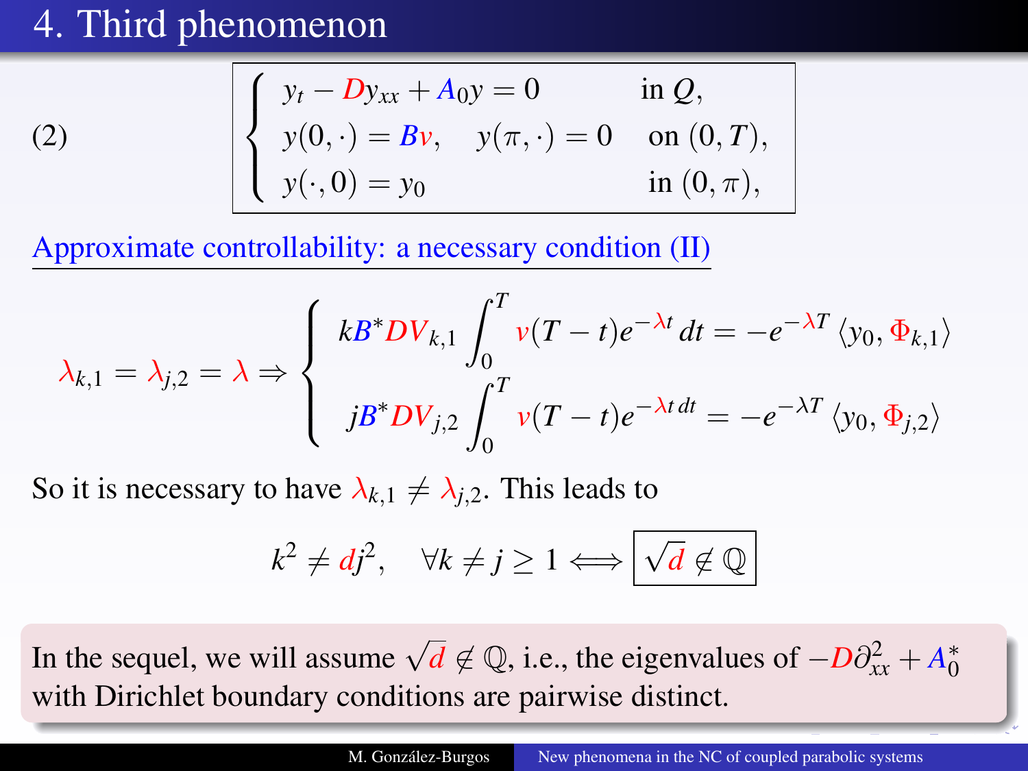# 4. Third phenomenon

$$
(2) \qquad \begin{cases} y_t - D y_{xx} + A_0 y = 0 & \text{in } Q, \\ y(0,\cdot) = Bv, \quad y(\pi,\cdot) = 0 & \text{on } (0,T), \\ y(\cdot,0) = y_0 & \text{in } (0,\pi), \end{cases}
$$

Approximate controllability: a necessary condition (II)

$$
\lambda_{k,1} = \lambda_{j,2} = \lambda \Rightarrow \begin{cases} k B^* D V_{k,1} \displaystyle\int_0^T v(T-t) e^{-\lambda t} \, dt = -e^{-\lambda T} \langle y_0, \Phi_{k,1} \rangle \\ j B^* D V_{j,2} \displaystyle\int_0^T v(T-t) e^{-\lambda t \, dt} = -e^{-\lambda T} \langle y_0, \Phi_{j,2} \rangle \end{cases}
$$

So it is necessary to have $\lambda_{k,1} \neq \lambda_{j,2}$. This leads to

$$
k^2 \neq d j^2, \quad \forall k \neq j \geq 1 \Longleftrightarrow \boxed{\sqrt{d} \notin \mathbb{Q}}
$$

In the sequel, we will assume $\sqrt{d} \notin \mathbb{Q}$, i.e., the eigenvalues of $-D\partial_{xx}^2 + A_0^*$ with Dirichlet boundary conditions are pairwise distinct.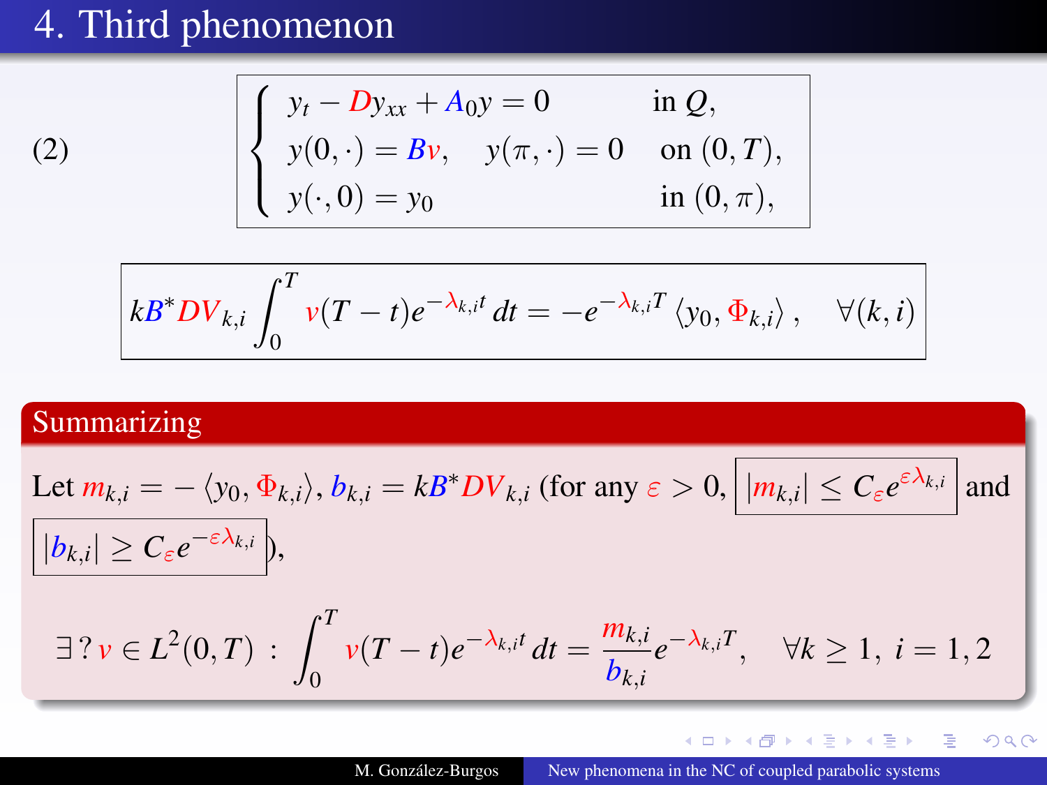# 4. Third phenomenon

$$
(2) \qquad \begin{cases} y_t - D y_{xx} + A_0 y = 0 & \text{in } Q, \\ y(0,\cdot) = Bv, \quad y(\pi,\cdot) = 0 & \text{on } (0,T), \\ y(\cdot,0) = y_0 & \text{in } (0,\pi), \end{cases}
$$

$$
k B^* D V_{k,i} \int_0^T v(T-t) e^{-\lambda_{k,i} t} \, dt = -e^{-\lambda_{k,i} T} \left\langle y_0, \Phi_{k,i} \right\rangle, \quad \forall (k,i)
$$

## Summarizing

Let $m_{k,i} = -\left\langle y_0, \Phi_{k,i} \right\rangle$, $b_{k,i} = k B^* D V_{k,i}$ (for any $\varepsilon > 0$, $|m_{k,i}| \leq C_\varepsilon e^{\varepsilon \lambda_{k,i}}$ and $|b_{k,i}| \geq C_\varepsilon e^{-\varepsilon \lambda_{k,i}}$),

$$
\exists\, ?\, v \in L^2(0,T) \; : \; \int_0^T v(T-t) e^{-\lambda_{k,i} t} \, dt = \frac{m_{k,i}}{b_{k,i}} e^{-\lambda_{k,i} T}, \quad \forall k \geq 1, \; i = 1, 2
$$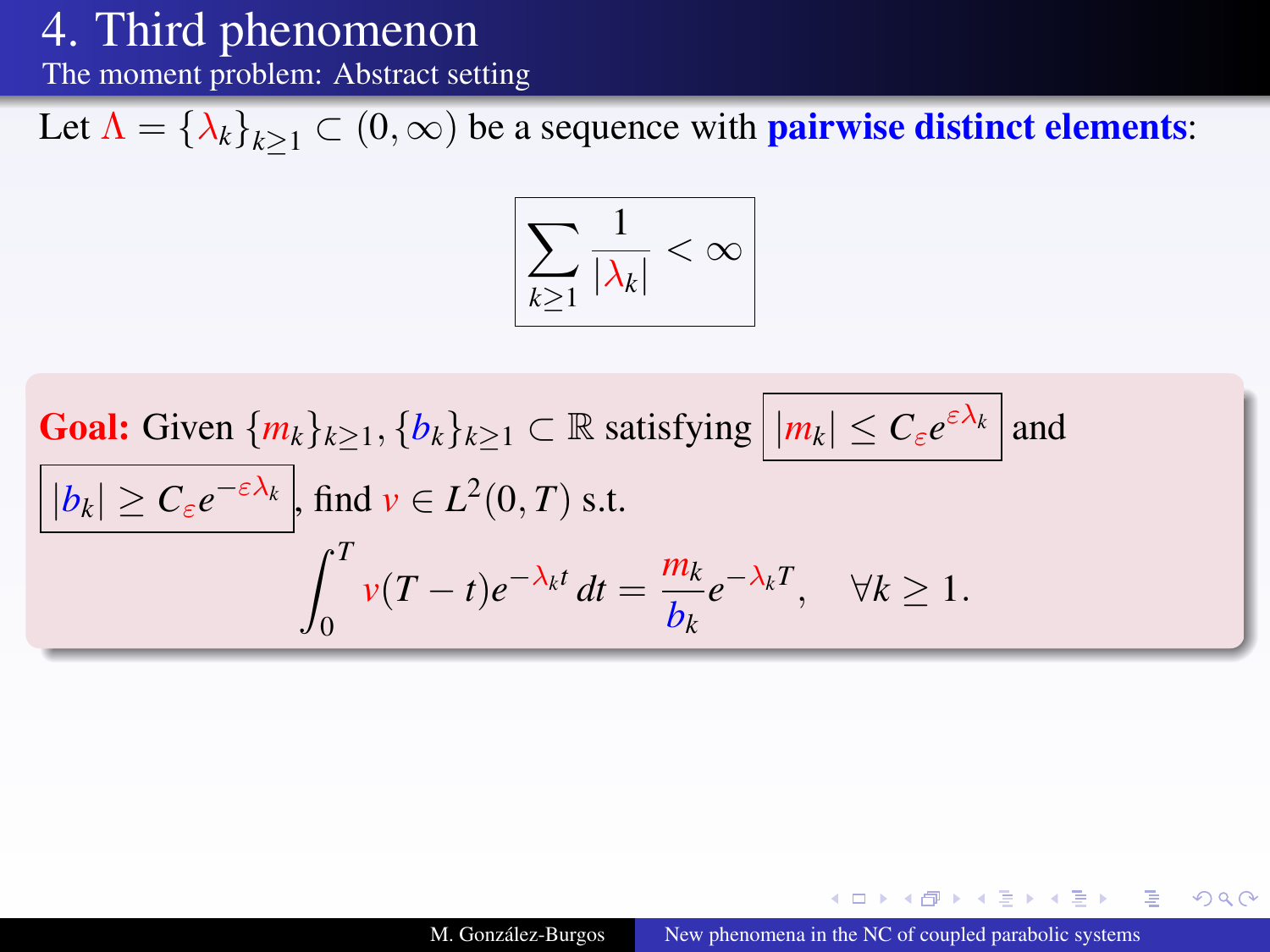# 4. Third phenomenon

## The moment problem: Abstract setting

Let $\Lambda = \{\lambda_k\}_{k\geq 1} \subset (0,\infty)$ be a sequence with **pairwise distinct elements**:

$$\sum_{k\geq 1} \frac{1}{|\lambda_k|} < \infty$$

**Goal:** Given $\{m_k\}_{k\geq 1}, \{b_k\}_{k\geq 1} \subset \mathbb{R}$ satisfying $|m_k| \leq C_\varepsilon e^{\varepsilon\lambda_k}$ and $|b_k| \geq C_\varepsilon e^{-\varepsilon\lambda_k}$, find $v \in L^2(0,T)$ s.t.

$$\int_0^T v(T-t)e^{-\lambda_k t}\,dt = \frac{m_k}{b_k}e^{-\lambda_k T}, \quad \forall k \geq 1.$$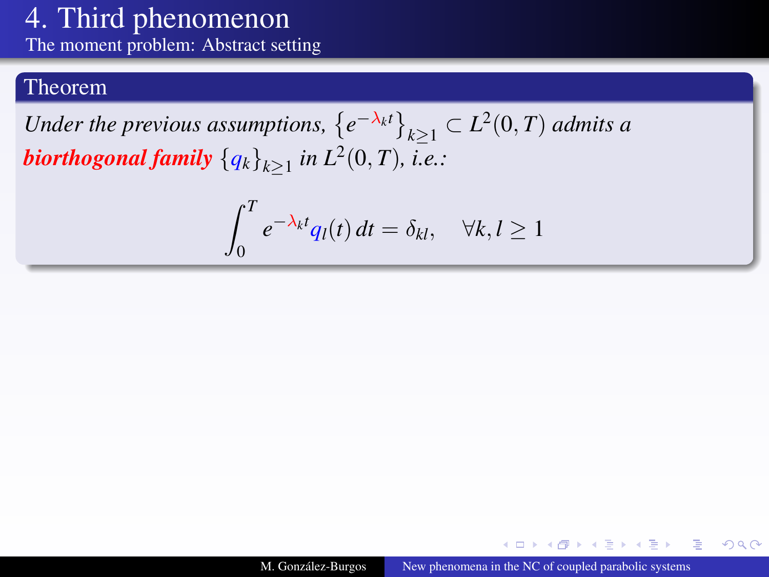# 4. Third phenomenon

## The moment problem: Abstract setting

### Theorem

*Under the previous assumptions,* $\left\{e^{-\lambda_k t}\right\}_{k\geq 1} \subset L^2(0,T)$ *admits a* ***biorthogonal family*** $\{q_k\}_{k\geq 1}$ *in* $L^2(0,T)$*, i.e.:*

$$\int_0^T e^{-\lambda_k t} q_l(t)\, dt = \delta_{kl}, \quad \forall k, l \geq 1$$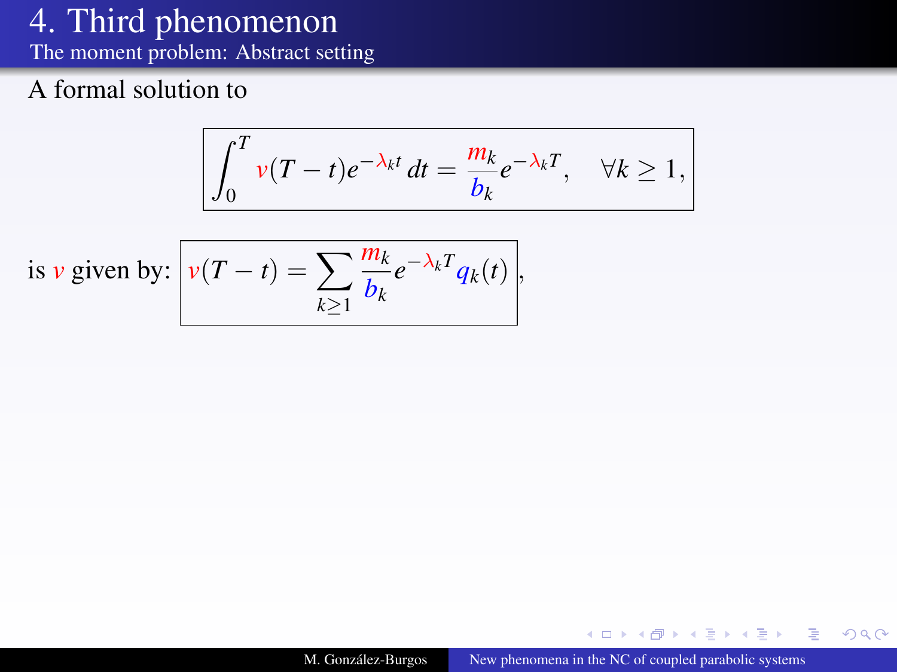# 4. Third phenomenon

## The moment problem: Abstract setting

A formal solution to

$$\boxed{\int_0^T v(T-t)e^{-\lambda_k t}\,dt = \frac{m_k}{b_k}e^{-\lambda_k T}, \quad \forall k \geq 1,}$$

is $v$ given by: $\boxed{v(T-t) = \sum_{k\geq 1} \frac{m_k}{b_k} e^{-\lambda_k T} q_k(t)}$,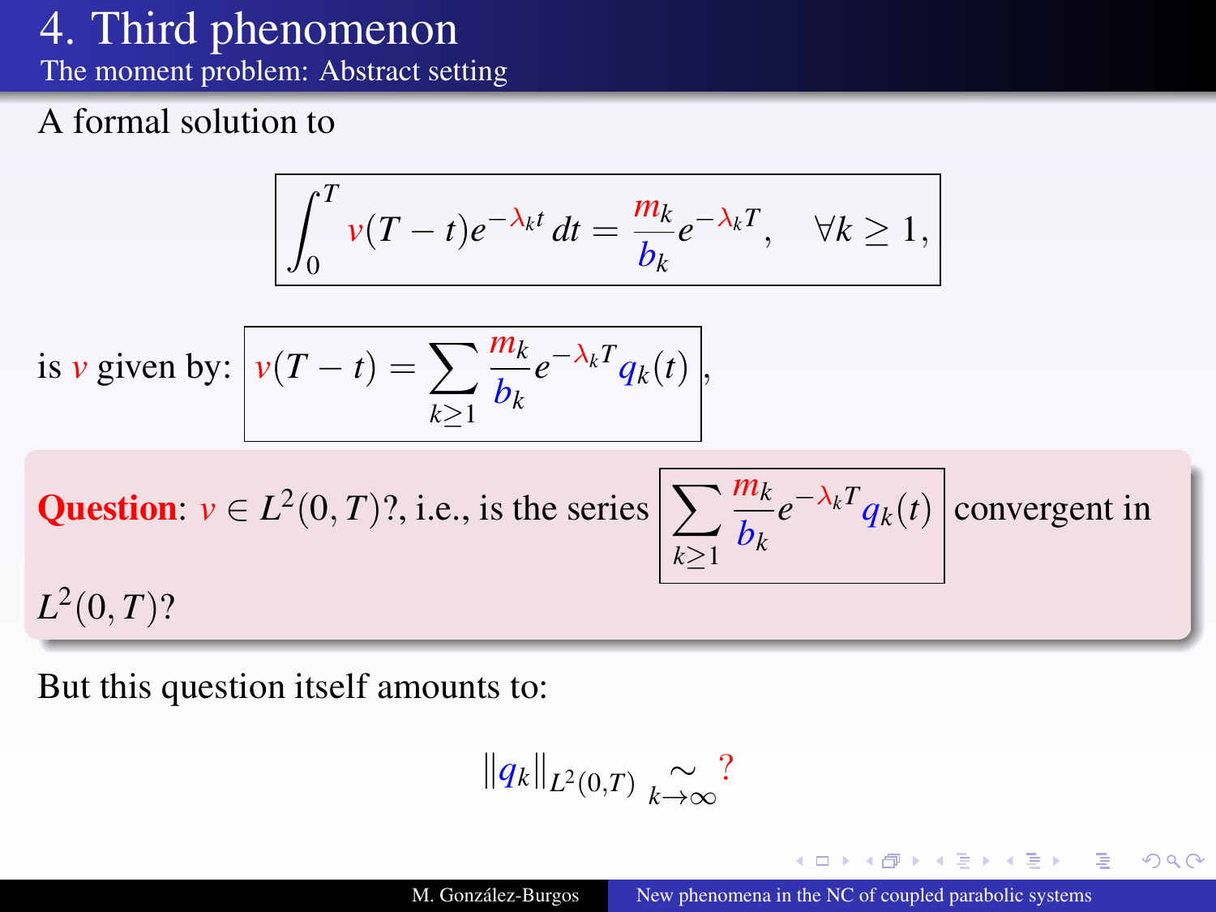# 4. Third phenomenon

## The moment problem: Abstract setting

A formal solution to

$$\int_0^T v(T-t)e^{-\lambda_k t}\,dt = \frac{m_k}{b_k}e^{-\lambda_k T}, \quad \forall k \geq 1,$$

is $v$ given by: $$v(T-t) = \sum_{k\geq 1} \frac{m_k}{b_k} e^{-\lambda_k T} q_k(t),$$

**Question**: $v \in L^2(0,T)$?, i.e., is the series $\displaystyle\sum_{k\geq 1} \frac{m_k}{b_k} e^{-\lambda_k T} q_k(t)$ convergent in $L^2(0,T)$?

But this question itself amounts to:

$$\|q_k\|_{L^2(0,T)} \underset{k\to\infty}{\sim} ?$$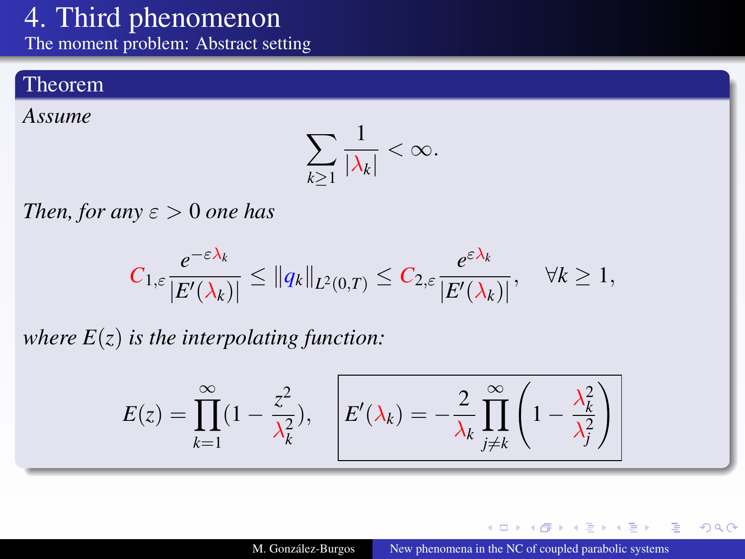# 4. Third phenomenon

## The moment problem: Abstract setting

### Theorem

*Assume*

$$\sum_{k\geq 1} \frac{1}{|\lambda_k|} < \infty.$$

*Then, for any $\varepsilon > 0$ one has*

$$C_{1,\varepsilon} \frac{e^{-\varepsilon \lambda_k}}{|E'(\lambda_k)|} \leq \|q_k\|_{L^2(0,T)} \leq C_{2,\varepsilon} \frac{e^{\varepsilon \lambda_k}}{|E'(\lambda_k)|}, \quad \forall k \geq 1,$$

*where $E(z)$ is the interpolating function:*

$$E(z) = \prod_{k=1}^{\infty} \left(1 - \frac{z^2}{\lambda_k^2}\right), \qquad \boxed{E'(\lambda_k) = -\frac{2}{\lambda_k} \prod_{j\neq k}^{\infty} \left(1 - \frac{\lambda_k^2}{\lambda_j^2}\right)}$$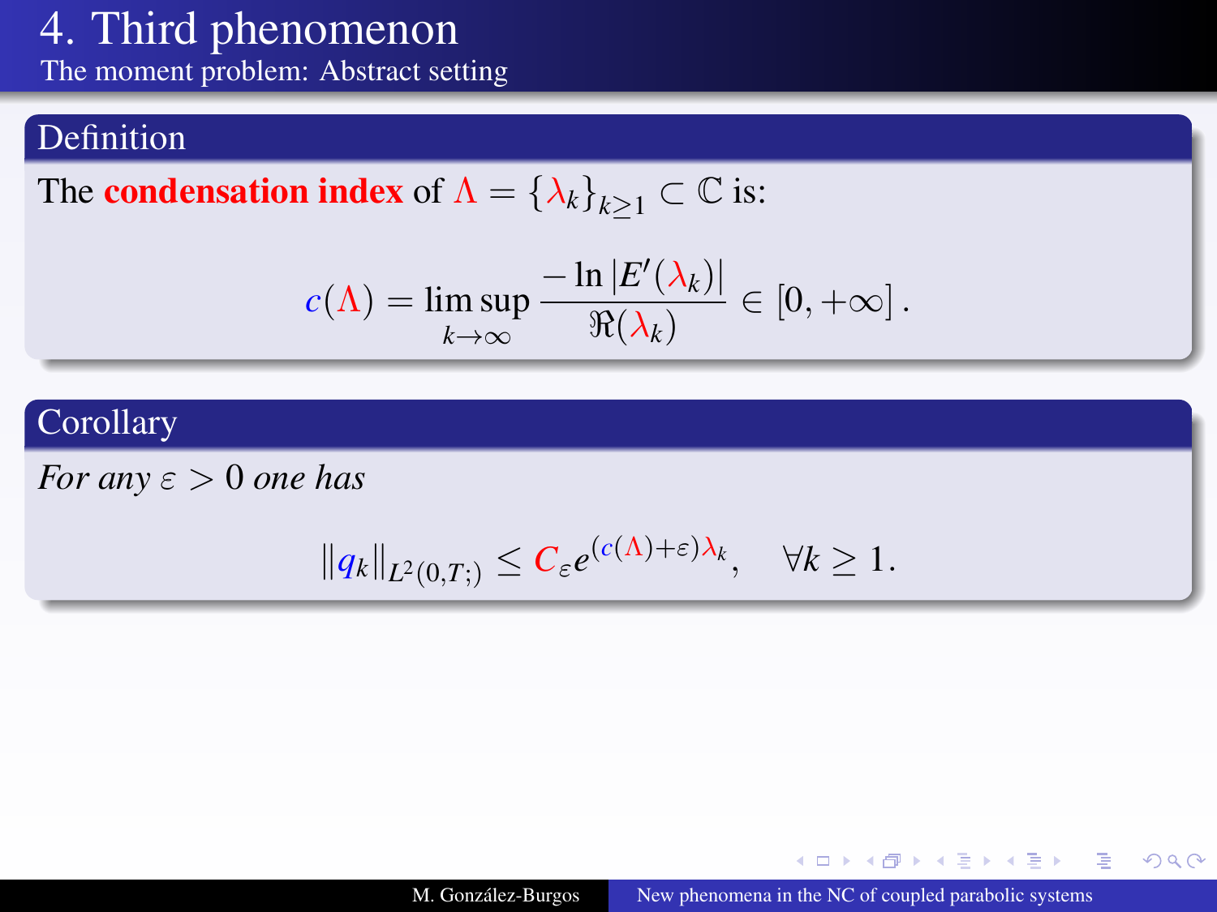# 4. Third phenomenon

## The moment problem: Abstract setting

### Definition

The **condensation index** of $\Lambda = \{\lambda_k\}_{k\geq 1} \subset \mathbb{C}$ is:

$$c(\Lambda) = \limsup_{k\to\infty} \frac{-\ln |E'(\lambda_k)|}{\Re(\lambda_k)} \in [0, +\infty].$$

### Corollary

*For any* $\varepsilon > 0$ *one has*

$$\|q_k\|_{L^2(0,T;)} \leq C_\varepsilon e^{(c(\Lambda)+\varepsilon)\lambda_k}, \quad \forall k \geq 1.$$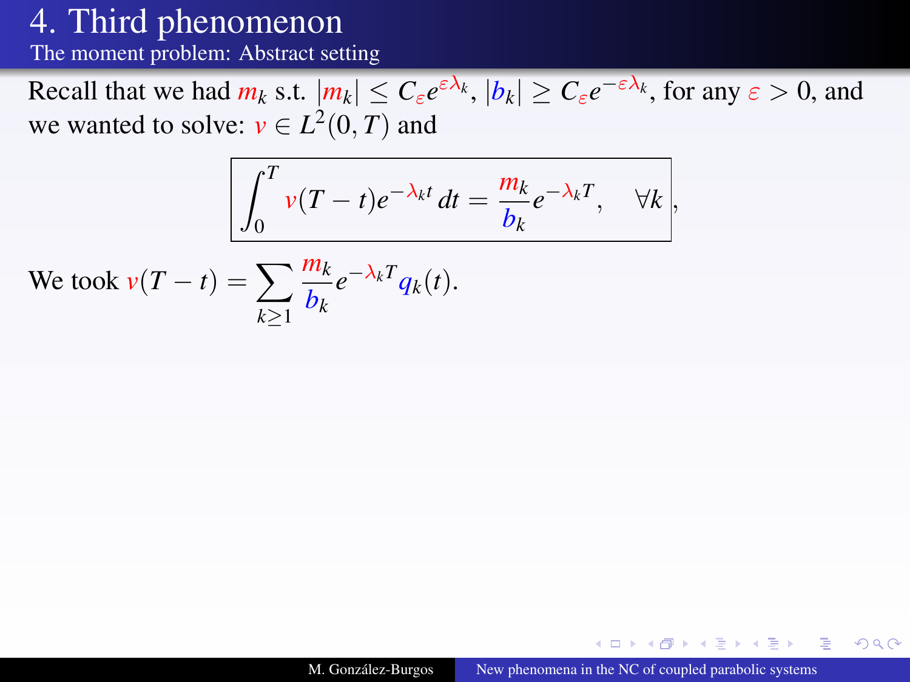// Page 48

# 4. Third phenomenon

## The moment problem: Abstract setting

Recall that we had $m_k$ s.t. $|m_k| \leq C_\varepsilon e^{\varepsilon \lambda_k}$, $|b_k| \geq C_\varepsilon e^{-\varepsilon \lambda_k}$, for any $\varepsilon > 0$, and we wanted to solve: $v \in L^2(0,T)$ and

$$\boxed{\int_0^T v(T-t) e^{-\lambda_k t}\, dt = \frac{m_k}{b_k} e^{-\lambda_k T}, \quad \forall k},$$

We took $v(T-t) = \displaystyle\sum_{k \geq 1} \frac{m_k}{b_k} e^{-\lambda_k T} q_k(t)$.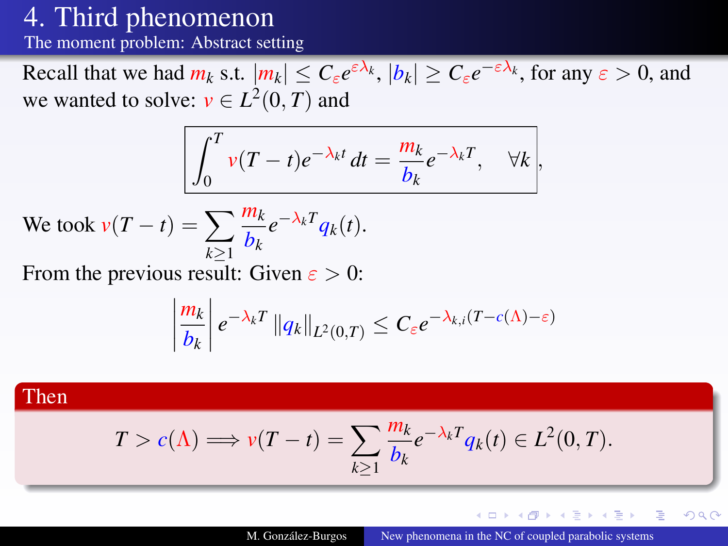# 4. Third phenomenon

## The moment problem: Abstract setting

Recall that we had $m_k$ s.t. $|m_k| \leq C_\varepsilon e^{\varepsilon \lambda_k}$, $|b_k| \geq C_\varepsilon e^{-\varepsilon \lambda_k}$, for any $\varepsilon > 0$, and we wanted to solve: $v \in L^2(0,T)$ and

$$\boxed{\int_0^T v(T-t) e^{-\lambda_k t}\, dt = \frac{m_k}{b_k} e^{-\lambda_k T}, \quad \forall k},$$

We took $v(T-t) = \displaystyle\sum_{k \geq 1} \frac{m_k}{b_k} e^{-\lambda_k T} q_k(t)$.

From the previous result: Given $\varepsilon > 0$:

$$\left| \frac{m_k}{b_k} \right| e^{-\lambda_k T} \|q_k\|_{L^2(0,T)} \leq C_\varepsilon e^{-\lambda_{k,i}(T - c(\Lambda) - \varepsilon)}$$

**Then**

$$T > c(\Lambda) \Longrightarrow v(T-t) = \sum_{k \geq 1} \frac{m_k}{b_k} e^{-\lambda_k T} q_k(t) \in L^2(0,T).$$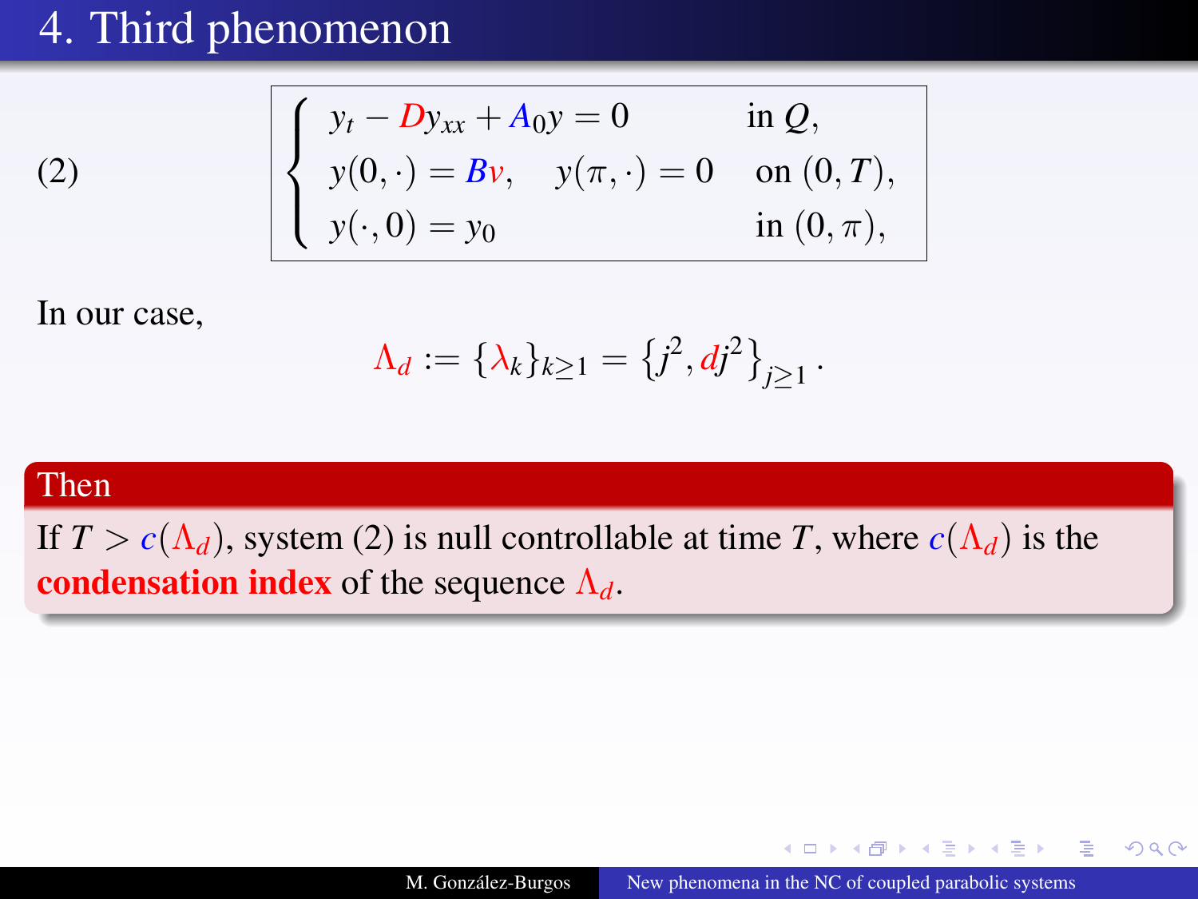# 4. Third phenomenon

$$
(2) \qquad \begin{cases} y_t - D y_{xx} + A_0 y = 0 & \text{in } Q, \\ y(0,\cdot) = Bv, \quad y(\pi,\cdot) = 0 & \text{on } (0,T), \\ y(\cdot,0) = y_0 & \text{in } (0,\pi), \end{cases}
$$

In our case,

$$
\Lambda_d := \{\lambda_k\}_{k\geq 1} = \left\{ j^2, dj^2 \right\}_{j\geq 1}.
$$

**Then**

If $T > c(\Lambda_d)$, system (2) is null controllable at time $T$, where $c(\Lambda_d)$ is the **condensation index** of the sequence $\Lambda_d$.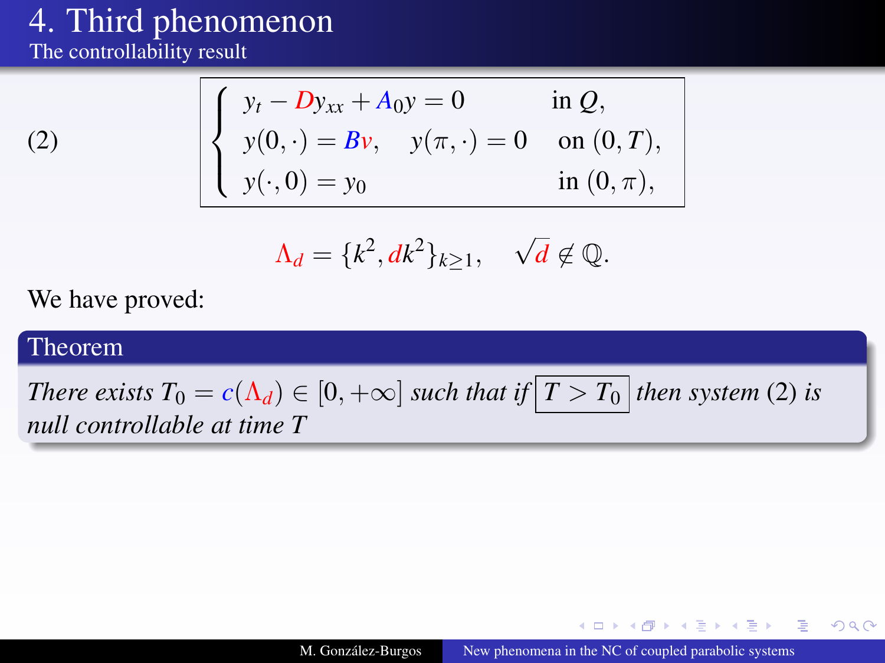# 4. Third phenomenon

## The controllability result

$$
(2) \qquad \left\{
\begin{array}{ll}
y_t - D y_{xx} + A_0 y = 0 & \text{in } Q, \\
y(0,\cdot) = Bv, \quad y(\pi,\cdot) = 0 & \text{on } (0,T), \\
y(\cdot,0) = y_0 & \text{in } (0,\pi),
\end{array}
\right.
$$

$$
\Lambda_d = \{k^2, dk^2\}_{k\geq 1}, \quad \sqrt{d} \notin \mathbb{Q}.
$$

We have proved:

**Theorem**

*There exists $T_0 = c(\Lambda_d) \in [0, +\infty]$ such that if $\boxed{T > T_0}$ then system (2) is null controllable at time $T$*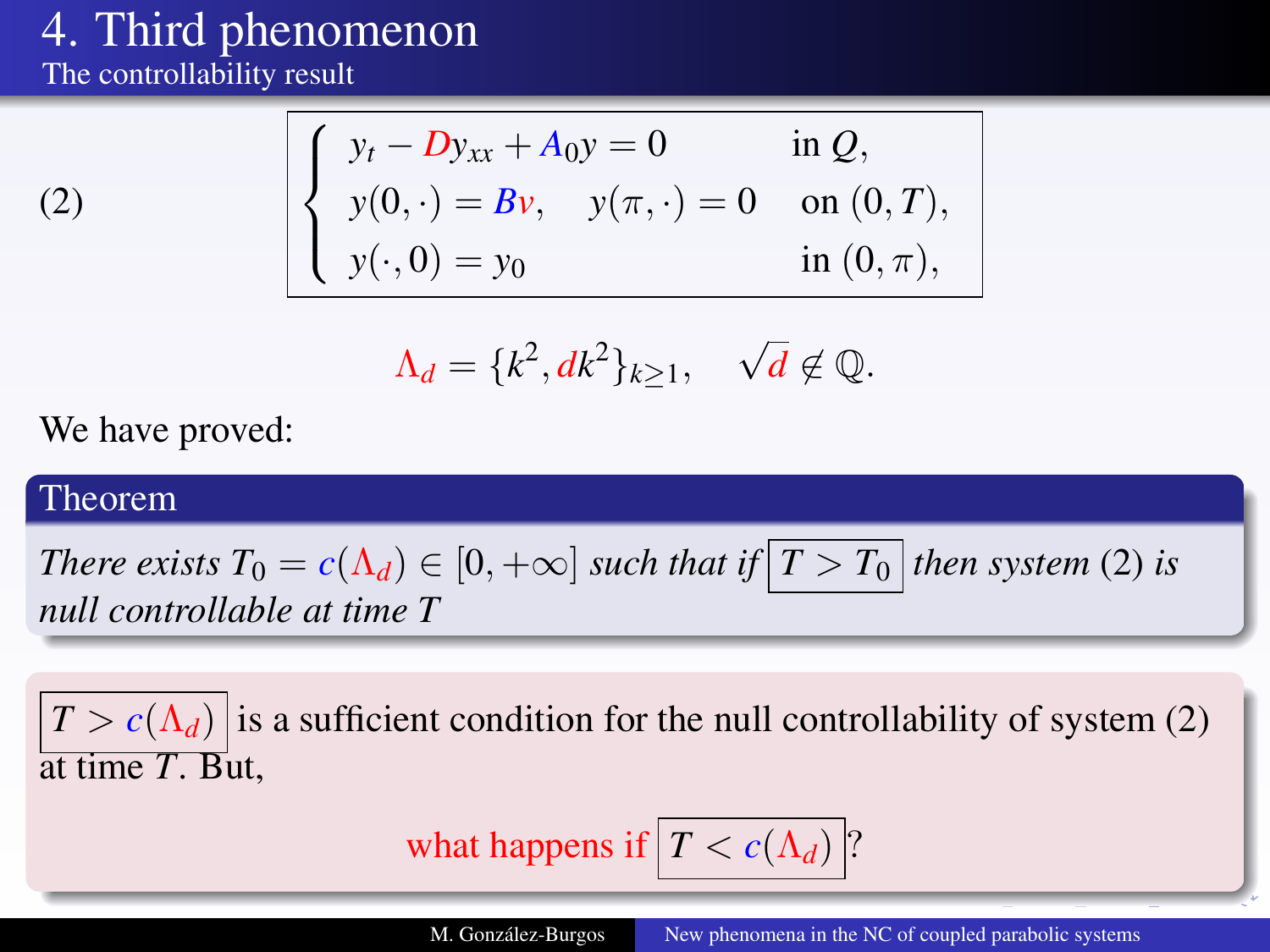# 4. Third phenomenon

## The controllability result

$$
(2) \qquad \begin{cases} y_t - D y_{xx} + A_0 y = 0 & \text{in } Q, \\ y(0,\cdot) = Bv, \quad y(\pi,\cdot) = 0 & \text{on } (0,T), \\ y(\cdot,0) = y_0 & \text{in } (0,\pi), \end{cases}
$$

$$
\Lambda_d = \{k^2, dk^2\}_{k \geq 1}, \quad \sqrt{d} \notin \mathbb{Q}.
$$

We have proved:

**Theorem**

*There exists $T_0 = c(\Lambda_d) \in [0, +\infty]$ such that if $\boxed{T > T_0}$ then system (2) is null controllable at time $T$*

$\boxed{T > c(\Lambda_d)}$ is a sufficient condition for the null controllability of system (2) at time $T$. But,

what happens if $\boxed{T < c(\Lambda_d)}$?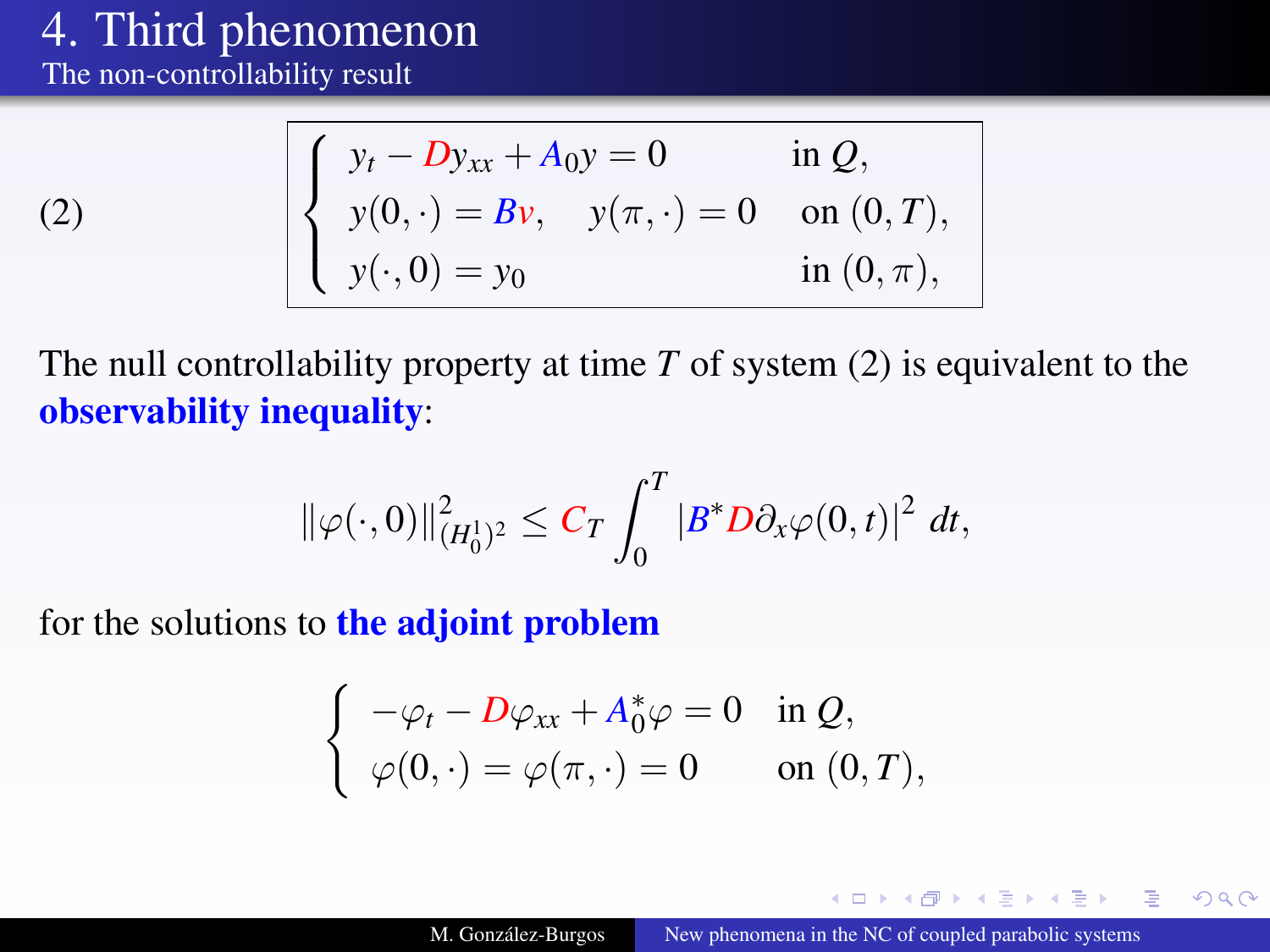# 4. Third phenomenon

## The non-controllability result

$$
(2) \qquad \begin{cases} y_t - D y_{xx} + A_0 y = 0 & \text{in } Q, \\ y(0,\cdot) = Bv, \quad y(\pi,\cdot) = 0 & \text{on } (0,T), \\ y(\cdot,0) = y_0 & \text{in } (0,\pi), \end{cases}
$$

The null controllability property at time $T$ of system (2) is equivalent to the **observability inequality**:

$$
\|\varphi(\cdot,0)\|^2_{(H_0^1)^2} \leq C_T \int_0^T \left| B^* D \partial_x \varphi(0,t) \right|^2 \, dt,
$$

for the solutions to **the adjoint problem**

$$
\begin{cases} -\varphi_t - D\varphi_{xx} + A_0^* \varphi = 0 & \text{in } Q, \\ \varphi(0,\cdot) = \varphi(\pi,\cdot) = 0 & \text{on } (0,T), \end{cases}
$$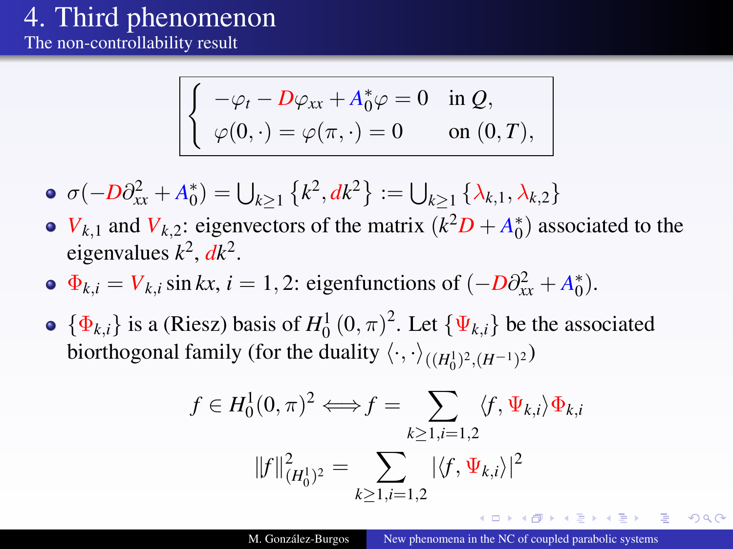# 4. Third phenomenon

## The non-controllability result

$$\begin{cases} -\varphi_t - D\varphi_{xx} + A_0^*\varphi = 0 & \text{in } Q, \\ \varphi(0,\cdot) = \varphi(\pi,\cdot) = 0 & \text{on } (0,T), \end{cases}$$

- $\sigma(-D\partial_{xx}^2 + A_0^*) = \bigcup_{k\geq 1}\{k^2, dk^2\} := \bigcup_{k\geq 1}\{\lambda_{k,1}, \lambda_{k,2}\}$
- $V_{k,1}$ and $V_{k,2}$: eigenvectors of the matrix $(k^2D + A_0^*)$ associated to the eigenvalues $k^2$, $dk^2$.
- $\Phi_{k,i} = V_{k,i}\sin kx$, $i = 1, 2$: eigenfunctions of $(-D\partial_{xx}^2 + A_0^*)$.
- $\{\Phi_{k,i}\}$ is a (Riesz) basis of $H_0^1(0,\pi)^2$. Let $\{\Psi_{k,i}\}$ be the associated biorthogonal family (for the duality $\langle\cdot,\cdot\rangle_{((H_0^1)^2,(H^{-1})^2)}$)

$$f \in H_0^1(0,\pi)^2 \iff f = \sum_{k\geq 1, i=1,2} \langle f, \Psi_{k,i}\rangle \Phi_{k,i}$$

$$\|f\|_{(H_0^1)^2}^2 = \sum_{k\geq 1, i=1,2} |\langle f, \Psi_{k,i}\rangle|^2$$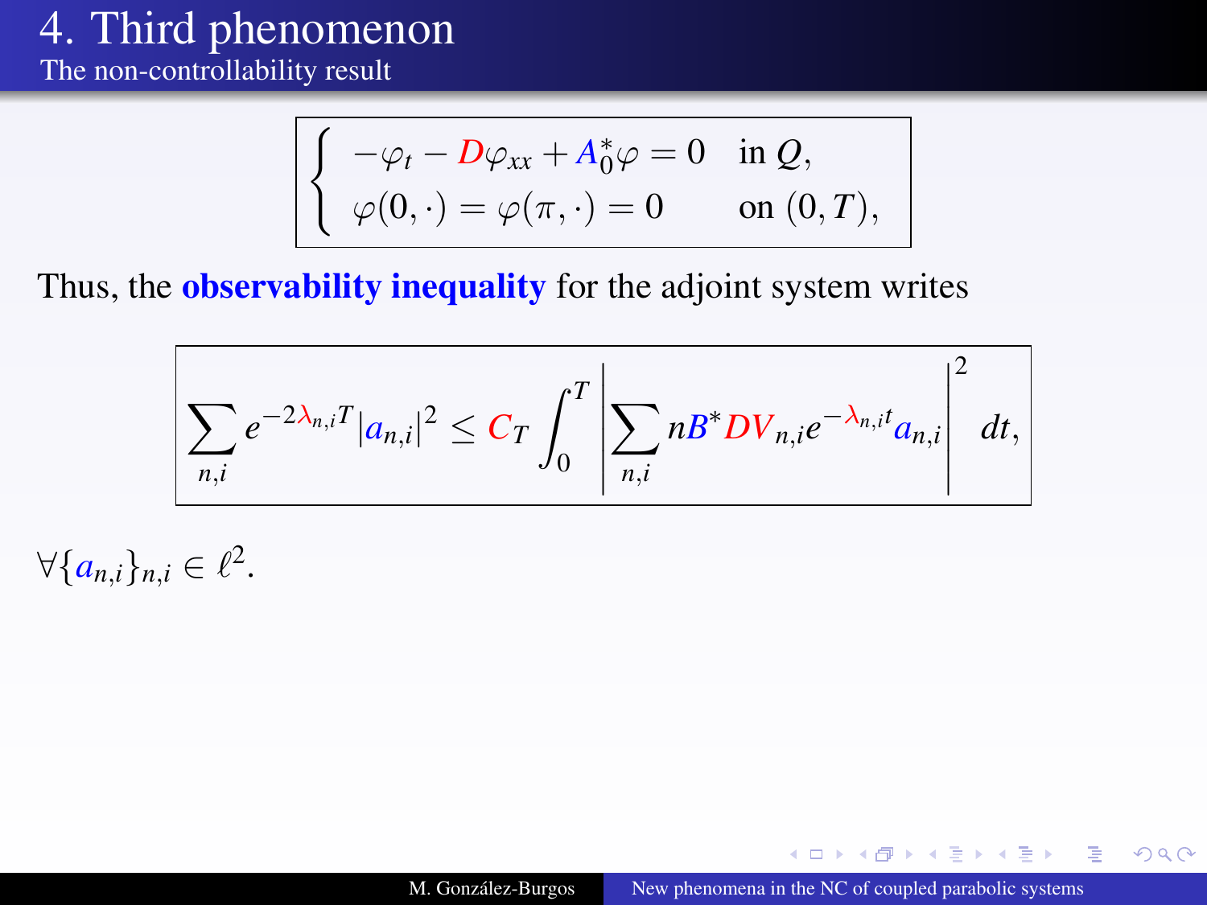# 4. Third phenomenon

## The non-controllability result

$$
\begin{cases}
-\varphi_t - D\varphi_{xx} + A_0^*\varphi = 0 & \text{in } Q, \\
\varphi(0,\cdot) = \varphi(\pi,\cdot) = 0 & \text{on } (0,T),
\end{cases}
$$

Thus, the **observability inequality** for the adjoint system writes

$$
\sum_{n,i} e^{-2\lambda_{n,i}T} |a_{n,i}|^2 \leq C_T \int_0^T \left| \sum_{n,i} nB^* DV_{n,i} e^{-\lambda_{n,i}t} a_{n,i} \right|^2 dt,
$$

$\forall \{a_{n,i}\}_{n,i} \in \ell^2$.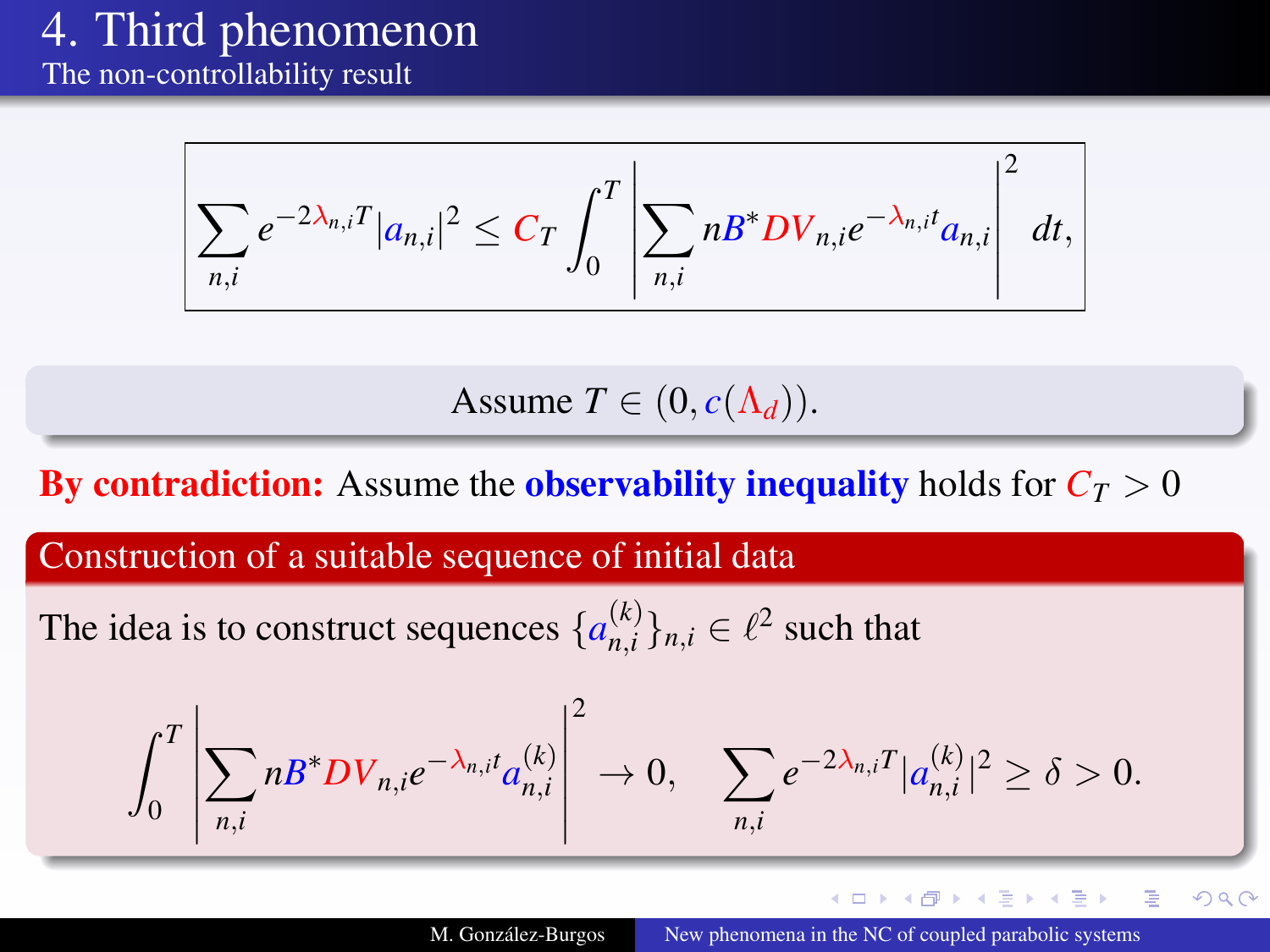# 4. Third phenomenon

## The non-controllability result

$$\sum_{n,i} e^{-2\lambda_{n,i}T}|a_{n,i}|^2 \leq C_T \int_0^T \left| \sum_{n,i} nB^* DV_{n,i} e^{-\lambda_{n,i}t} a_{n,i} \right|^2 dt,$$

Assume $T \in (0, c(\Lambda_d))$.

**By contradiction:** Assume the **observability inequality** holds for $C_T > 0$

### Construction of a suitable sequence of initial data

The idea is to construct sequences $\{a_{n,i}^{(k)}\}_{n,i} \in \ell^2$ such that

$$\int_0^T \left| \sum_{n,i} nB^* DV_{n,i} e^{-\lambda_{n,i}t} a_{n,i}^{(k)} \right|^2 \to 0, \quad \sum_{n,i} e^{-2\lambda_{n,i}T} |a_{n,i}^{(k)}|^2 \geq \delta > 0.$$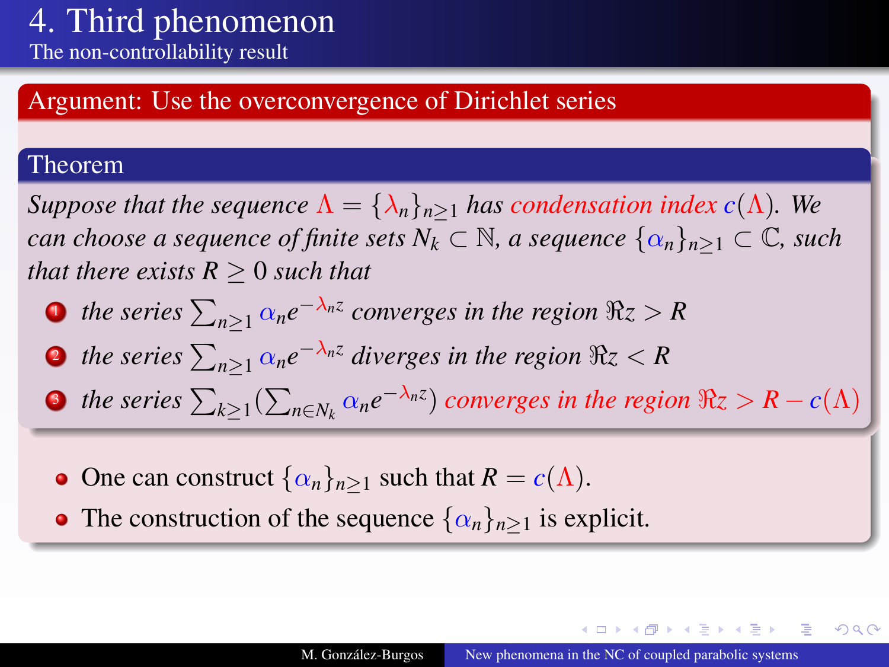# 4. Third phenomenon

## The non-controllability result

### Argument: Use the overconvergence of Dirichlet series

**Theorem**

*Suppose that the sequence $\Lambda = \{\lambda_n\}_{n\geq 1}$ has condensation index $c(\Lambda)$. We can choose a sequence of finite sets $N_k \subset \mathbb{N}$, a sequence $\{\alpha_n\}_{n\geq 1} \subset \mathbb{C}$, such that there exists $R \geq 0$ such that*

1. *the series $\sum_{n\geq 1} \alpha_n e^{-\lambda_n z}$ converges in the region $\Re z > R$*
2. *the series $\sum_{n\geq 1} \alpha_n e^{-\lambda_n z}$ diverges in the region $\Re z < R$*
3. *the series $\sum_{k\geq 1}(\sum_{n\in N_k} \alpha_n e^{-\lambda_n z})$ converges in the region $\Re z > R - c(\Lambda)$*

- One can construct $\{\alpha_n\}_{n\geq 1}$ such that $R = c(\Lambda)$.
- The construction of the sequence $\{\alpha_n\}_{n\geq 1}$ is explicit.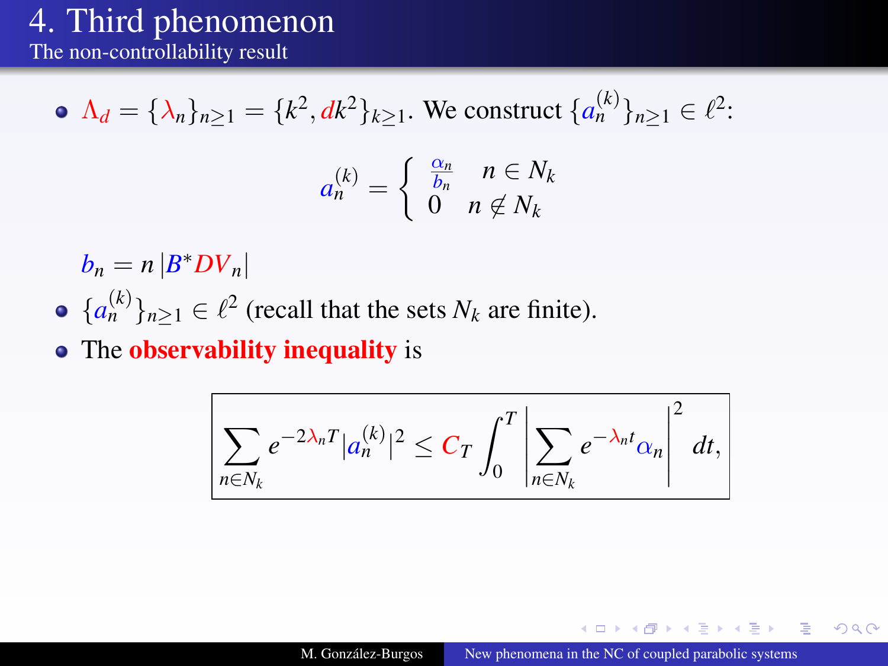# 4. Third phenomenon

## The non-controllability result

- $\Lambda_d = \{\lambda_n\}_{n\geq 1} = \{k^2, dk^2\}_{k\geq 1}$. We construct $\{a_n^{(k)}\}_{n\geq 1} \in \ell^2$:

$$a_n^{(k)} = \begin{cases} \frac{\alpha_n}{b_n} & n \in N_k \\ 0 & n \notin N_k \end{cases}$$

  $b_n = n \left| B^* D V_n \right|$

- $\{a_n^{(k)}\}_{n\geq 1} \in \ell^2$ (recall that the sets $N_k$ are finite).
- The **observability inequality** is

$$\boxed{\sum_{n\in N_k} e^{-2\lambda_n T} |a_n^{(k)}|^2 \leq C_T \int_0^T \left| \sum_{n\in N_k} e^{-\lambda_n t} \alpha_n \right|^2 dt,}$$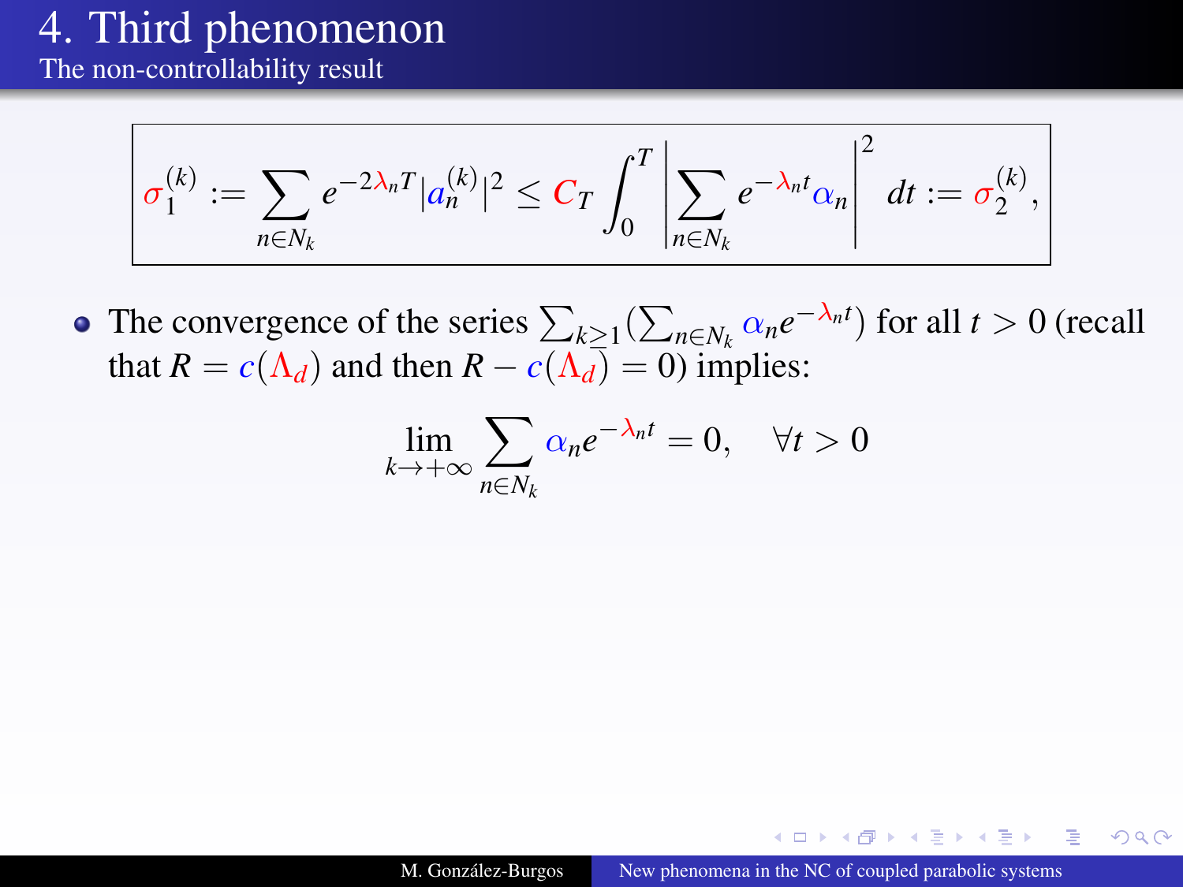# 4. Third phenomenon

## The non-controllability result

$$\sigma_1^{(k)} := \sum_{n\in N_k} e^{-2\lambda_n T}|a_n^{(k)}|^2 \le C_T \int_0^T \left| \sum_{n\in N_k} e^{-\lambda_n t}\alpha_n \right|^2 dt := \sigma_2^{(k)},$$

- The convergence of the series $\sum_{k\geq 1}(\sum_{n\in N_k} \alpha_n e^{-\lambda_n t})$ for all $t > 0$ (recall that $R = c(\Lambda_d)$ and then $R - c(\Lambda_d) = 0$) implies:

$$\lim_{k\to+\infty} \sum_{n\in N_k} \alpha_n e^{-\lambda_n t} = 0, \quad \forall t > 0$$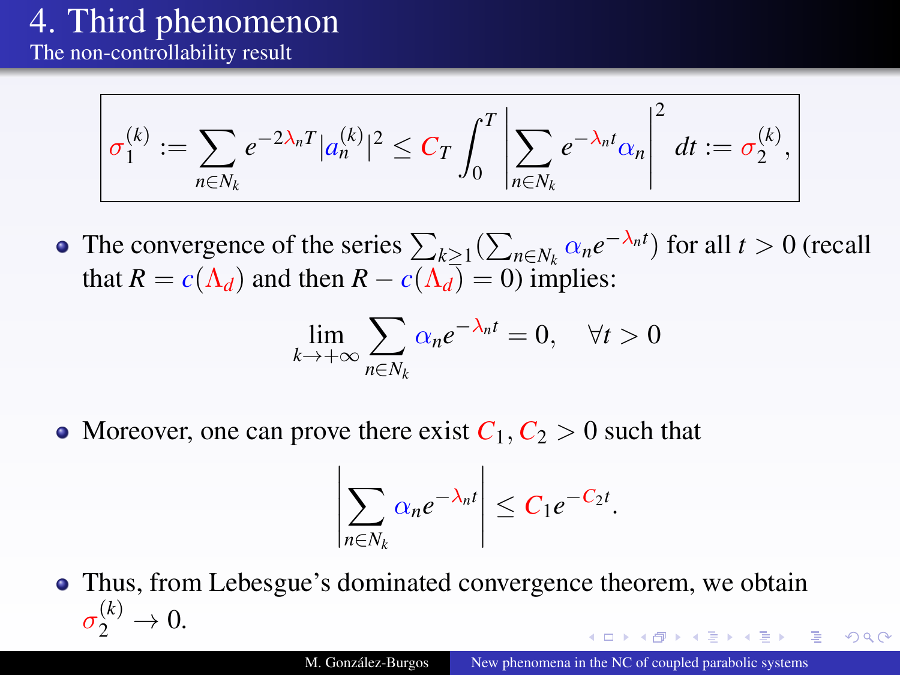# 4. Third phenomenon

## The non-controllability result

$$\sigma_1^{(k)} := \sum_{n\in N_k} e^{-2\lambda_n T}|a_n^{(k)}|^2 \le C_T \int_0^T \left| \sum_{n\in N_k} e^{-\lambda_n t}\alpha_n \right|^2 dt := \sigma_2^{(k)},$$

- The convergence of the series $\sum_{k\ge 1}(\sum_{n\in N_k} \alpha_n e^{-\lambda_n t})$ for all $t>0$ (recall that $R = c(\Lambda_d)$ and then $R - c(\Lambda_d) = 0$) implies:

$$\lim_{k\to+\infty} \sum_{n\in N_k} \alpha_n e^{-\lambda_n t} = 0, \quad \forall t > 0$$

- Moreover, one can prove there exist $C_1, C_2 > 0$ such that

$$\left| \sum_{n\in N_k} \alpha_n e^{-\lambda_n t} \right| \le C_1 e^{-C_2 t}.$$

- Thus, from Lebesgue's dominated convergence theorem, we obtain $\sigma_2^{(k)} \to 0$.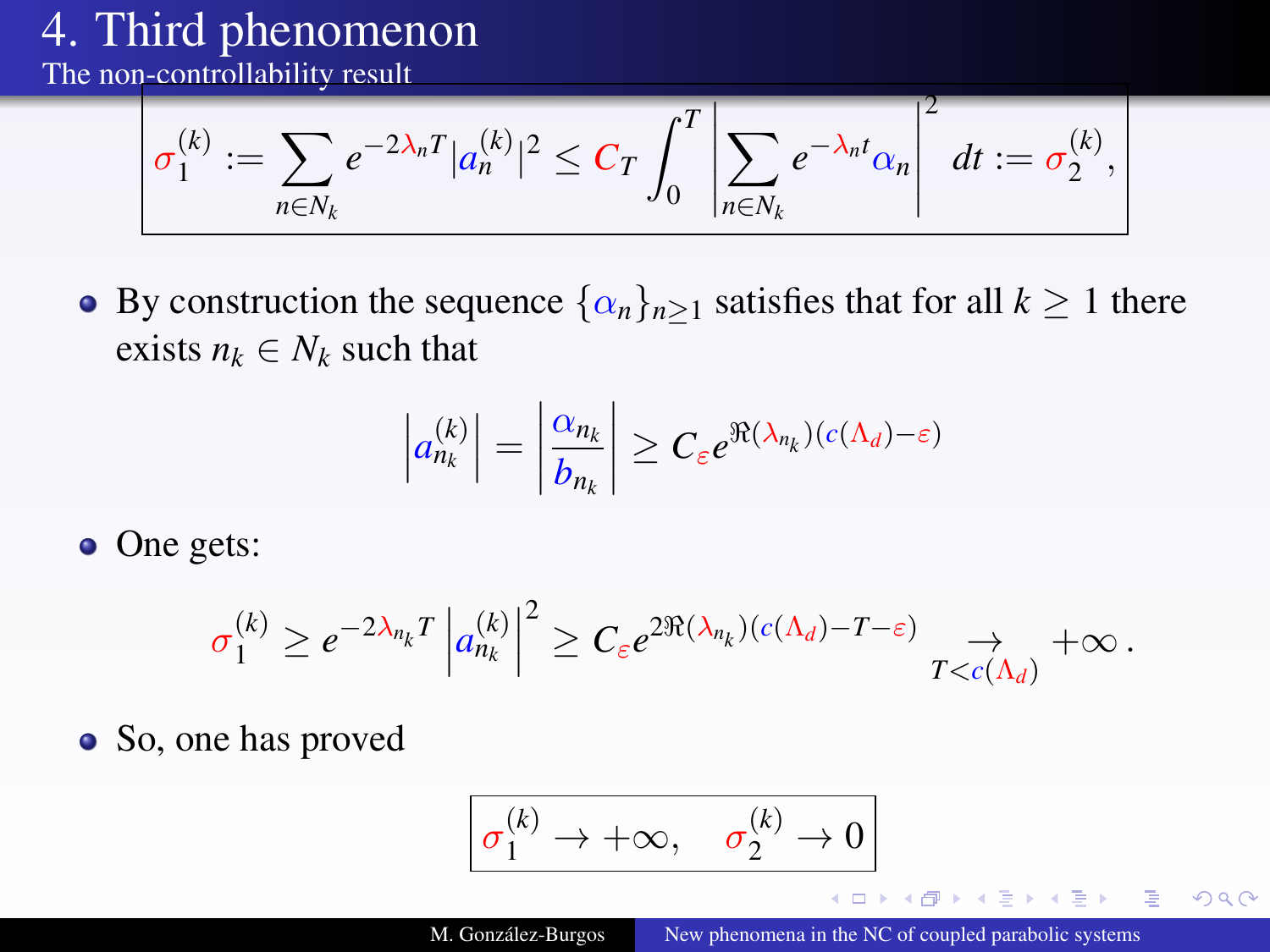# 4. Third phenomenon

## The non-controllability result

$$\sigma_1^{(k)} := \sum_{n \in N_k} e^{-2\lambda_n T} |a_n^{(k)}|^2 \leq C_T \int_0^T \left| \sum_{n \in N_k} e^{-\lambda_n t} \alpha_n \right|^2 dt := \sigma_2^{(k)},$$

- By construction the sequence $\{\alpha_n\}_{n \geq 1}$ satisfies that for all $k \geq 1$ there exists $n_k \in N_k$ such that

$$\left| a_{n_k}^{(k)} \right| = \left| \frac{\alpha_{n_k}}{b_{n_k}} \right| \geq C_\varepsilon e^{\Re(\lambda_{n_k})(c(\Lambda_d) - \varepsilon)}$$

- One gets:

$$\sigma_1^{(k)} \geq e^{-2\lambda_{n_k} T} \left| a_{n_k}^{(k)} \right|^2 \geq C_\varepsilon e^{2\Re(\lambda_{n_k})(c(\Lambda_d) - T - \varepsilon)} \underset{T < c(\Lambda_d)}{\rightarrow} +\infty \, .$$

- So, one has proved

$$\sigma_1^{(k)} \to +\infty, \quad \sigma_2^{(k)} \to 0$$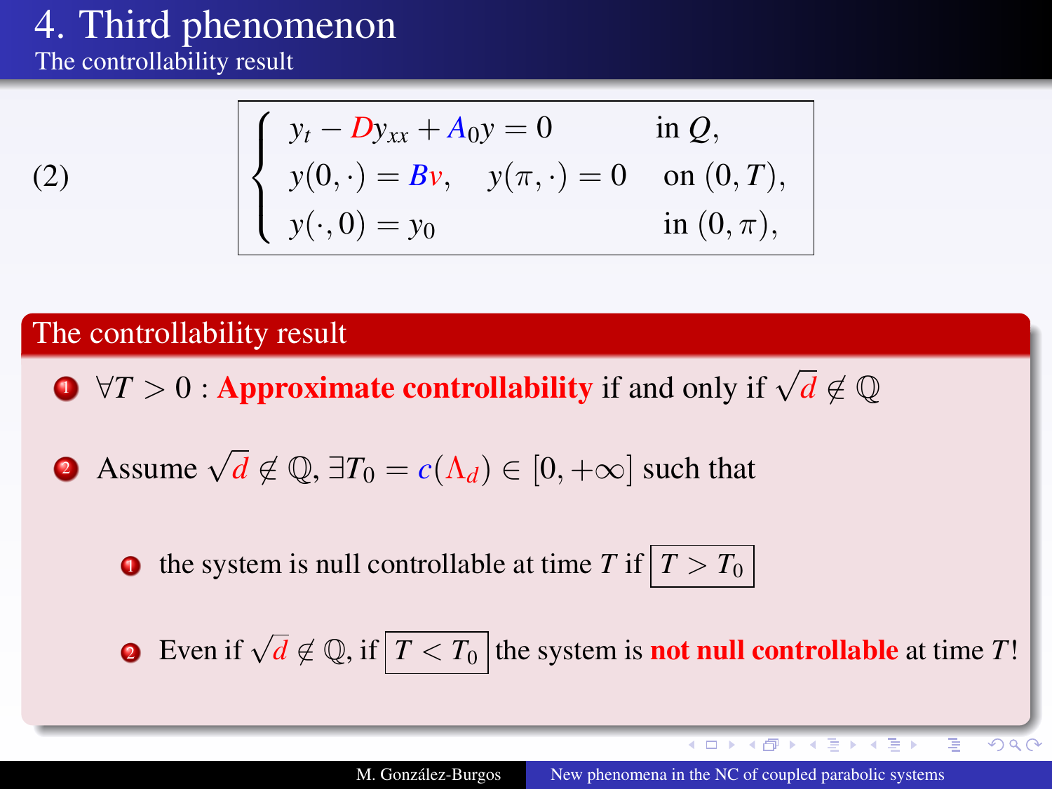# 4. Third phenomenon

## The controllability result

$$
(2) \qquad \begin{cases} y_t - Dy_{xx} + A_0 y = 0 & \text{in } Q, \\ y(0,\cdot) = Bv, \quad y(\pi,\cdot) = 0 & \text{on } (0,T), \\ y(\cdot,0) = y_0 & \text{in } (0,\pi), \end{cases}
$$

### The controllability result

1. $\forall T > 0$ : **Approximate controllability** if and only if $\sqrt{d} \notin \mathbb{Q}$
2. Assume $\sqrt{d} \notin \mathbb{Q}$, $\exists T_0 = c(\Lambda_d) \in [0, +\infty]$ such that
   1. the system is null controllable at time $T$ if $\boxed{T > T_0}$
   2. Even if $\sqrt{d} \notin \mathbb{Q}$, if $\boxed{T < T_0}$ the system is **not null controllable** at time $T$!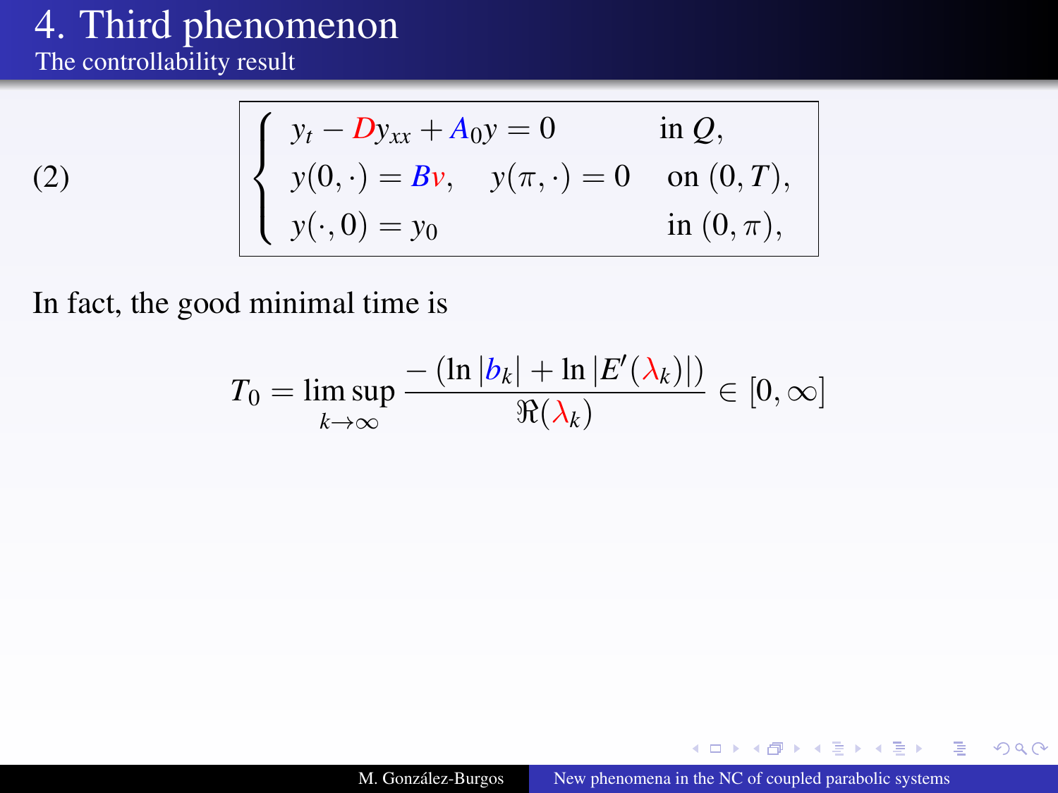# 4. Third phenomenon

## The controllability result

$$
(2) \qquad \left\{
\begin{array}{lr}
y_t - D y_{xx} + A_0 y = 0 & \text{in } Q, \\
y(0,\cdot) = Bv, \quad y(\pi,\cdot) = 0 & \text{on } (0,T), \\
y(\cdot,0) = y_0 & \text{in } (0,\pi),
\end{array}
\right.
$$

In fact, the good minimal time is

$$
T_0 = \limsup_{k\to\infty} \frac{-\left(\ln |b_k| + \ln |E'(\lambda_k)|\right)}{\Re(\lambda_k)} \in [0,\infty]
$$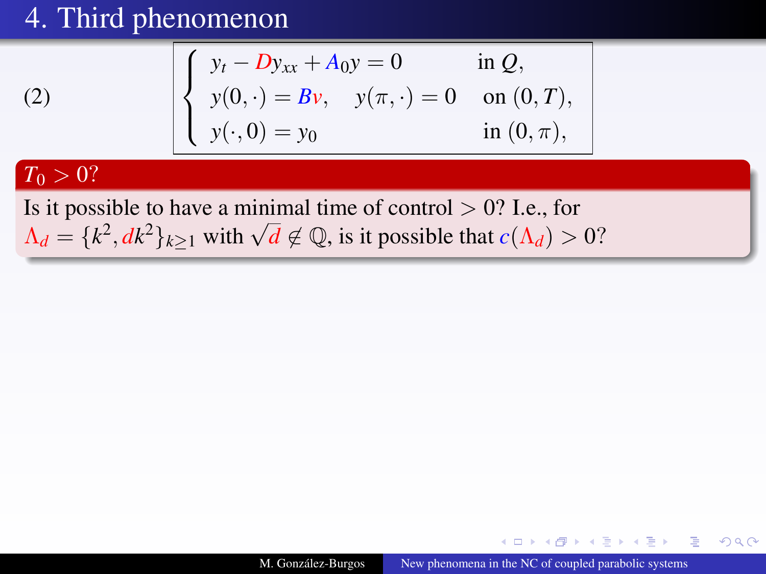# 4. Third phenomenon

$$
(2) \qquad \begin{cases} y_t - D y_{xx} + A_0 y = 0 & \text{in } Q, \\ y(0,\cdot) = Bv, \quad y(\pi,\cdot) = 0 & \text{on } (0,T), \\ y(\cdot,0) = y_0 & \text{in } (0,\pi), \end{cases}
$$

**$T_0 > 0$?**

Is it possible to have a minimal time of control $> 0$? I.e., for $\Lambda_d = \{k^2, dk^2\}_{k\geq 1}$ with $\sqrt{d} \notin \mathbb{Q}$, is it possible that $c(\Lambda_d) > 0$?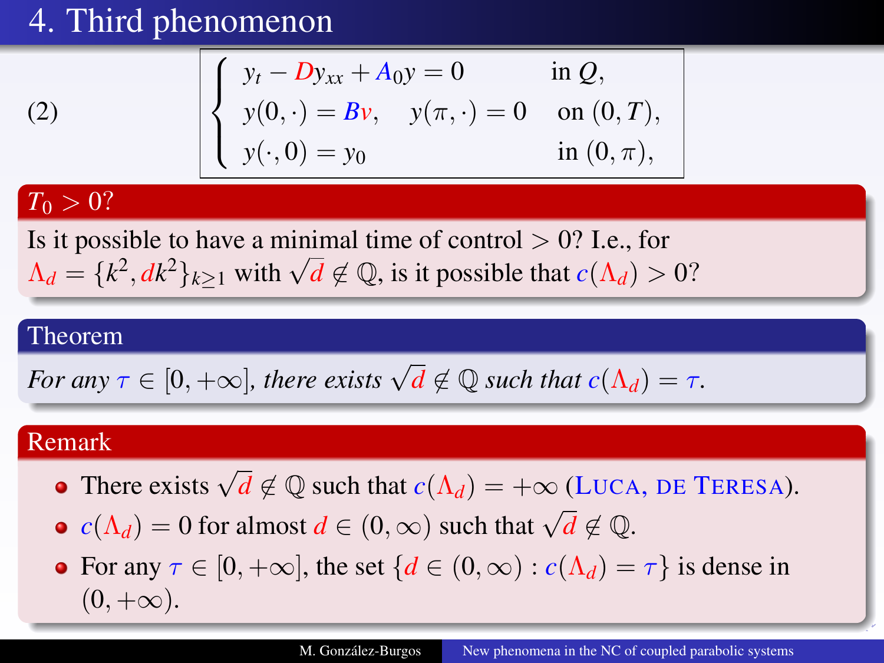# 4. Third phenomenon

$$
(2) \qquad \begin{cases} y_t - D y_{xx} + A_0 y = 0 & \text{in } Q, \\ y(0,\cdot) = Bv, \quad y(\pi,\cdot) = 0 & \text{on } (0,T), \\ y(\cdot,0) = y_0 & \text{in } (0,\pi), \end{cases}
$$

**$T_0 > 0$?**

Is it possible to have a minimal time of control $> 0$? I.e., for $\Lambda_d = \{k^2, dk^2\}_{k\geq 1}$ with $\sqrt{d} \notin \mathbb{Q}$, is it possible that $c(\Lambda_d) > 0$?

**Theorem**

*For any $\tau \in [0, +\infty]$, there exists $\sqrt{d} \notin \mathbb{Q}$ such that $c(\Lambda_d) = \tau$.*

**Remark**

- There exists $\sqrt{d} \notin \mathbb{Q}$ such that $c(\Lambda_d) = +\infty$ (Luca, de Teresa).
- $c(\Lambda_d) = 0$ for almost $d \in (0, \infty)$ such that $\sqrt{d} \notin \mathbb{Q}$.
- For any $\tau \in [0, +\infty]$, the set $\{d \in (0,\infty) : c(\Lambda_d) = \tau\}$ is dense in $(0, +\infty)$.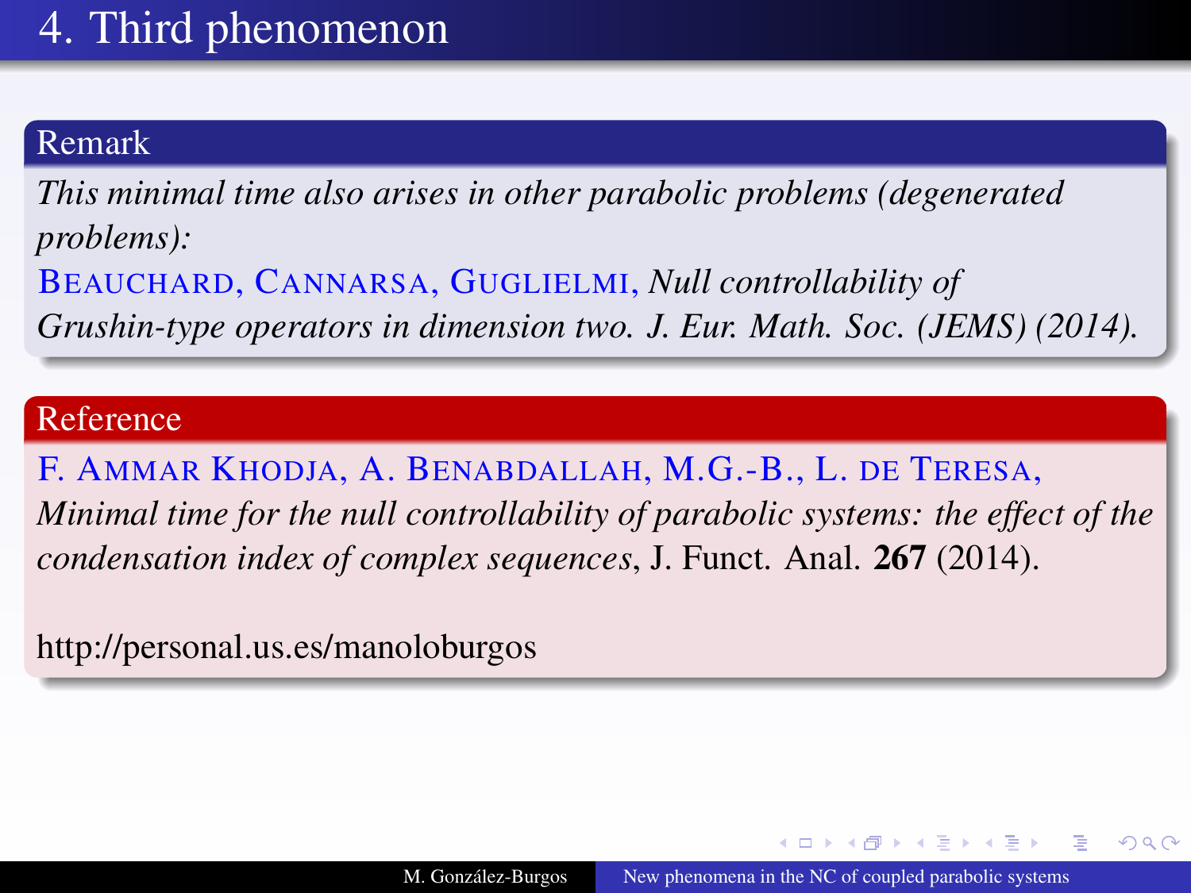# 4. Third phenomenon

**Remark**

*This minimal time also arises in other parabolic problems (degenerated problems):*

BEAUCHARD, CANNARSA, GUGLIELMI, *Null controllability of Grushin-type operators in dimension two. J. Eur. Math. Soc. (JEMS) (2014).*

**Reference**

F. AMMAR KHODJA, A. BENABDALLAH, M.G.-B., L. DE TERESA, *Minimal time for the null controllability of parabolic systems: the effect of the condensation index of complex sequences*, J. Funct. Anal. **267** (2014).

http://personal.us.es/manoloburgos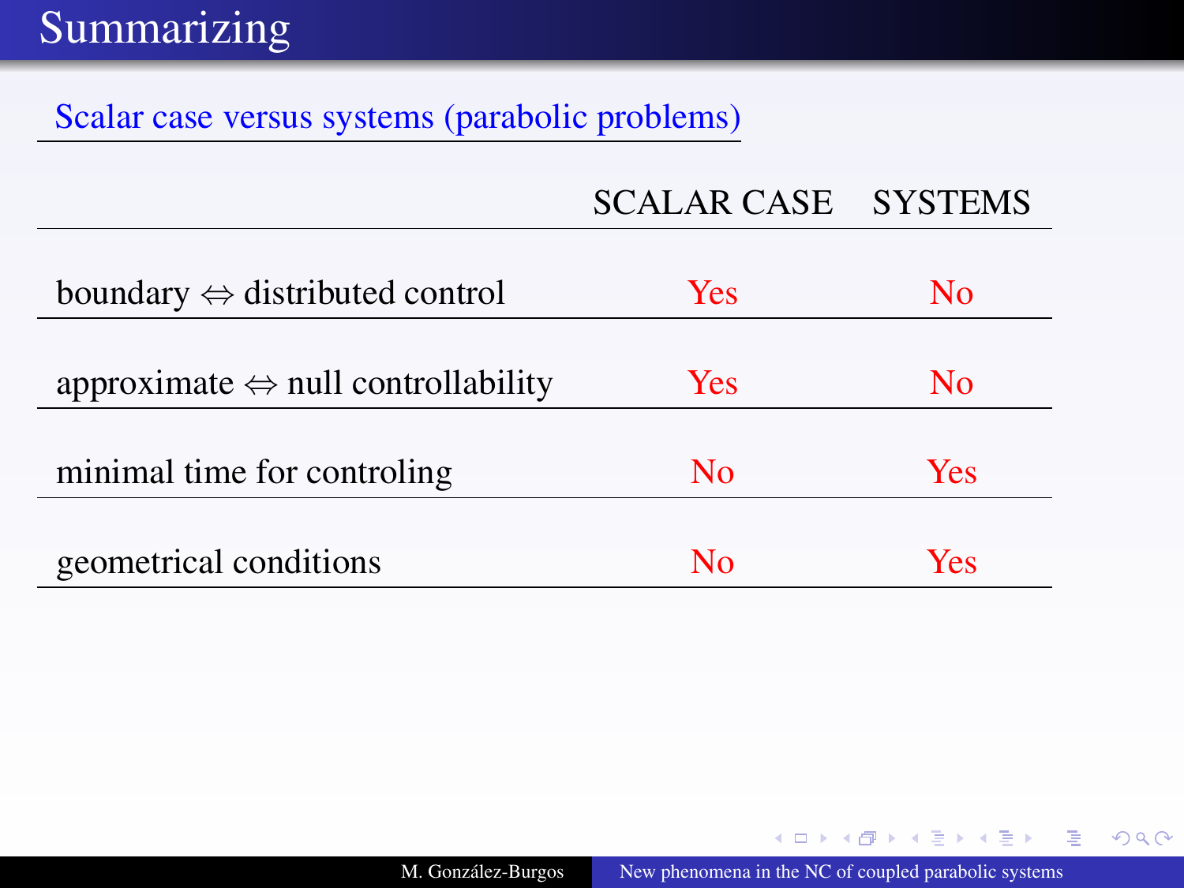# Summarizing

## Scalar case versus systems (parabolic problems)

| | SCALAR CASE | SYSTEMS |
|---|---|---|
| boundary $\Leftrightarrow$ distributed control | Yes | No |
| approximate $\Leftrightarrow$ null controllability | Yes | No |
| minimal time for controling | No | Yes |
| geometrical conditions | No | Yes |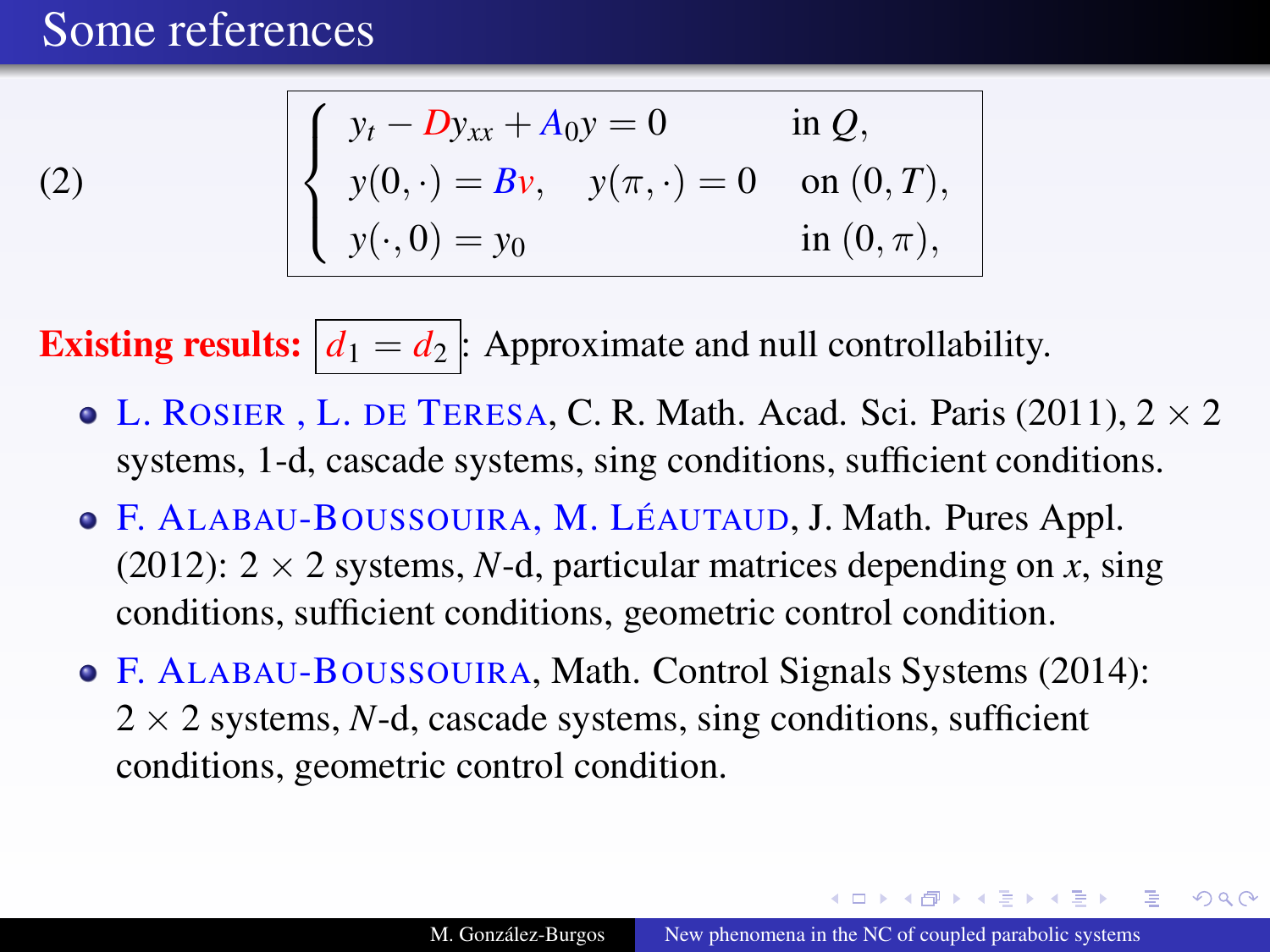# Some references

$$
(2) \qquad \begin{cases} y_t - D y_{xx} + A_0 y = 0 & \text{in } Q, \\ y(0,\cdot) = Bv, \quad y(\pi,\cdot) = 0 & \text{on } (0,T), \\ y(\cdot,0) = y_0 & \text{in } (0,\pi), \end{cases}
$$

**Existing results:** $d_1 = d_2$: Approximate and null controllability.

- L. Rosier , L. de Teresa, C. R. Math. Acad. Sci. Paris (2011), $2 \times 2$ systems, 1-d, cascade systems, sing conditions, sufficient conditions.
- F. Alabau-Boussouira, M. Léautaud, J. Math. Pures Appl. (2012): $2 \times 2$ systems, $N$-d, particular matrices depending on $x$, sing conditions, sufficient conditions, geometric control condition.
- F. Alabau-Boussouira, Math. Control Signals Systems (2014): $2 \times 2$ systems, $N$-d, cascade systems, sing conditions, sufficient conditions, geometric control condition.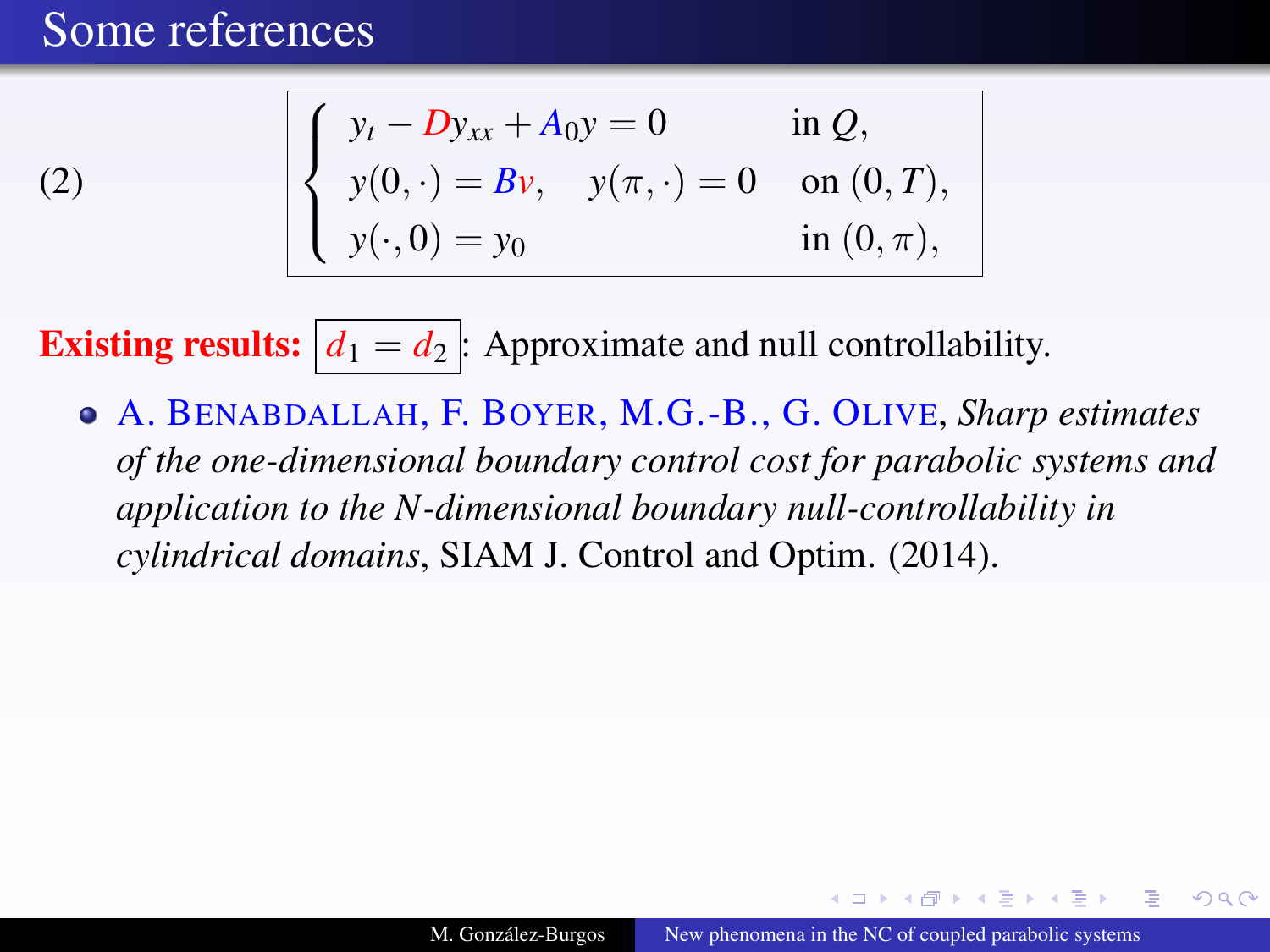# Some references

$$
(2) \qquad \begin{cases} y_t - Dy_{xx} + A_0 y = 0 & \text{in } Q, \\ y(0,\cdot) = Bv, \quad y(\pi,\cdot) = 0 & \text{on } (0,T), \\ y(\cdot,0) = y_0 & \text{in } (0,\pi), \end{cases}
$$

**Existing results:** $d_1 = d_2$: Approximate and null controllability.

- A. Benabdallah, F. Boyer, M.G.-B., G. Olive, *Sharp estimates of the one-dimensional boundary control cost for parabolic systems and application to the N-dimensional boundary null-controllability in cylindrical domains*, SIAM J. Control and Optim. (2014).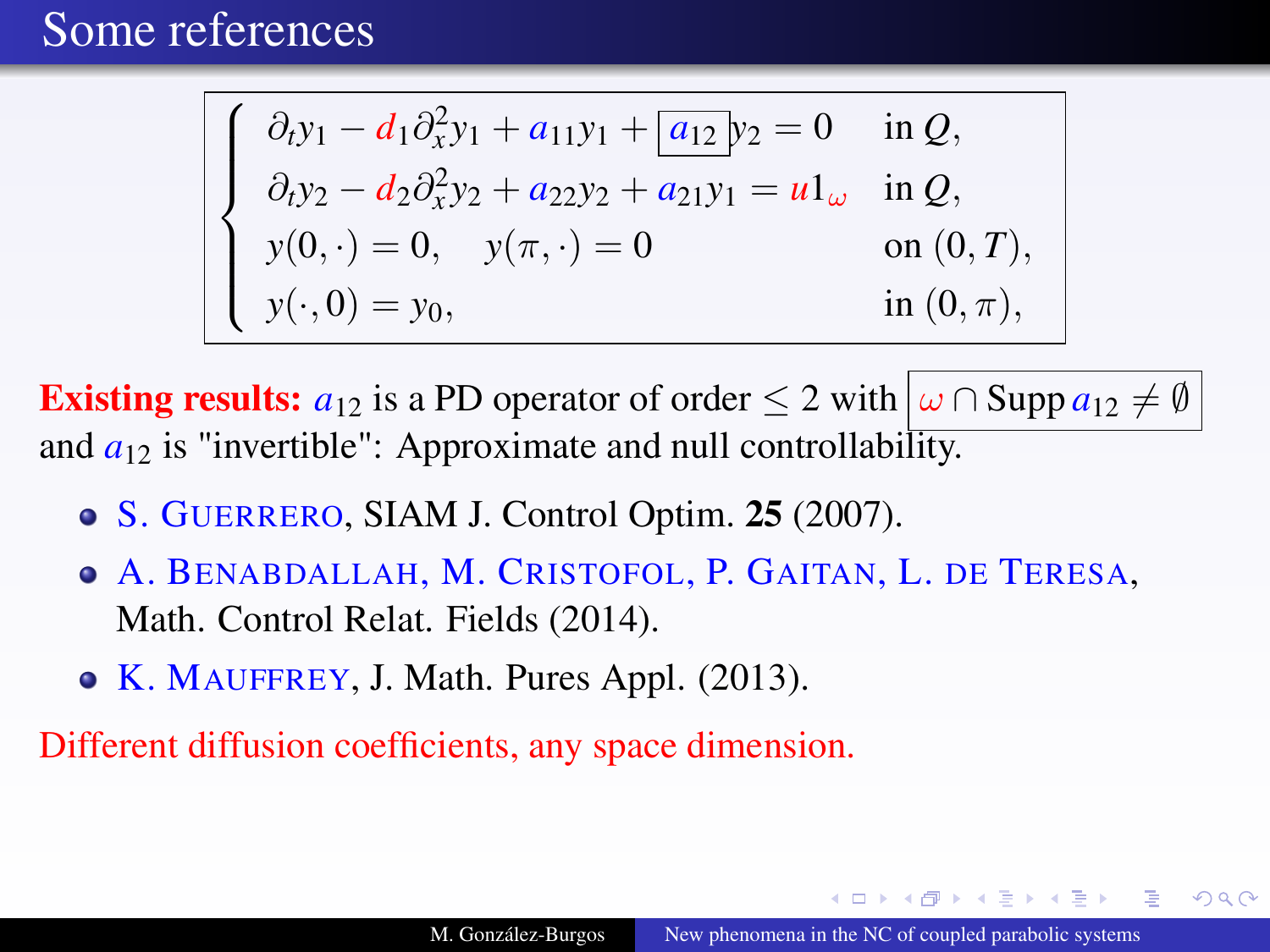# Some references

$$
\begin{cases}
\partial_t y_1 - d_1 \partial_x^2 y_1 + a_{11} y_1 + \boxed{a_{12}}\, y_2 = 0 & \text{in } Q, \\
\partial_t y_2 - d_2 \partial_x^2 y_2 + a_{22} y_2 + a_{21} y_1 = u 1_\omega & \text{in } Q, \\
y(0,\cdot) = 0, \quad y(\pi,\cdot) = 0 & \text{on } (0,T), \\
y(\cdot,0) = y_0, & \text{in } (0,\pi),
\end{cases}
$$

**Existing results:** $a_{12}$ is a PD operator of order $\leq 2$ with $\boxed{\omega \cap \operatorname{Supp} a_{12} \neq \emptyset}$ and $a_{12}$ is "invertible": Approximate and null controllability.

- S. Guerrero, SIAM J. Control Optim. **25** (2007).
- A. Benabdallah, M. Cristofol, P. Gaitan, L. de Teresa, Math. Control Relat. Fields (2014).
- K. Mauffrey, J. Math. Pures Appl. (2013).

Different diffusion coefficients, any space dimension.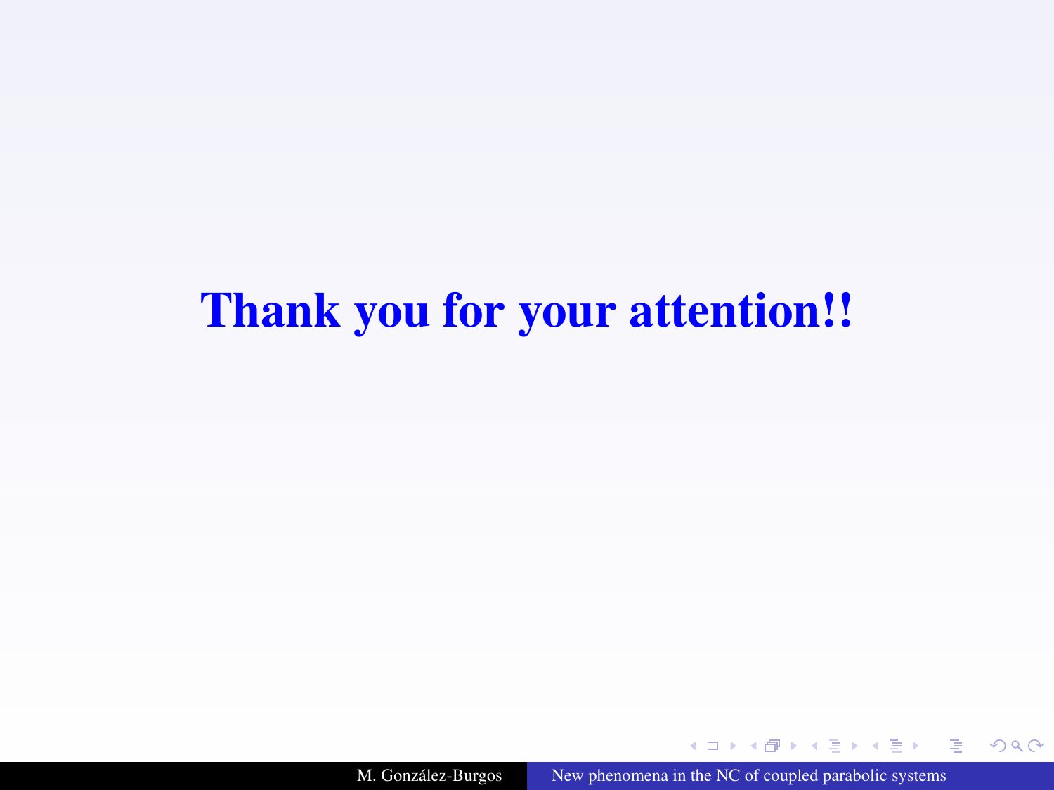**Thank you for your attention!!**